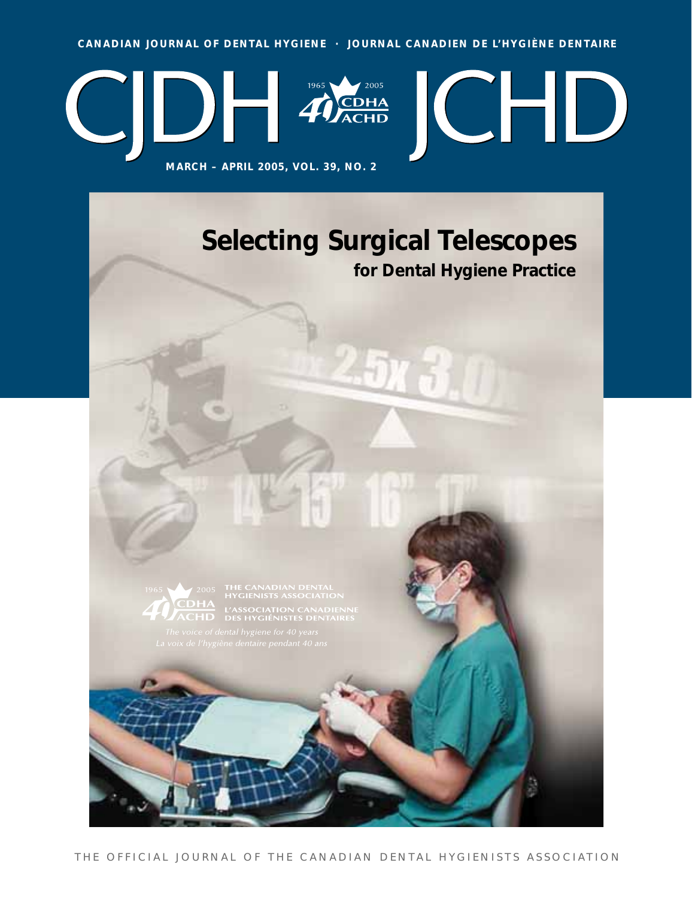CANADIAN JOURNAL OF DENTAL HYGIENE · JOURNAL CANADIEN DE L'HYGIÈNE DENTAIRE

# CJDH JCHD

1965 2005 40 CDHA ACHD

MARCH – APRIL 2005, VOL. 39, NO. 2

# Selecting Surgical Telescopes

## for Dental Hygiene Practice

1965 2005 40 CDHA ACHD

THE CANADIAN DENTAL HYGIENISTS ASSOCIATION

L'ASSOCIATION CANADIENNE DES HYGIÉNISTES DENTAIRES

*The voice of dental hygiene for 40 years*

*La voix de l'hygiène dentaire pendant 40 ans*

THE OFFICIAL JOURNAL OF THE CANADIAN DENTAL HYGIENISTS ASSOCIATION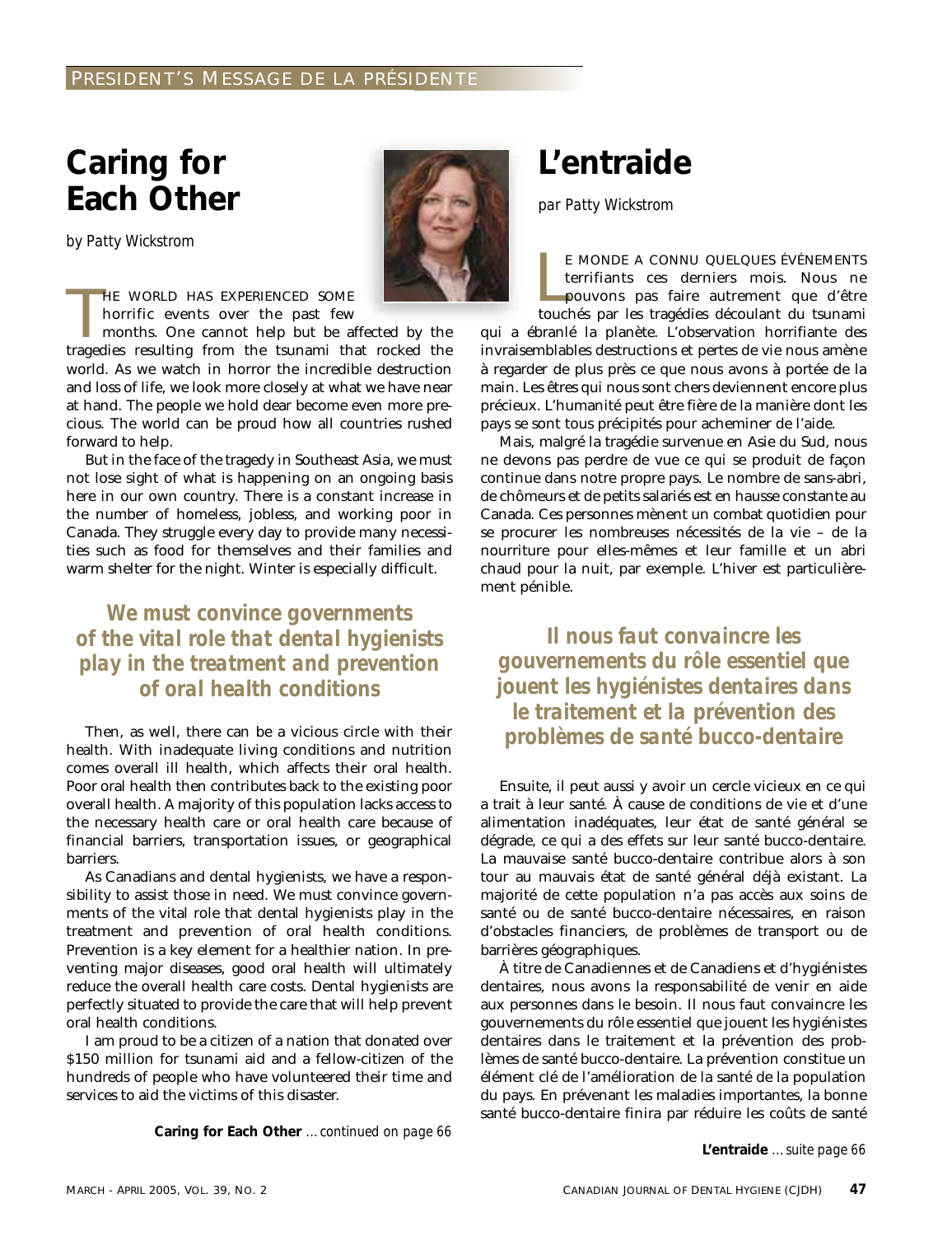PRESIDENT'S MESSAGE DE LA PRÉSIDENTE

# Caring for Each Other

*by Patty Wickstrom*

THE WORLD HAS EXPERIENCED SOME horrific events over the past few months. One cannot help but be affected by the tragedies resulting from the tsunami that rocked the world. As we watch in horror the incredible destruction and loss of life, we look more closely at what we have near at hand. The people we hold dear become even more precious. The world can be proud how all countries rushed forward to help.

But in the face of the tragedy in Southeast Asia, we must not lose sight of what is happening on an ongoing basis here in our own country. There is a constant increase in the number of homeless, jobless, and working poor in Canada. They struggle every day to provide many necessities such as food for themselves and their families and warm shelter for the night. Winter is especially difficult.

> ***We must convince governments of the vital role that dental hygienists play in the treatment and prevention of oral health conditions***

Then, as well, there can be a vicious circle with their health. With inadequate living conditions and nutrition comes overall ill health, which affects their oral health. Poor oral health then contributes back to the existing poor overall health. A majority of this population lacks access to the necessary health care or oral health care because of financial barriers, transportation issues, or geographical barriers.

As Canadians and dental hygienists, we have a responsibility to assist those in need. We must convince governments of the vital role that dental hygienists play in the treatment and prevention of oral health conditions. Prevention is a key element for a healthier nation. In preventing major diseases, good oral health will ultimately reduce the overall health care costs. Dental hygienists are perfectly situated to provide the care that will help prevent oral health conditions.

I am proud to be a citizen of a nation that donated over $150 million for tsunami aid and a fellow-citizen of the hundreds of people who have volunteered their time and services to aid the victims of this disaster.

**Caring for Each Other** *... continued on page 66*

# L'entraide

*par Patty Wickstrom*

LE MONDE A CONNU QUELQUES ÉVÉNEMENTS terrifiants ces derniers mois. Nous ne pouvons pas faire autrement que d'être touchés par les tragédies découlant du tsunami qui a ébranlé la planète. L'observation horrifiante des invraisemblables destructions et pertes de vie nous amène à regarder de plus près ce que nous avons à portée de la main. Les êtres qui nous sont chers deviennent encore plus précieux. L'humanité peut être fière de la manière dont les pays se sont tous précipités pour acheminer de l'aide.

Mais, malgré la tragédie survenue en Asie du Sud, nous ne devons pas perdre de vue ce qui se produit de façon continue dans notre propre pays. Le nombre de sans-abri, de chômeurs et de petits salariés est en hausse constante au Canada. Ces personnes mènent un combat quotidien pour se procurer les nombreuses nécessités de la vie – de la nourriture pour elles-mêmes et leur famille et un abri chaud pour la nuit, par exemple. L'hiver est particulièrement pénible.

> ***Il nous faut convaincre les gouvernements du rôle essentiel que jouent les hygiénistes dentaires dans le traitement et la prévention des problèmes de santé bucco-dentaire***

Ensuite, il peut aussi y avoir un cercle vicieux en ce qui a trait à leur santé. À cause de conditions de vie et d'une alimentation inadéquates, leur état de santé général se dégrade, ce qui a des effets sur leur santé bucco-dentaire. La mauvaise santé bucco-dentaire contribue alors à son tour au mauvais état de santé général déjà existant. La majorité de cette population n'a pas accès aux soins de santé ou de santé bucco-dentaire nécessaires, en raison d'obstacles financiers, de problèmes de transport ou de barrières géographiques.

À titre de Canadiennes et de Canadiens et d'hygiénistes dentaires, nous avons la responsabilité de venir en aide aux personnes dans le besoin. Il nous faut convaincre les gouvernements du rôle essentiel que jouent les hygiénistes dentaires dans le traitement et la prévention des problèmes de santé bucco-dentaire. La prévention constitue un élément clé de l'amélioration de la santé de la population du pays. En prévenant les maladies importantes, la bonne santé bucco-dentaire finira par réduire les coûts de santé

**L'entraide** *... suite page 66*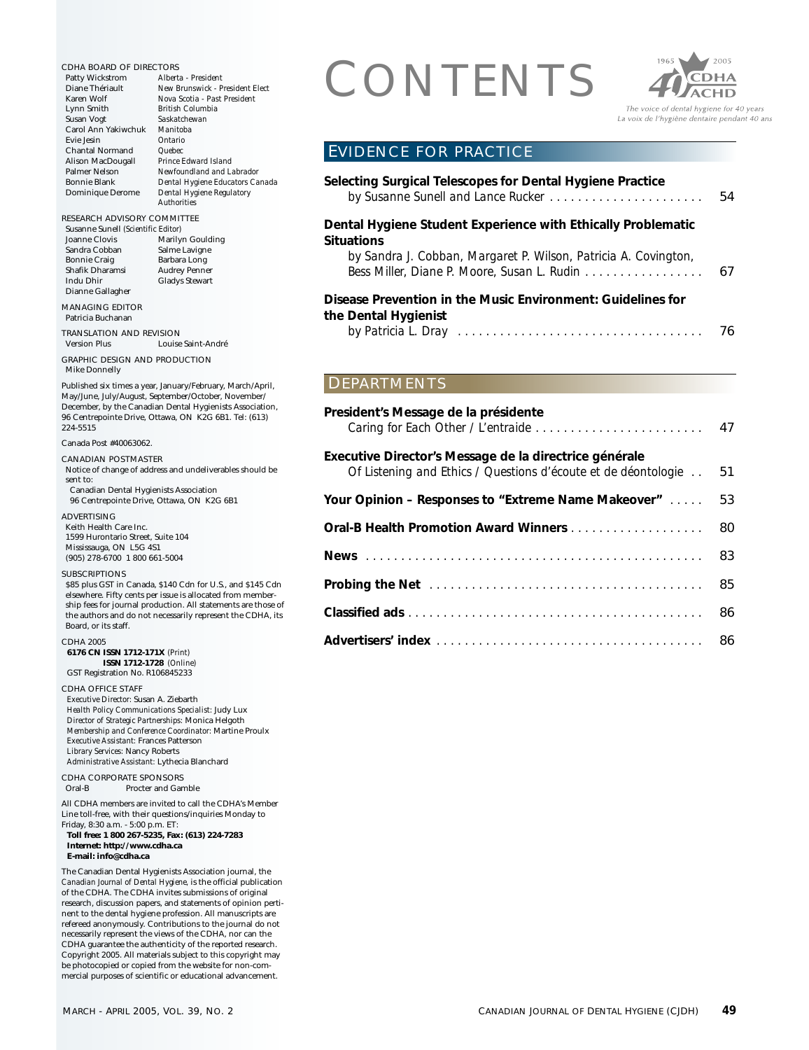# CONTENTS

1965 2005 CDHA ACHD

*The voice of dental hygiene for 40 years*
*La voix de l'hygiène dentaire pendant 40 ans*

## EVIDENCE FOR PRACTICE

**Selecting Surgical Telescopes for Dental Hygiene Practice**
by Susanne Sunell and Lance Rucker . . . . . . . . . . . . . . . . . . . . . . 54

**Dental Hygiene Student Experience with Ethically Problematic Situations**
by Sandra J. Cobban, Margaret P. Wilson, Patricia A. Covington, Bess Miller, Diane P. Moore, Susan L. Rudin . . . . . . . . . . . . . . . . . 67

**Disease Prevention in the Music Environment: Guidelines for the Dental Hygienist**
by Patricia L. Dray . . . . . . . . . . . . . . . . . . . . . . . . . . . . . . . . . . . 76

## DEPARTMENTS

**President's Message de la présidente**
Caring for Each Other / L'entraide . . . . . . . . . . . . . . . . . . . . . . . . 47

**Executive Director's Message de la directrice générale**
Of Listening and Ethics / Questions d'écoute et de déontologie . . 51

**Your Opinion – Responses to "Extreme Name Makeover"** . . . . . 53

**Oral-B Health Promotion Award Winners** . . . . . . . . . . . . . . . . . . 80

**News** . . . . . . . . . . . . . . . . . . . . . . . . . . . . . . . . . . . . . . . . . . . . . . . 83

**Probing the Net** . . . . . . . . . . . . . . . . . . . . . . . . . . . . . . . . . . . . . . 85

**Classified ads** . . . . . . . . . . . . . . . . . . . . . . . . . . . . . . . . . . . . . . . . 86

**Advertisers' index** . . . . . . . . . . . . . . . . . . . . . . . . . . . . . . . . . . . . . 86

---

CDHA BOARD OF DIRECTORS

| | |
|---|---|
| Patty Wickstrom | *Alberta - President* |
| Diane Thériault | *New Brunswick - President Elect* |
| Karen Wolf | *Nova Scotia - Past President* |
| Lynn Smith | *British Columbia* |
| Susan Vogt | *Saskatchewan* |
| Carol Ann Yakiwchuk | *Manitoba* |
| Evie Jesin | *Ontario* |
| Chantal Normand | *Quebec* |
| Alison MacDougall | *Prince Edward Island* |
| Palmer Nelson | *Newfoundland and Labrador* |
| Bonnie Blank | *Dental Hygiene Educators Canada* |
| Dominique Derome | *Dental Hygiene Regulatory Authorities* |

RESEARCH ADVISORY COMMITTEE
Susanne Sunell *(Scientific Editor)*

| | |
|---|---|
| Joanne Clovis | Marilyn Goulding |
| Sandra Cobban | Salme Lavigne |
| Bonnie Craig | Barbara Long |
| Shafik Dharamsi | Audrey Penner |
| Indu Dhir | Gladys Stewart |
| Dianne Gallagher | |

MANAGING EDITOR
Patricia Buchanan

TRANSLATION AND REVISION
Version Plus    Louise Saint-André

GRAPHIC DESIGN AND PRODUCTION
Mike Donnelly

Published six times a year, January/February, March/April, May/June, July/August, September/October, November/December, by the Canadian Dental Hygienists Association, 96 Centrepointe Drive, Ottawa, ON K2G 6B1. Tel: (613) 224-5515

Canada Post #40063062.

CANADIAN POSTMASTER
Notice of change of address and undeliverables should be sent to:
Canadian Dental Hygienists Association
96 Centrepointe Drive, Ottawa, ON K2G 6B1

ADVERTISING
Keith Health Care Inc.
1599 Hurontario Street, Suite 104
Mississauga, ON L5G 4S1
(905) 278-6700 1 800 661-5004

SUBSCRIPTIONS
$85 plus GST in Canada, $140 Cdn for U.S., and $145 Cdn elsewhere. Fifty cents per issue is allocated from membership fees for journal production. All statements are those of the authors and do not necessarily represent the CDHA, its Board, or its staff.

CDHA 2005
**6176 CN ISSN 1712-171X** *(Print)*
**ISSN 1712-1728** *(Online)*
GST Registration No. R106845233

CDHA OFFICE STAFF
*Executive Director:* Susan A. Ziebarth
*Health Policy Communications Specialist:* Judy Lux
*Director of Strategic Partnerships:* Monica Helgoth
*Membership and Conference Coordinator:* Martine Proulx
*Executive Assistant:* Frances Patterson
*Library Services:* Nancy Roberts
*Administrative Assistant:* Lythecia Blanchard

CDHA CORPORATE SPONSORS
Oral-B    Procter and Gamble

All CDHA members are invited to call the CDHA's Member Line toll-free, with their questions/inquiries Monday to Friday, 8:30 a.m. - 5:00 p.m. ET:
**Toll free: 1 800 267-5235, Fax: (613) 224-7283**
**Internet: http://www.cdha.ca**
**E-mail: info@cdha.ca**

The Canadian Dental Hygienists Association journal, the *Canadian Journal of Dental Hygiene,* is the official publication of the CDHA. The CDHA invites submissions of original research, discussion papers, and statements of opinion pertinent to the dental hygiene profession. All manuscripts are refereed anonymously. Contributions to the journal do not necessarily represent the views of the CDHA, nor can the CDHA guarantee the authenticity of the reported research. Copyright 2005. All materials subject to this copyright may be photocopied or copied from the website for non-commercial purposes of scientific or educational advancement.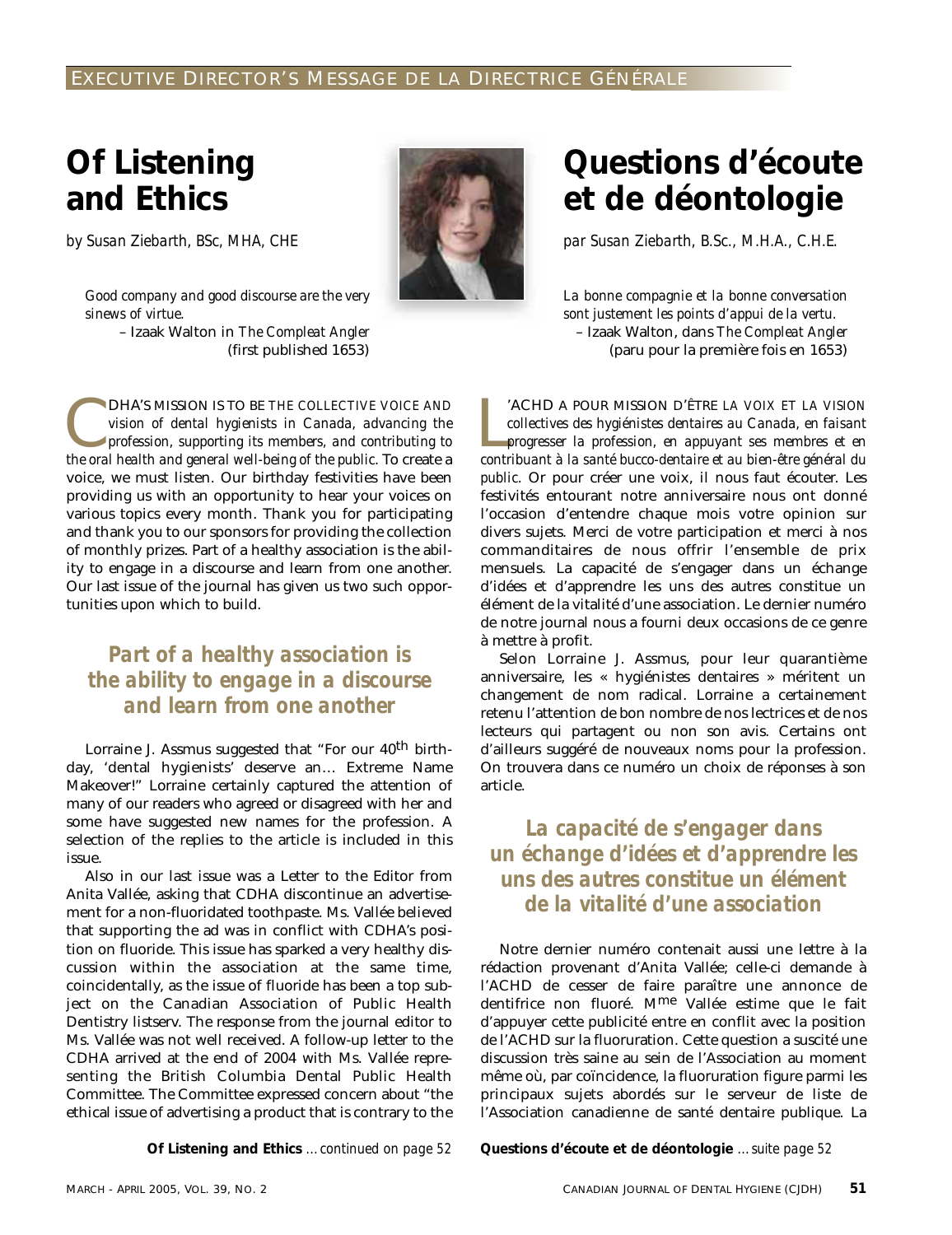EXECUTIVE DIRECTOR'S MESSAGE DE LA DIRECTRICE GÉNÉRALE

# Of Listening and Ethics

*by Susan Ziebarth, BSc, MHA, CHE*

*Good company and good discourse are the very sinews of virtue.*
– Izaak Walton in *The Compleat Angler* (first published 1653)

CDHA'S MISSION IS TO BE *THE COLLECTIVE VOICE AND vision of dental hygienists in Canada, advancing the profession, supporting its members, and contributing to the oral health and general well-being of the public*. To create a voice, we must listen. Our birthday festivities have been providing us with an opportunity to hear your voices on various topics every month. Thank you for participating and thank you to our sponsors for providing the collection of monthly prizes. Part of a healthy association is the ability to engage in a discourse and learn from one another. Our last issue of the journal has given us two such opportunities upon which to build.

***Part of a healthy association is the ability to engage in a discourse and learn from one another***

Lorraine J. Assmus suggested that "For our 40th birthday, 'dental hygienists' deserve an… Extreme Name Makeover!" Lorraine certainly captured the attention of many of our readers who agreed or disagreed with her and some have suggested new names for the profession. A selection of the replies to the article is included in this issue.

Also in our last issue was a Letter to the Editor from Anita Vallée, asking that CDHA discontinue an advertisement for a non-fluoridated toothpaste. Ms. Vallée believed that supporting the ad was in conflict with CDHA's position on fluoride. This issue has sparked a very healthy discussion within the association at the same time, coincidentally, as the issue of fluoride has been a top subject on the Canadian Association of Public Health Dentistry listserv. The response from the journal editor to Ms. Vallée was not well received. A follow-up letter to the CDHA arrived at the end of 2004 with Ms. Vallée representing the British Columbia Dental Public Health Committee. The Committee expressed concern about "the ethical issue of advertising a product that is contrary to the

**Of Listening and Ethics** *…continued on page 52*

# Questions d'écoute et de déontologie

*par Susan Ziebarth, B.Sc., M.H.A., C.H.E.*

*La bonne compagnie et la bonne conversation sont justement les points d'appui de la vertu.*
– Izaak Walton, dans *The Compleat Angler* (paru pour la première fois en 1653)

L'ACHD A POUR MISSION D'ÊTRE *LA VOIX ET LA VISION collectives des hygiénistes dentaires au Canada, en faisant progresser la profession, en appuyant ses membres et en contribuant à la santé bucco-dentaire et au bien-être général du public*. Or pour créer une voix, il nous faut écouter. Les festivités entourant notre anniversaire nous ont donné l'occasion d'entendre chaque mois votre opinion sur divers sujets. Merci de votre participation et merci à nos commanditaires de nous offrir l'ensemble de prix mensuels. La capacité de s'engager dans un échange d'idées et d'apprendre les uns des autres constitue un élément de la vitalité d'une association. Le dernier numéro de notre journal nous a fourni deux occasions de ce genre à mettre à profit.

Selon Lorraine J. Assmus, pour leur quarantième anniversaire, les « hygiénistes dentaires » méritent un changement de nom radical. Lorraine a certainement retenu l'attention de bon nombre de nos lectrices et de nos lecteurs qui partagent ou non son avis. Certains ont d'ailleurs suggéré de nouveaux noms pour la profession. On trouvera dans ce numéro un choix de réponses à son article.

***La capacité de s'engager dans un échange d'idées et d'apprendre les uns des autres constitue un élément de la vitalité d'une association***

Notre dernier numéro contenait aussi une lettre à la rédaction provenant d'Anita Vallée; celle-ci demande à l'ACHD de cesser de faire paraître une annonce de dentifrice non fluoré. Mme Vallée estime que le fait d'appuyer cette publicité entre en conflit avec la position de l'ACHD sur la fluoruration. Cette question a suscité une discussion très saine au sein de l'Association au moment même où, par coïncidence, la fluoruration figure parmi les principaux sujets abordés sur le serveur de liste de l'Association canadienne de santé dentaire publique. La

**Questions d'écoute et de déontologie** *…suite page 52*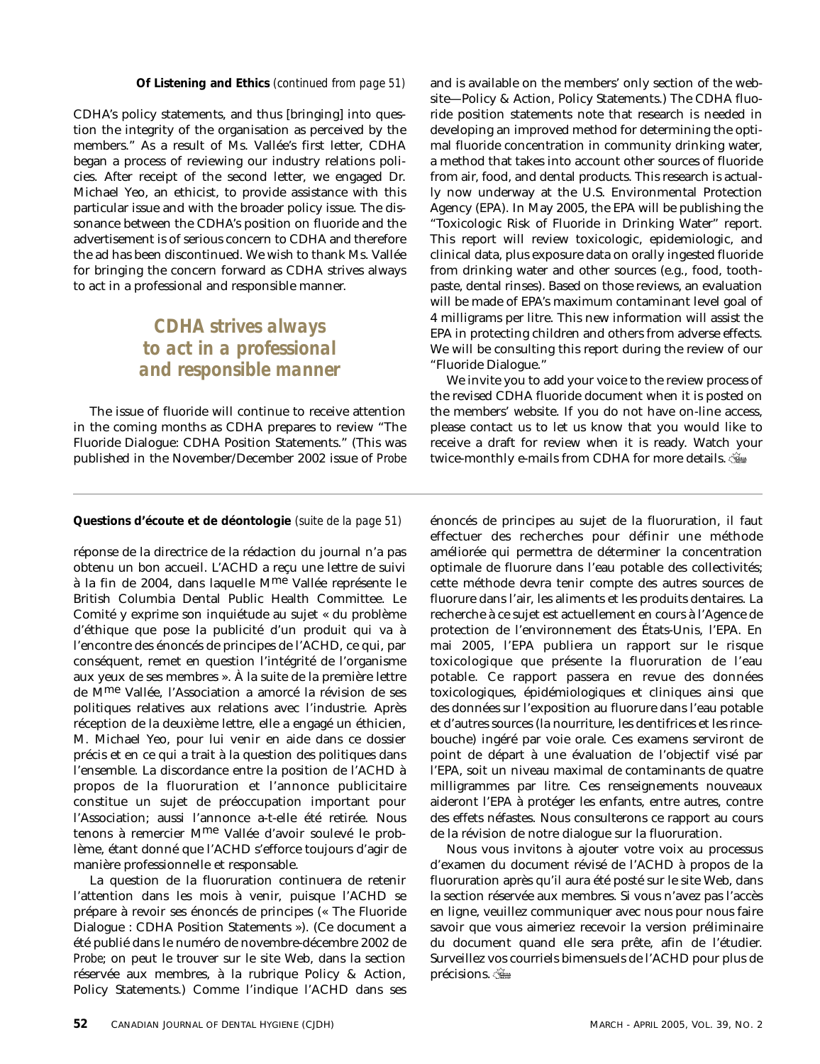**Of Listening and Ethics** *(continued from page 51)*

CDHA's policy statements, and thus [bringing] into question the integrity of the organisation as perceived by the members." As a result of Ms. Vallée's first letter, CDHA began a process of reviewing our industry relations policies. After receipt of the second letter, we engaged Dr. Michael Yeo, an ethicist, to provide assistance with this particular issue and with the broader policy issue. The dissonance between the CDHA's position on fluoride and the advertisement is of serious concern to CDHA and therefore the ad has been discontinued. We wish to thank Ms. Vallée for bringing the concern forward as CDHA strives always to act in a professional and responsible manner.

> ***CDHA strives always to act in a professional and responsible manner***

The issue of fluoride will continue to receive attention in the coming months as CDHA prepares to review "The Fluoride Dialogue: CDHA Position Statements." (This was published in the November/December 2002 issue of *Probe* and is available on the members' only section of the website—Policy & Action, Policy Statements.) The CDHA fluoride position statements note that research is needed in developing an improved method for determining the optimal fluoride concentration in community drinking water, a method that takes into account other sources of fluoride from air, food, and dental products. This research is actually now underway at the U.S. Environmental Protection Agency (EPA). In May 2005, the EPA will be publishing the "Toxicologic Risk of Fluoride in Drinking Water" report. This report will review toxicologic, epidemiologic, and clinical data, plus exposure data on orally ingested fluoride from drinking water and other sources (e.g., food, toothpaste, dental rinses). Based on those reviews, an evaluation will be made of EPA's maximum contaminant level goal of 4 milligrams per litre. This new information will assist the EPA in protecting children and others from adverse effects. We will be consulting this report during the review of our "Fluoride Dialogue."

We invite you to add your voice to the review process of the revised CDHA fluoride document when it is posted on the members' website. If you do not have on-line access, please contact us to let us know that you would like to receive a draft for review when it is ready. Watch your twice-monthly e-mails from CDHA for more details.

---

**Questions d'écoute et de déontologie** *(suite de la page 51)*

réponse de la directrice de la rédaction du journal n'a pas obtenu un bon accueil. L'ACHD a reçu une lettre de suivi à la fin de 2004, dans laquelle Mme Vallée représente le British Columbia Dental Public Health Committee. Le Comité y exprime son inquiétude au sujet « du problème d'éthique que pose la publicité d'un produit qui va à l'encontre des énoncés de principes de l'ACHD, ce qui, par conséquent, remet en question l'intégrité de l'organisme aux yeux de ses membres ». À la suite de la première lettre de Mme Vallée, l'Association a amorcé la révision de ses politiques relatives aux relations avec l'industrie. Après réception de la deuxième lettre, elle a engagé un éthicien, M. Michael Yeo, pour lui venir en aide dans ce dossier précis et en ce qui a trait à la question des politiques dans l'ensemble. La discordance entre la position de l'ACHD à propos de la fluoruration et l'annonce publicitaire constitue un sujet de préoccupation important pour l'Association; aussi l'annonce a-t-elle été retirée. Nous tenons à remercier Mme Vallée d'avoir soulevé le problème, étant donné que l'ACHD s'efforce toujours d'agir de manière professionnelle et responsable.

La question de la fluoruration continuera de retenir l'attention dans les mois à venir, puisque l'ACHD se prépare à revoir ses énoncés de principes (« The Fluoride Dialogue : CDHA Position Statements »). (Ce document a été publié dans le numéro de novembre-décembre 2002 de *Probe*; on peut le trouver sur le site Web, dans la section réservée aux membres, à la rubrique Policy & Action, Policy Statements.) Comme l'indique l'ACHD dans ses énoncés de principes au sujet de la fluoruration, il faut effectuer des recherches pour définir une méthode améliorée qui permettra de déterminer la concentration optimale de fluorure dans l'eau potable des collectivités; cette méthode devra tenir compte des autres sources de fluorure dans l'air, les aliments et les produits dentaires. La recherche à ce sujet est actuellement en cours à l'Agence de protection de l'environnement des États-Unis, l'EPA. En mai 2005, l'EPA publiera un rapport sur le risque toxicologique que présente la fluoruration de l'eau potable. Ce rapport passera en revue des données toxicologiques, épidémiologiques et cliniques ainsi que des données sur l'exposition au fluorure dans l'eau potable et d'autres sources (la nourriture, les dentifrices et les rince-bouche) ingéré par voie orale. Ces examens serviront de point de départ à une évaluation de l'objectif visé par l'EPA, soit un niveau maximal de contaminants de quatre milligrammes par litre. Ces renseignements nouveaux aideront l'EPA à protéger les enfants, entre autres, contre des effets néfastes. Nous consulterons ce rapport au cours de la révision de notre dialogue sur la fluoruration.

Nous vous invitons à ajouter votre voix au processus d'examen du document révisé de l'ACHD à propos de la fluoruration après qu'il aura été posté sur le site Web, dans la section réservée aux membres. Si vous n'avez pas l'accès en ligne, veuillez communiquer avec nous pour nous faire savoir que vous aimeriez recevoir la version préliminaire du document quand elle sera prête, afin de l'étudier. Surveillez vos courriels bimensuels de l'ACHD pour plus de précisions.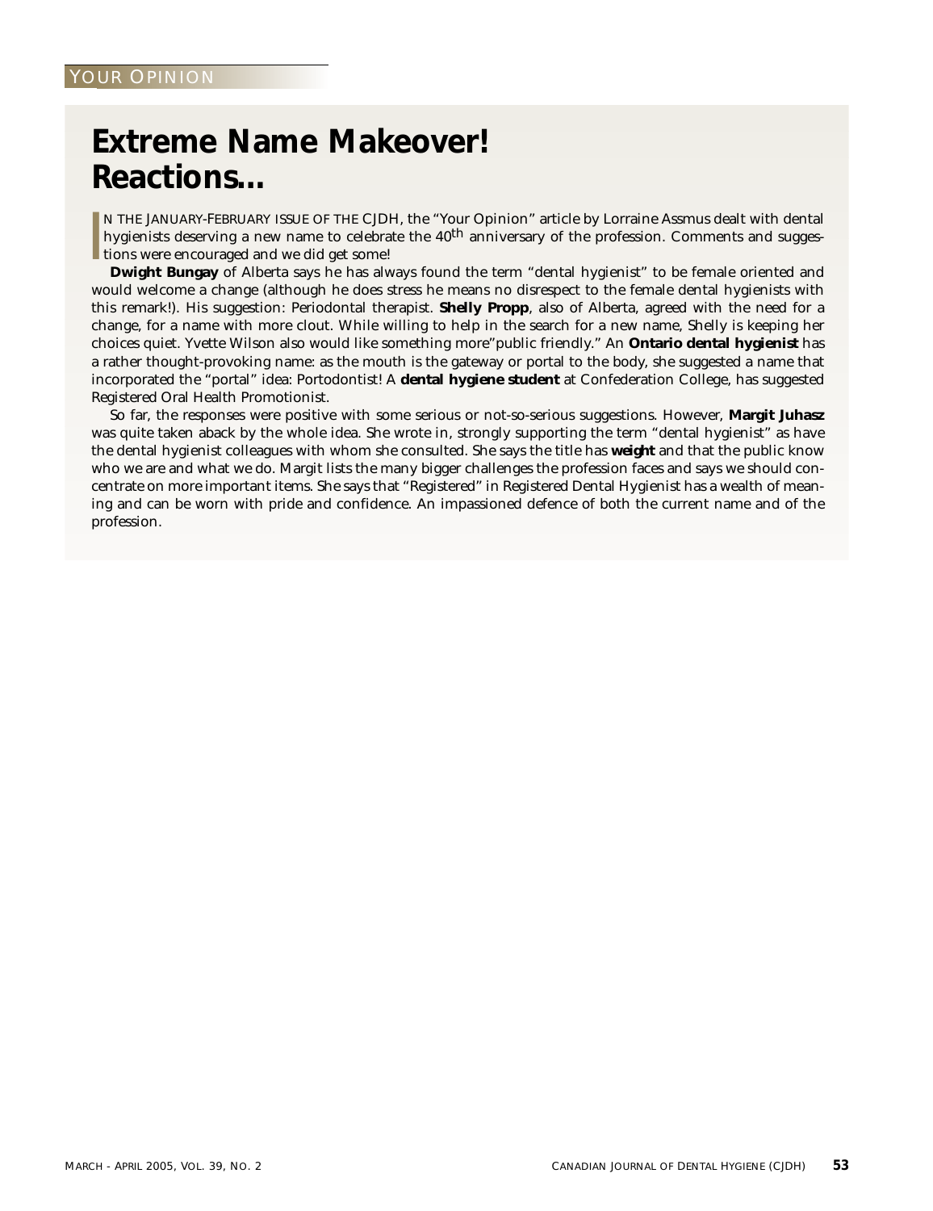YOUR OPINION

# Extreme Name Makeover! Reactions…

IN THE JANUARY-FEBRUARY ISSUE OF THE CJDH, the "Your Opinion" article by Lorraine Assmus dealt with dental hygienists deserving a new name to celebrate the 40th anniversary of the profession. Comments and suggestions were encouraged and we did get some!

**Dwight Bungay** of Alberta says he has always found the term "dental hygienist" to be female oriented and would welcome a change (although he does stress he means no disrespect to the female dental hygienists with this remark!). His suggestion: Periodontal therapist. **Shelly Propp**, also of Alberta, agreed with the need for a change, for a name with more clout. While willing to help in the search for a new name, Shelly is keeping her choices quiet. Yvette Wilson also would like something more"public friendly." An **Ontario dental hygienist** has a rather thought-provoking name: as the mouth is the gateway or portal to the body, she suggested a name that incorporated the "portal" idea: Portodontist! A **dental hygiene student** at Confederation College, has suggested Registered Oral Health Promotionist.

So far, the responses were positive with some serious or not-so-serious suggestions. However, **Margit Juhasz** was quite taken aback by the whole idea. She wrote in, strongly supporting the term "dental hygienist" as have the dental hygienist colleagues with whom she consulted. She says the title has **weight** and that the public know who we are and what we do. Margit lists the many bigger challenges the profession faces and says we should concentrate on more important items. She says that "Registered" in Registered Dental Hygienist has a wealth of meaning and can be worn with pride and confidence. An impassioned defence of both the current name and of the profession.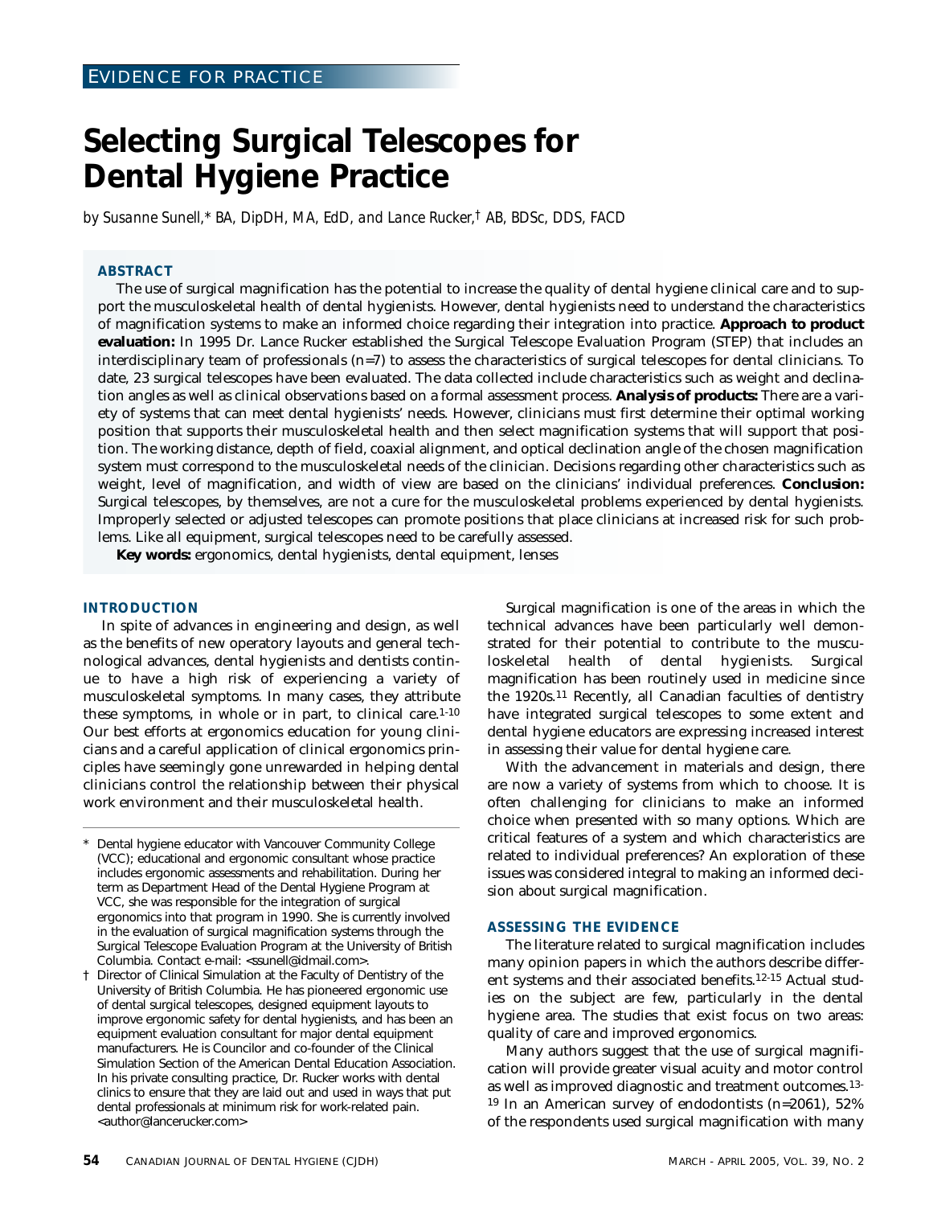EVIDENCE FOR PRACTICE

# Selecting Surgical Telescopes for Dental Hygiene Practice

*by Susanne Sunell,\* BA, DipDH, MA, EdD, and Lance Rucker,† AB, BDSc, DDS, FACD*

## ABSTRACT

The use of surgical magnification has the potential to increase the quality of dental hygiene clinical care and to support the musculoskeletal health of dental hygienists. However, dental hygienists need to understand the characteristics of magnification systems to make an informed choice regarding their integration into practice. **Approach to product evaluation:** In 1995 Dr. Lance Rucker established the Surgical Telescope Evaluation Program (STEP) that includes an interdisciplinary team of professionals (n=7) to assess the characteristics of surgical telescopes for dental clinicians. To date, 23 surgical telescopes have been evaluated. The data collected include characteristics such as weight and declination angles as well as clinical observations based on a formal assessment process. **Analysis of products:** There are a variety of systems that can meet dental hygienists' needs. However, clinicians must first determine their optimal working position that supports their musculoskeletal health and then select magnification systems that will support that position. The working distance, depth of field, coaxial alignment, and optical declination angle of the chosen magnification system must correspond to the musculoskeletal needs of the clinician. Decisions regarding other characteristics such as weight, level of magnification, and width of view are based on the clinicians' individual preferences. **Conclusion:** Surgical telescopes, by themselves, are not a cure for the musculoskeletal problems experienced by dental hygienists. Improperly selected or adjusted telescopes can promote positions that place clinicians at increased risk for such problems. Like all equipment, surgical telescopes need to be carefully assessed.

**Key words:** ergonomics, dental hygienists, dental equipment, lenses

## INTRODUCTION

In spite of advances in engineering and design, as well as the benefits of new operatory layouts and general technological advances, dental hygienists and dentists continue to have a high risk of experiencing a variety of musculoskeletal symptoms. In many cases, they attribute these symptoms, in whole or in part, to clinical care.[1-10] Our best efforts at ergonomics education for young clinicians and a careful application of clinical ergonomics principles have seemingly gone unrewarded in helping dental clinicians control the relationship between their physical work environment and their musculoskeletal health.

Surgical magnification is one of the areas in which the technical advances have been particularly well demonstrated for their potential to contribute to the musculoskeletal health of dental hygienists. Surgical magnification has been routinely used in medicine since the 1920s.[11] Recently, all Canadian faculties of dentistry have integrated surgical telescopes to some extent and dental hygiene educators are expressing increased interest in assessing their value for dental hygiene care.

With the advancement in materials and design, there are now a variety of systems from which to choose. It is often challenging for clinicians to make an informed choice when presented with so many options. Which are critical features of a system and which characteristics are related to individual preferences? An exploration of these issues was considered integral to making an informed decision about surgical magnification.

## ASSESSING THE EVIDENCE

The literature related to surgical magnification includes many opinion papers in which the authors describe different systems and their associated benefits.[12-15] Actual studies on the subject are few, particularly in the dental hygiene area. The studies that exist focus on two areas: quality of care and improved ergonomics.

Many authors suggest that the use of surgical magnification will provide greater visual acuity and motor control as well as improved diagnostic and treatment outcomes.[13-19] In an American survey of endodontists (n=2061), 52% of the respondents used surgical magnification with many

---

\* Dental hygiene educator with Vancouver Community College (VCC); educational and ergonomic consultant whose practice includes ergonomic assessments and rehabilitation. During her term as Department Head of the Dental Hygiene Program at VCC, she was responsible for the integration of surgical ergonomics into that program in 1990. She is currently involved in the evaluation of surgical magnification systems through the Surgical Telescope Evaluation Program at the University of British Columbia. Contact e-mail: <ssunell@idmail.com>.

† Director of Clinical Simulation at the Faculty of Dentistry of the University of British Columbia. He has pioneered ergonomic use of dental surgical telescopes, designed equipment layouts to improve ergonomic safety for dental hygienists, and has been an equipment evaluation consultant for major dental equipment manufacturers. He is Councilor and co-founder of the Clinical Simulation Section of the American Dental Education Association. In his private consulting practice, Dr. Rucker works with dental clinics to ensure that they are laid out and used in ways that put dental professionals at minimum risk for work-related pain. <author@lancerucker.com>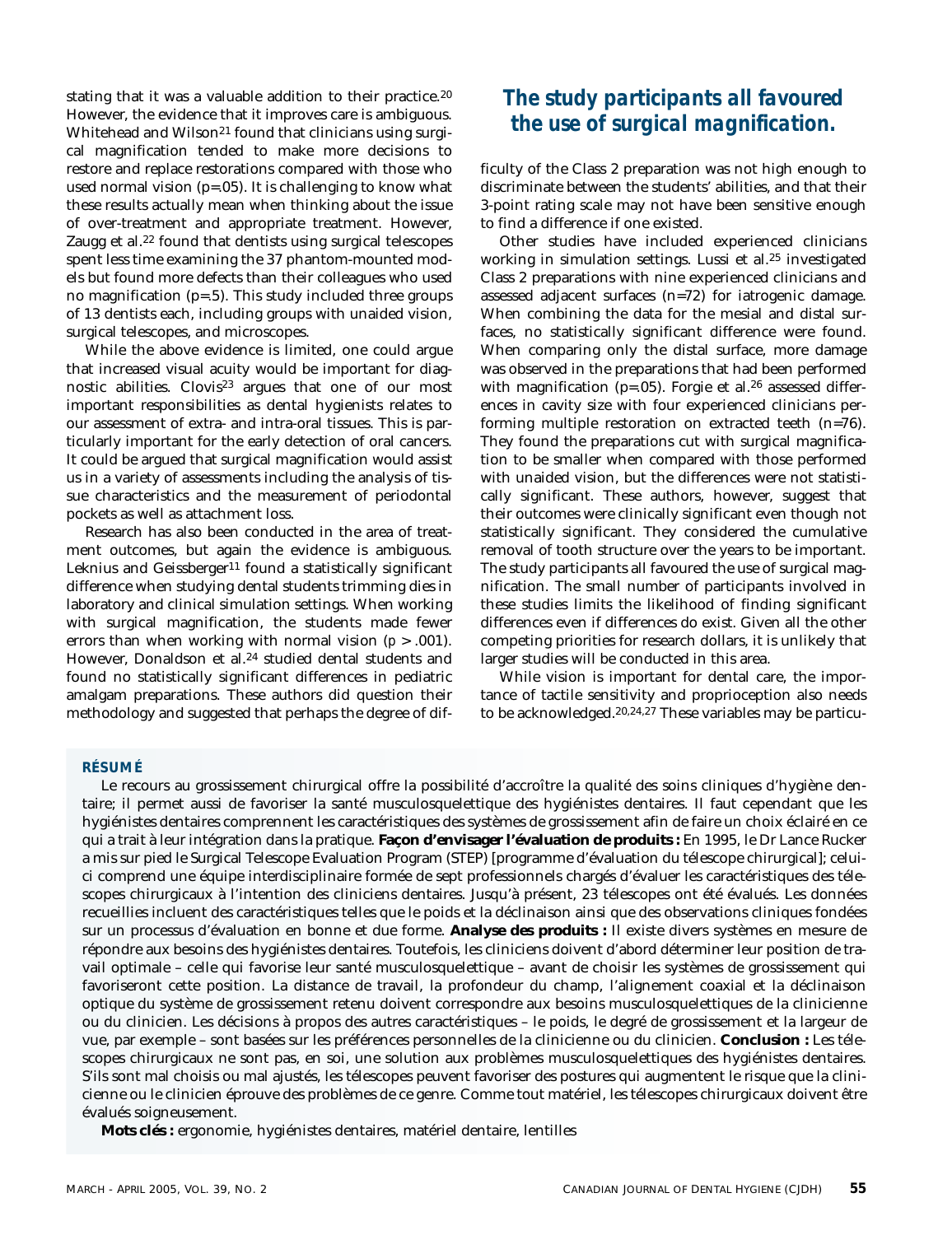stating that it was a valuable addition to their practice.[20] However, the evidence that it improves care is ambiguous. Whitehead and Wilson[21] found that clinicians using surgical magnification tended to make more decisions to restore and replace restorations compared with those who used normal vision (p=.05). It is challenging to know what these results actually mean when thinking about the issue of over-treatment and appropriate treatment. However, Zaugg et al.[22] found that dentists using surgical telescopes spent less time examining the 37 phantom-mounted models but found more defects than their colleagues who used no magnification (p=.5). This study included three groups of 13 dentists each, including groups with unaided vision, surgical telescopes, and microscopes.

While the above evidence is limited, one could argue that increased visual acuity would be important for diagnostic abilities. Clovis[23] argues that one of our most important responsibilities as dental hygienists relates to our assessment of extra- and intra-oral tissues. This is particularly important for the early detection of oral cancers. It could be argued that surgical magnification would assist us in a variety of assessments including the analysis of tissue characteristics and the measurement of periodontal pockets as well as attachment loss.

Research has also been conducted in the area of treatment outcomes, but again the evidence is ambiguous. Leknius and Geissberger[11] found a statistically significant difference when studying dental students trimming dies in laboratory and clinical simulation settings. When working with surgical magnification, the students made fewer errors than when working with normal vision (p > .001). However, Donaldson et al.[24] studied dental students and found no statistically significant differences in pediatric amalgam preparations. These authors did question their methodology and suggested that perhaps the degree of difficulty of the Class 2 preparation was not high enough to discriminate between the students' abilities, and that their 3-point rating scale may not have been sensitive enough to find a difference if one existed.

**_The study participants all favoured the use of surgical magnification._**

Other studies have included experienced clinicians working in simulation settings. Lussi et al.[25] investigated Class 2 preparations with nine experienced clinicians and assessed adjacent surfaces (n=72) for iatrogenic damage. When combining the data for the mesial and distal surfaces, no statistically significant difference were found. When comparing only the distal surface, more damage was observed in the preparations that had been performed with magnification (p=.05). Forgie et al.[26] assessed differences in cavity size with four experienced clinicians performing multiple restoration on extracted teeth (n=76). They found the preparations cut with surgical magnification to be smaller when compared with those performed with unaided vision, but the differences were not statistically significant. These authors, however, suggest that their outcomes were clinically significant even though not statistically significant. They considered the cumulative removal of tooth structure over the years to be important. The study participants all favoured the use of surgical magnification. The small number of participants involved in these studies limits the likelihood of finding significant differences even if differences do exist. Given all the other competing priorities for research dollars, it is unlikely that larger studies will be conducted in this area.

While vision is important for dental care, the importance of tactile sensitivity and proprioception also needs to be acknowledged.[20,24,27] These variables may be particu-

### RÉSUMÉ

Le recours au grossissement chirurgical offre la possibilité d'accroître la qualité des soins cliniques d'hygiène dentaire; il permet aussi de favoriser la santé musculosquelettique des hygiénistes dentaires. Il faut cependant que les hygiénistes dentaires comprennent les caractéristiques des systèmes de grossissement afin de faire un choix éclairé en ce qui a trait à leur intégration dans la pratique. **Façon d'envisager l'évaluation de produits :** En 1995, le Dr Lance Rucker a mis sur pied le Surgical Telescope Evaluation Program (STEP) [programme d'évaluation du télescope chirurgical]; celui-ci comprend une équipe interdisciplinaire formée de sept professionnels chargés d'évaluer les caractéristiques des télescopes chirurgicaux à l'intention des cliniciens dentaires. Jusqu'à présent, 23 télescopes ont été évalués. Les données recueillies incluent des caractéristiques telles que le poids et la déclinaison ainsi que des observations cliniques fondées sur un processus d'évaluation en bonne et due forme. **Analyse des produits :** Il existe divers systèmes en mesure de répondre aux besoins des hygiénistes dentaires. Toutefois, les cliniciens doivent d'abord déterminer leur position de travail optimale – celle qui favorise leur santé musculosquelettique – avant de choisir les systèmes de grossissement qui favoriseront cette position. La distance de travail, la profondeur du champ, l'alignement coaxial et la déclinaison optique du système de grossissement retenu doivent correspondre aux besoins musculosquelettiques de la clinicienne ou du clinicien. Les décisions à propos des autres caractéristiques – le poids, le degré de grossissement et la largeur de vue, par exemple – sont basées sur les préférences personnelles de la clinicienne ou du clinicien. **Conclusion :** Les télescopes chirurgicaux ne sont pas, en soi, une solution aux problèmes musculosquelettiques des hygiénistes dentaires. S'ils sont mal choisis ou mal ajustés, les télescopes peuvent favoriser des postures qui augmentent le risque que la clinicienne ou le clinicien éprouve des problèmes de ce genre. Comme tout matériel, les télescopes chirurgicaux doivent être évalués soigneusement.

**Mots clés :** ergonomie, hygiénistes dentaires, matériel dentaire, lentilles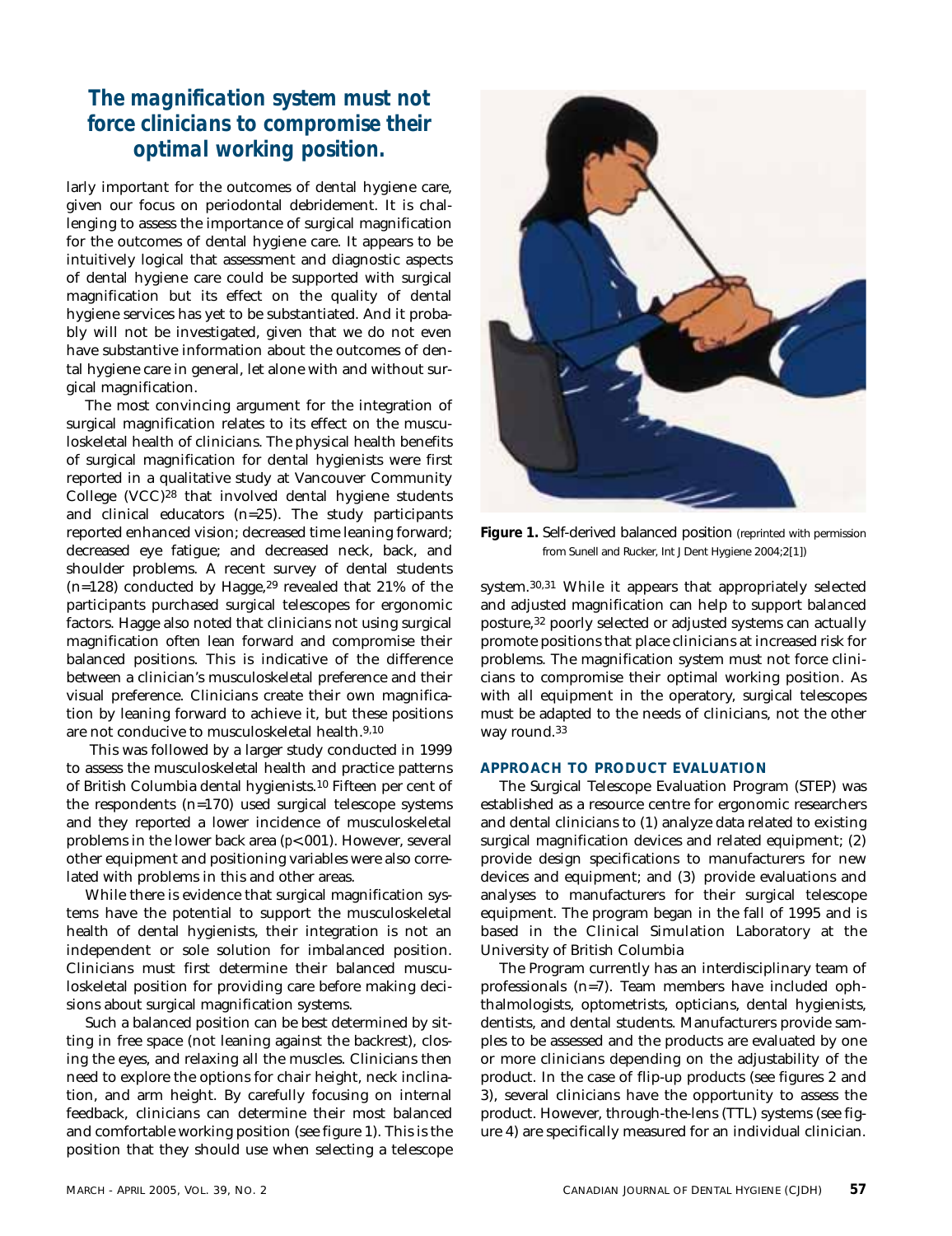***The magnification system must not force clinicians to compromise their optimal working position.***

larly important for the outcomes of dental hygiene care, given our focus on periodontal debridement. It is challenging to assess the importance of surgical magnification for the outcomes of dental hygiene care. It appears to be intuitively logical that assessment and diagnostic aspects of dental hygiene care could be supported with surgical magnification but its effect on the quality of dental hygiene services has yet to be substantiated. And it probably will not be investigated, given that we do not even have substantive information about the outcomes of dental hygiene care in general, let alone with and without surgical magnification.

The most convincing argument for the integration of surgical magnification relates to its effect on the musculoskeletal health of clinicians. The physical health benefits of surgical magnification for dental hygienists were first reported in a qualitative study at Vancouver Community College (VCC)[28] that involved dental hygiene students and clinical educators (n=25). The study participants reported enhanced vision; decreased time leaning forward; decreased eye fatigue; and decreased neck, back, and shoulder problems. A recent survey of dental students (n=128) conducted by Hagge,[29] revealed that 21% of the participants purchased surgical telescopes for ergonomic factors. Hagge also noted that clinicians not using surgical magnification often lean forward and compromise their balanced positions. This is indicative of the difference between a clinician's musculoskeletal preference and their visual preference. Clinicians create their own magnification by leaning forward to achieve it, but these positions are not conducive to musculoskeletal health.[9,10]

This was followed by a larger study conducted in 1999 to assess the musculoskeletal health and practice patterns of British Columbia dental hygienists.[10] Fifteen per cent of the respondents (n=170) used surgical telescope systems and they reported a lower incidence of musculoskeletal problems in the lower back area ($p<.001$). However, several other equipment and positioning variables were also correlated with problems in this and other areas.

While there is evidence that surgical magnification systems have the potential to support the musculoskeletal health of dental hygienists, their integration is not an independent or sole solution for imbalanced position. Clinicians must first determine their balanced musculoskeletal position for providing care before making decisions about surgical magnification systems.

Such a balanced position can be best determined by sitting in free space (not leaning against the backrest), closing the eyes, and relaxing all the muscles. Clinicians then need to explore the options for chair height, neck inclination, and arm height. By carefully focusing on internal feedback, clinicians can determine their most balanced and comfortable working position (see figure 1). This is the position that they should use when selecting a telescope system.[30,31] While it appears that appropriately selected and adjusted magnification can help to support balanced posture,[32] poorly selected or adjusted systems can actually promote positions that place clinicians at increased risk for problems. The magnification system must not force clinicians to compromise their optimal working position. As with all equipment in the operatory, surgical telescopes must be adapted to the needs of clinicians, not the other way round.[33]

**Figure 1.** Self-derived balanced position (reprinted with permission from Sunell and Rucker, Int J Dent Hygiene 2004;2[1])

## APPROACH TO PRODUCT EVALUATION

The Surgical Telescope Evaluation Program (STEP) was established as a resource centre for ergonomic researchers and dental clinicians to (1) analyze data related to existing surgical magnification devices and related equipment; (2) provide design specifications to manufacturers for new devices and equipment; and (3) provide evaluations and analyses to manufacturers for their surgical telescope equipment. The program began in the fall of 1995 and is based in the Clinical Simulation Laboratory at the University of British Columbia

The Program currently has an interdisciplinary team of professionals (n=7). Team members have included ophthalmologists, optometrists, opticians, dental hygienists, dentists, and dental students. Manufacturers provide samples to be assessed and the products are evaluated by one or more clinicians depending on the adjustability of the product. In the case of flip-up products (see figures 2 and 3), several clinicians have the opportunity to assess the product. However, through-the-lens (TTL) systems (see figure 4) are specifically measured for an individual clinician.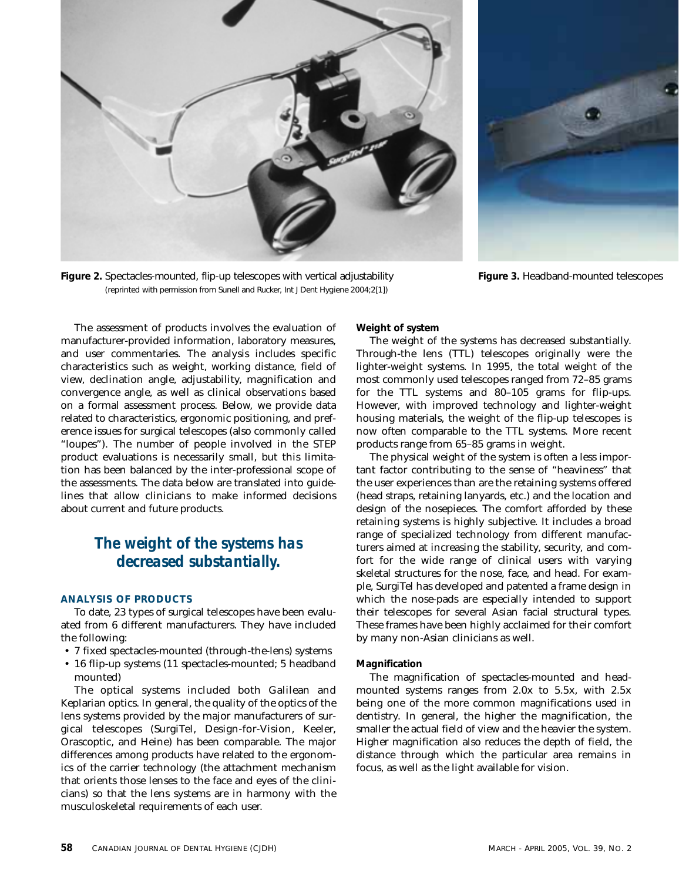**Figure 2.** Spectacles-mounted, flip-up telescopes with vertical adjustability (reprinted with permission from Sunell and Rucker, Int J Dent Hygiene 2004;2[1])

**Figure 3.** Headband-mounted telescopes

The assessment of products involves the evaluation of manufacturer-provided information, laboratory measures, and user commentaries. The analysis includes specific characteristics such as weight, working distance, field of view, declination angle, adjustability, magnification and convergence angle, as well as clinical observations based on a formal assessment process. Below, we provide data related to characteristics, ergonomic positioning, and preference issues for surgical telescopes (also commonly called "loupes"). The number of people involved in the STEP product evaluations is necessarily small, but this limitation has been balanced by the inter-professional scope of the assessments. The data below are translated into guidelines that allow clinicians to make informed decisions about current and future products.

**The weight of the systems has decreased substantially.**

## ANALYSIS OF PRODUCTS

To date, 23 types of surgical telescopes have been evaluated from 6 different manufacturers. They have included the following:

- 7 fixed spectacles-mounted (through-the-lens) systems
- 16 flip-up systems (11 spectacles-mounted; 5 headband mounted)

The optical systems included both Galilean and Keplarian optics. In general, the quality of the optics of the lens systems provided by the major manufacturers of surgical telescopes (SurgiTel, Design-for-Vision, Keeler, Orascoptic, and Heine) has been comparable. The major differences among products have related to the ergonomics of the carrier technology (the attachment mechanism that orients those lenses to the face and eyes of the clinicians) so that the lens systems are in harmony with the musculoskeletal requirements of each user.

### Weight of system

The weight of the systems has decreased substantially. Through-the lens (TTL) telescopes originally were the lighter-weight systems. In 1995, the total weight of the most commonly used telescopes ranged from 72–85 grams for the TTL systems and 80–105 grams for flip-ups. However, with improved technology and lighter-weight housing materials, the weight of the flip-up telescopes is now often comparable to the TTL systems. More recent products range from 65–85 grams in weight.

The physical weight of the system is often a less important factor contributing to the sense of "heaviness" that the user experiences than are the retaining systems offered (head straps, retaining lanyards, etc.) and the location and design of the nosepieces. The comfort afforded by these retaining systems is highly subjective. It includes a broad range of specialized technology from different manufacturers aimed at increasing the stability, security, and comfort for the wide range of clinical users with varying skeletal structures for the nose, face, and head. For example, SurgiTel has developed and patented a frame design in which the nose-pads are especially intended to support their telescopes for several Asian facial structural types. These frames have been highly acclaimed for their comfort by many non-Asian clinicians as well.

### Magnification

The magnification of spectacles-mounted and head-mounted systems ranges from 2.0x to 5.5x, with 2.5x being one of the more common magnifications used in dentistry. In general, the higher the magnification, the smaller the actual field of view and the heavier the system. Higher magnification also reduces the depth of field, the distance through which the particular area remains in focus, as well as the light available for vision.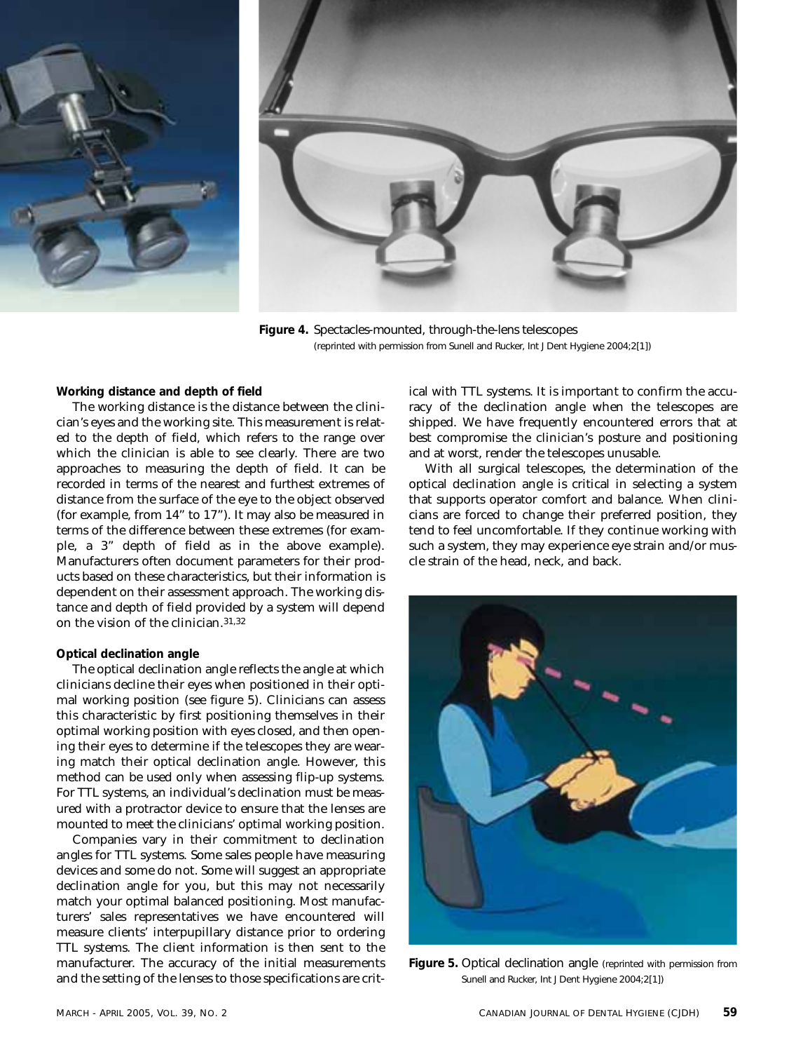Figure 4. Spectacles-mounted, through-the-lens telescopes (reprinted with permission from Sunell and Rucker, Int J Dent Hygiene 2004;2[1])

**Working distance and depth of field**

The working distance is the distance between the clinician's eyes and the working site. This measurement is related to the depth of field, which refers to the range over which the clinician is able to see clearly. There are two approaches to measuring the depth of field. It can be recorded in terms of the nearest and furthest extremes of distance from the surface of the eye to the object observed (for example, from 14" to 17"). It may also be measured in terms of the difference between these extremes (for example, a 3" depth of field as in the above example). Manufacturers often document parameters for their products based on these characteristics, but their information is dependent on their assessment approach. The working distance and depth of field provided by a system will depend on the vision of the clinician.[31,32]

**Optical declination angle**

The optical declination angle reflects the angle at which clinicians decline their eyes when positioned in their optimal working position (see figure 5). Clinicians can assess this characteristic by first positioning themselves in their optimal working position with eyes closed, and then opening their eyes to determine if the telescopes they are wearing match their optical declination angle. However, this method can be used only when assessing flip-up systems. For TTL systems, an individual's declination must be measured with a protractor device to ensure that the lenses are mounted to meet the clinicians' optimal working position.

Companies vary in their commitment to declination angles for TTL systems. Some sales people have measuring devices and some do not. Some will suggest an appropriate declination angle for you, but this may not necessarily match your optimal balanced positioning. Most manufacturers' sales representatives we have encountered will measure clients' interpupillary distance prior to ordering TTL systems. The client information is then sent to the manufacturer. The accuracy of the initial measurements and the setting of the lenses to those specifications are critical with TTL systems. It is important to confirm the accuracy of the declination angle when the telescopes are shipped. We have frequently encountered errors that at best compromise the clinician's posture and positioning and at worst, render the telescopes unusable.

With all surgical telescopes, the determination of the optical declination angle is critical in selecting a system that supports operator comfort and balance. When clinicians are forced to change their preferred position, they tend to feel uncomfortable. If they continue working with such a system, they may experience eye strain and/or muscle strain of the head, neck, and back.

Figure 5. Optical declination angle (reprinted with permission from Sunell and Rucker, Int J Dent Hygiene 2004;2[1])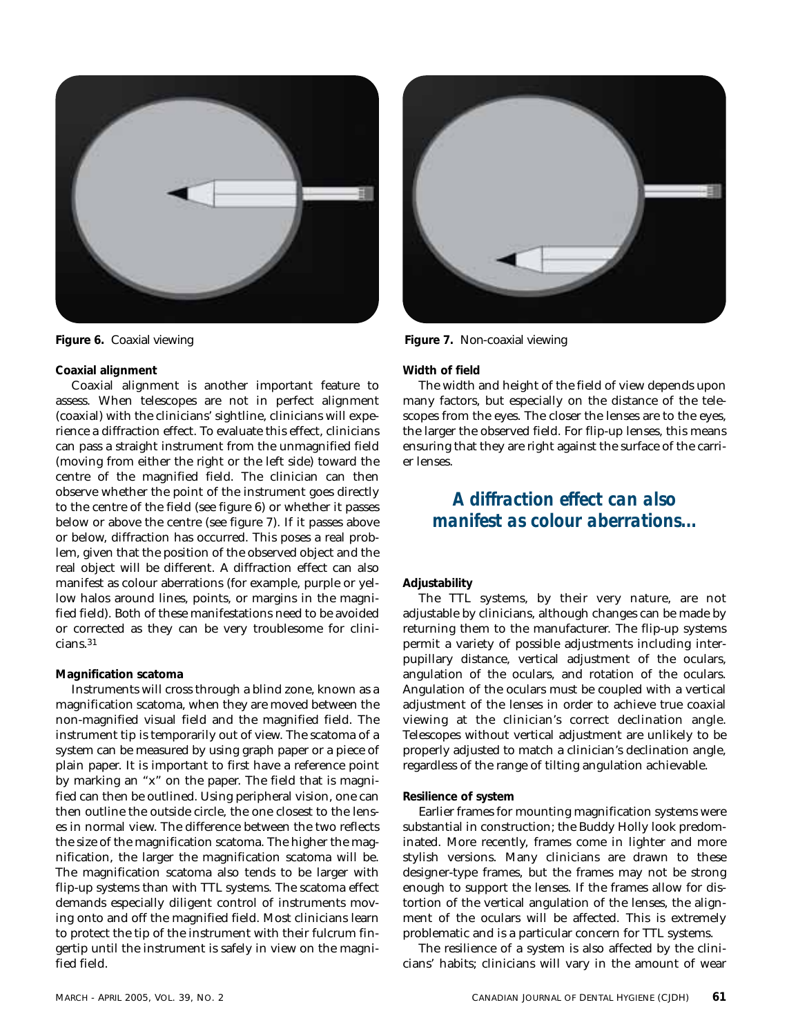Figure 6. Coaxial viewing

Figure 7. Non-coaxial viewing

**Coaxial alignment**

Coaxial alignment is another important feature to assess. When telescopes are not in perfect alignment (coaxial) with the clinicians' sightline, clinicians will experience a diffraction effect. To evaluate this effect, clinicians can pass a straight instrument from the unmagnified field (moving from either the right or the left side) toward the centre of the magnified field. The clinician can then observe whether the point of the instrument goes directly to the centre of the field (see figure 6) or whether it passes below or above the centre (see figure 7). If it passes above or below, diffraction has occurred. This poses a real problem, given that the position of the observed object and the real object will be different. A diffraction effect can also manifest as colour aberrations (for example, purple or yellow halos around lines, points, or margins in the magnified field). Both of these manifestations need to be avoided or corrected as they can be very troublesome for clinicians.[31]

**Magnification scatoma**

Instruments will cross through a blind zone, known as a magnification scatoma, when they are moved between the non-magnified visual field and the magnified field. The instrument tip is temporarily out of view. The scatoma of a system can be measured by using graph paper or a piece of plain paper. It is important to first have a reference point by marking an "x" on the paper. The field that is magnified can then be outlined. Using peripheral vision, one can then outline the outside circle, the one closest to the lenses in normal view. The difference between the two reflects the size of the magnification scatoma. The higher the magnification, the larger the magnification scatoma will be. The magnification scatoma also tends to be larger with flip-up systems than with TTL systems. The scatoma effect demands especially diligent control of instruments moving onto and off the magnified field. Most clinicians learn to protect the tip of the instrument with their fulcrum fingertip until the instrument is safely in view on the magnified field.

**Width of field**

The width and height of the field of view depends upon many factors, but especially on the distance of the telescopes from the eyes. The closer the lenses are to the eyes, the larger the observed field. For flip-up lenses, this means ensuring that they are right against the surface of the carrier lenses.

> ***A diffraction effect can also manifest as colour aberrations...***

**Adjustability**

The TTL systems, by their very nature, are not adjustable by clinicians, although changes can be made by returning them to the manufacturer. The flip-up systems permit a variety of possible adjustments including interpupillary distance, vertical adjustment of the oculars, angulation of the oculars, and rotation of the oculars. Angulation of the oculars must be coupled with a vertical adjustment of the lenses in order to achieve true coaxial viewing at the clinician's correct declination angle. Telescopes without vertical adjustment are unlikely to be properly adjusted to match a clinician's declination angle, regardless of the range of tilting angulation achievable.

**Resilience of system**

Earlier frames for mounting magnification systems were substantial in construction; the Buddy Holly look predominated. More recently, frames come in lighter and more stylish versions. Many clinicians are drawn to these designer-type frames, but the frames may not be strong enough to support the lenses. If the frames allow for distortion of the vertical angulation of the lenses, the alignment of the oculars will be affected. This is extremely problematic and is a particular concern for TTL systems.

The resilience of a system is also affected by the clinicians' habits; clinicians will vary in the amount of wear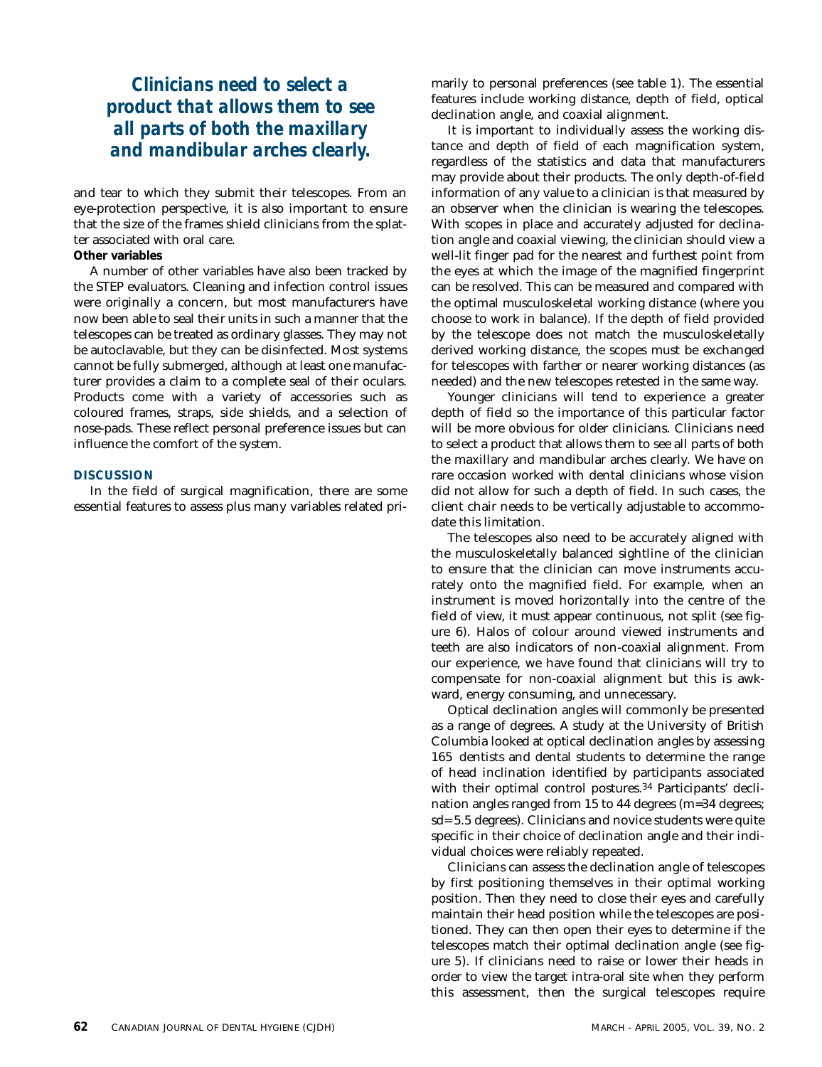***Clinicians need to select a product that allows them to see all parts of both the maxillary and mandibular arches clearly.***

and tear to which they submit their telescopes. From an eye-protection perspective, it is also important to ensure that the size of the frames shield clinicians from the splatter associated with oral care.

**Other variables**

A number of other variables have also been tracked by the STEP evaluators. Cleaning and infection control issues were originally a concern, but most manufacturers have now been able to seal their units in such a manner that the telescopes can be treated as ordinary glasses. They may not be autoclavable, but they can be disinfected. Most systems cannot be fully submerged, although at least one manufacturer provides a claim to a complete seal of their oculars. Products come with a variety of accessories such as coloured frames, straps, side shields, and a selection of nose-pads. These reflect personal preference issues but can influence the comfort of the system.

## DISCUSSION

In the field of surgical magnification, there are some essential features to assess plus many variables related primarily to personal preferences (see table 1). The essential features include working distance, depth of field, optical declination angle, and coaxial alignment.

It is important to individually assess the working distance and depth of field of each magnification system, regardless of the statistics and data that manufacturers may provide about their products. The only depth-of-field information of any value to a clinician is that measured by an observer when the clinician is wearing the telescopes. With scopes in place and accurately adjusted for declination angle and coaxial viewing, the clinician should view a well-lit finger pad for the nearest and furthest point from the eyes at which the image of the magnified fingerprint can be resolved. This can be measured and compared with the optimal musculoskeletal working distance (where you choose to work in balance). If the depth of field provided by the telescope does not match the musculoskeletally derived working distance, the scopes must be exchanged for telescopes with farther or nearer working distances (as needed) and the new telescopes retested in the same way.

Younger clinicians will tend to experience a greater depth of field so the importance of this particular factor will be more obvious for older clinicians. Clinicians need to select a product that allows them to see all parts of both the maxillary and mandibular arches clearly. We have on rare occasion worked with dental clinicians whose vision did not allow for such a depth of field. In such cases, the client chair needs to be vertically adjustable to accommodate this limitation.

The telescopes also need to be accurately aligned with the musculoskeletally balanced sightline of the clinician to ensure that the clinician can move instruments accurately onto the magnified field. For example, when an instrument is moved horizontally into the centre of the field of view, it must appear continuous, not split (see figure 6). Halos of colour around viewed instruments and teeth are also indicators of non-coaxial alignment. From our experience, we have found that clinicians will try to compensate for non-coaxial alignment but this is awkward, energy consuming, and unnecessary.

Optical declination angles will commonly be presented as a range of degrees. A study at the University of British Columbia looked at optical declination angles by assessing 165 dentists and dental students to determine the range of head inclination identified by participants associated with their optimal control postures.[34] Participants' declination angles ranged from 15 to 44 degrees (m=34 degrees; sd= 5.5 degrees). Clinicians and novice students were quite specific in their choice of declination angle and their individual choices were reliably repeated.

Clinicians can assess the declination angle of telescopes by first positioning themselves in their optimal working position. Then they need to close their eyes and carefully maintain their head position while the telescopes are positioned. They can then open their eyes to determine if the telescopes match their optimal declination angle (see figure 5). If clinicians need to raise or lower their heads in order to view the target intra-oral site when they perform this assessment, then the surgical telescopes require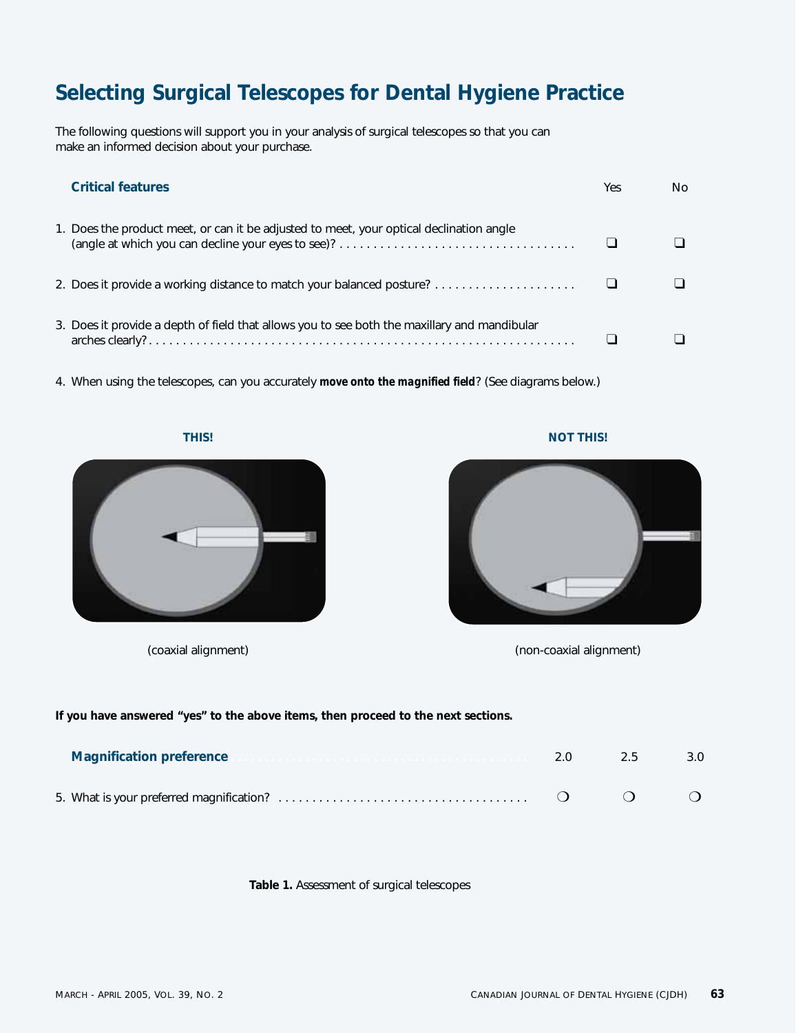## Selecting Surgical Telescopes for Dental Hygiene Practice

The following questions will support you in your analysis of surgical telescopes so that you can make an informed decision about your purchase.

| **Critical features** | Yes | No |
|---|---|---|
| 1. Does the product meet, or can it be adjusted to meet, your optical declination angle (angle at which you can decline your eyes to see)? | ❑ | ❑ |
| 2. Does it provide a working distance to match your balanced posture? | ❑ | ❑ |
| 3. Does it provide a depth of field that allows you to see both the maxillary and mandibular arches clearly? | ❑ | ❑ |

4. When using the telescopes, can you accurately ***move onto the magnified field***? (See diagrams below.)

**THIS!**

(coaxial alignment)

**NOT THIS!**

(non-coaxial alignment)

**If you have answered "yes" to the above items, then proceed to the next sections.**

| **Magnification preference** | 2.0 | 2.5 | 3.0 |
|---|---|---|---|
| 5. What is your preferred magnification? | ❍ | ❍ | ❍ |

**Table 1.** Assessment of surgical telescopes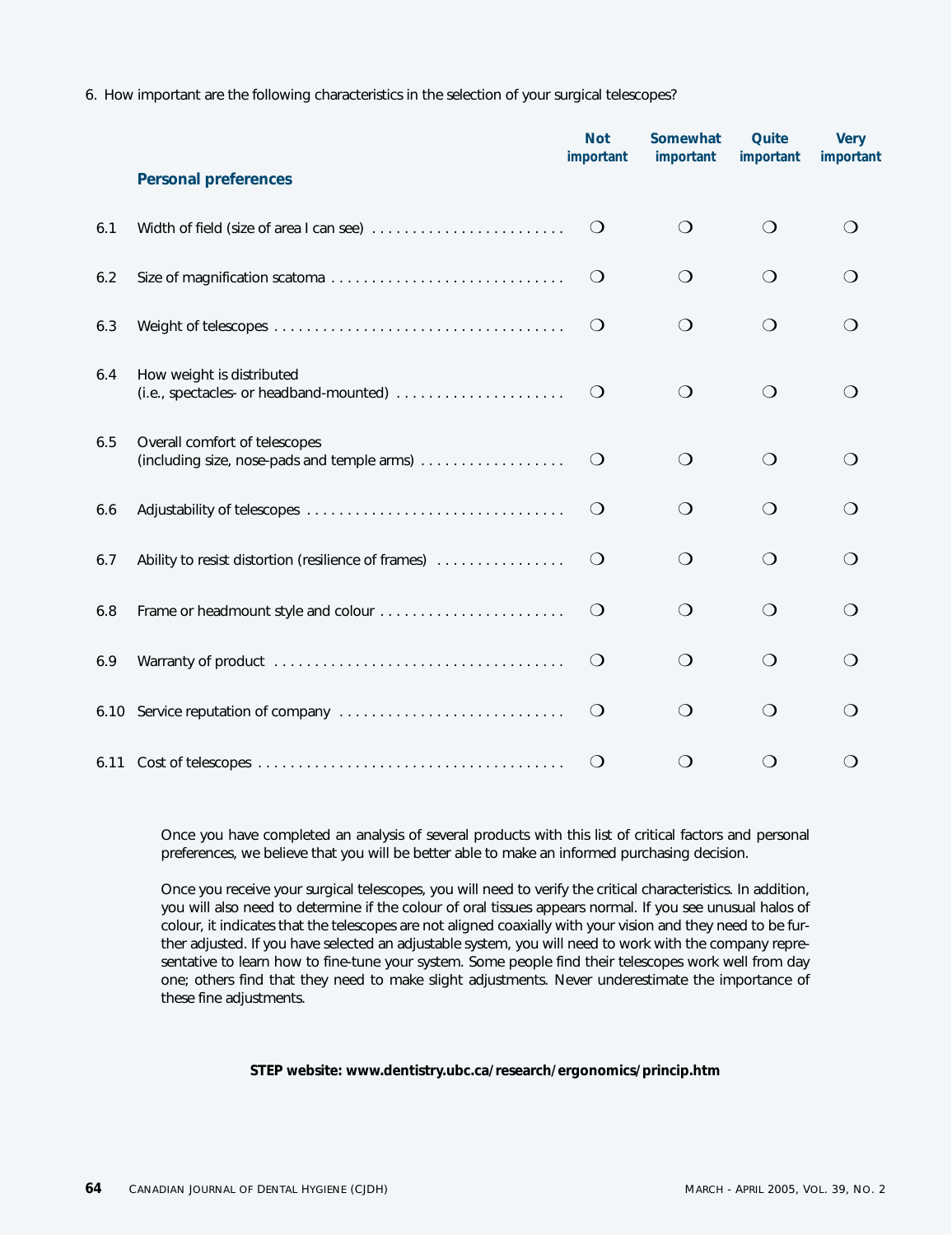6. How important are the following characteristics in the selection of your surgical telescopes?

| | Personal preferences | Not important | Somewhat important | Quite important | Very important |
|---|---|---|---|---|---|
| 6.1 | Width of field (size of area I can see) | ❍ | ❍ | ❍ | ❍ |
| 6.2 | Size of magnification scatoma | ❍ | ❍ | ❍ | ❍ |
| 6.3 | Weight of telescopes | ❍ | ❍ | ❍ | ❍ |
| 6.4 | How weight is distributed (i.e., spectacles- or headband-mounted) | ❍ | ❍ | ❍ | ❍ |
| 6.5 | Overall comfort of telescopes (including size, nose-pads and temple arms) | ❍ | ❍ | ❍ | ❍ |
| 6.6 | Adjustability of telescopes | ❍ | ❍ | ❍ | ❍ |
| 6.7 | Ability to resist distortion (resilience of frames) | ❍ | ❍ | ❍ | ❍ |
| 6.8 | Frame or headmount style and colour | ❍ | ❍ | ❍ | ❍ |
| 6.9 | Warranty of product | ❍ | ❍ | ❍ | ❍ |
| 6.10 | Service reputation of company | ❍ | ❍ | ❍ | ❍ |
| 6.11 | Cost of telescopes | ❍ | ❍ | ❍ | ❍ |

Once you have completed an analysis of several products with this list of critical factors and personal preferences, we believe that you will be better able to make an informed purchasing decision.

Once you receive your surgical telescopes, you will need to verify the critical characteristics. In addition, you will also need to determine if the colour of oral tissues appears normal. If you see unusual halos of colour, it indicates that the telescopes are not aligned coaxially with your vision and they need to be further adjusted. If you have selected an adjustable system, you will need to work with the company representative to learn how to fine-tune your system. Some people find their telescopes work well from day one; others find that they need to make slight adjustments. Never underestimate the importance of these fine adjustments.

**STEP website: www.dentistry.ubc.ca/research/ergonomics/princip.htm**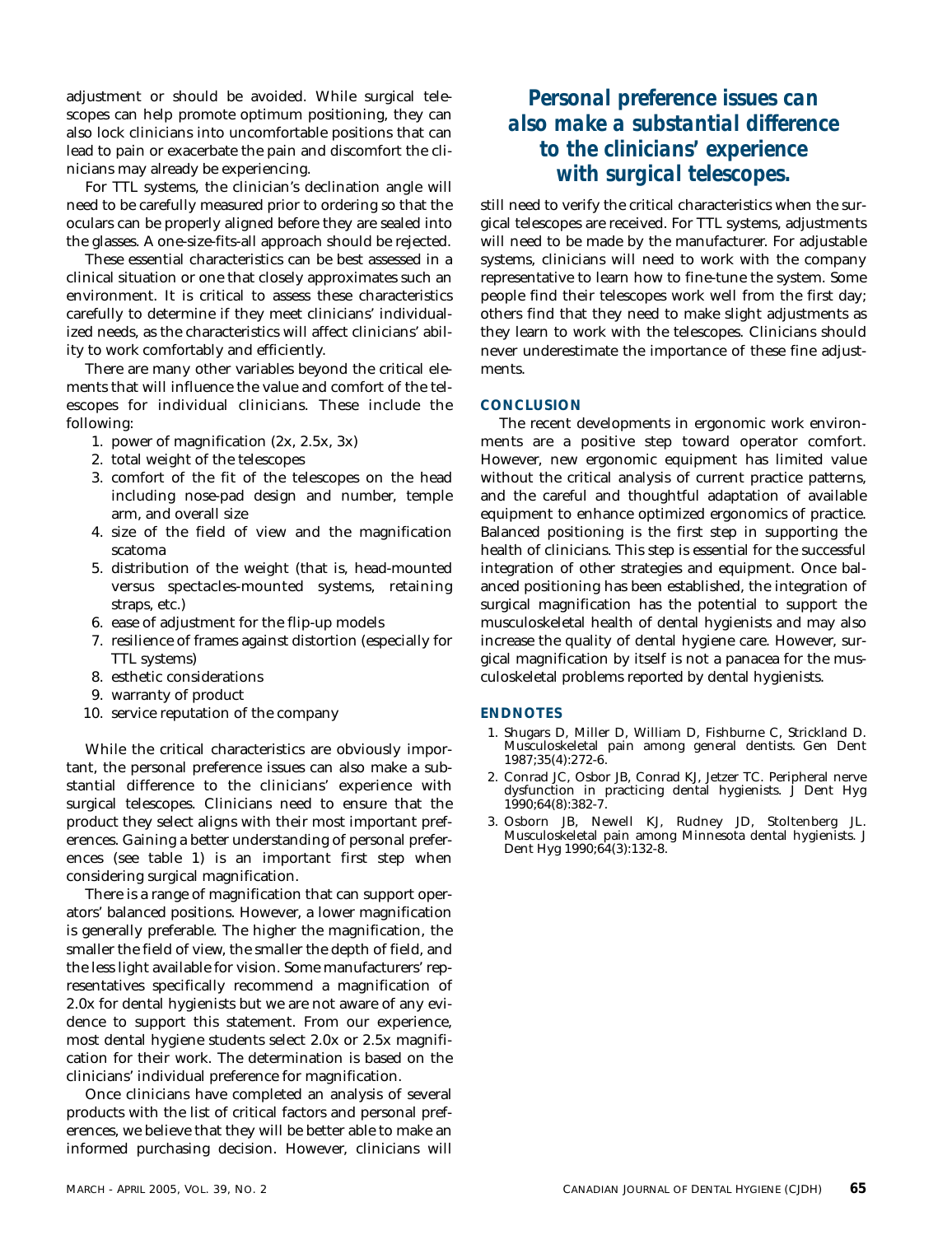adjustment or should be avoided. While surgical telescopes can help promote optimum positioning, they can also lock clinicians into uncomfortable positions that can lead to pain or exacerbate the pain and discomfort the clinicians may already be experiencing.

For TTL systems, the clinician's declination angle will need to be carefully measured prior to ordering so that the oculars can be properly aligned before they are sealed into the glasses. A one-size-fits-all approach should be rejected.

These essential characteristics can be best assessed in a clinical situation or one that closely approximates such an environment. It is critical to assess these characteristics carefully to determine if they meet clinicians' individualized needs, as the characteristics will affect clinicians' ability to work comfortably and efficiently.

There are many other variables beyond the critical elements that will influence the value and comfort of the telescopes for individual clinicians. These include the following:

1. power of magnification (2x, 2.5x, 3x)
2. total weight of the telescopes
3. comfort of the fit of the telescopes on the head including nose-pad design and number, temple arm, and overall size
4. size of the field of view and the magnification scatoma
5. distribution of the weight (that is, head-mounted versus spectacles-mounted systems, retaining straps, etc.)
6. ease of adjustment for the flip-up models
7. resilience of frames against distortion (especially for TTL systems)
8. esthetic considerations
9. warranty of product
10. service reputation of the company

While the critical characteristics are obviously important, the personal preference issues can also make a substantial difference to the clinicians' experience with surgical telescopes. Clinicians need to ensure that the product they select aligns with their most important preferences. Gaining a better understanding of personal preferences (see table 1) is an important first step when considering surgical magnification.

There is a range of magnification that can support operators' balanced positions. However, a lower magnification is generally preferable. The higher the magnification, the smaller the field of view, the smaller the depth of field, and the less light available for vision. Some manufacturers' representatives specifically recommend a magnification of 2.0x for dental hygienists but we are not aware of any evidence to support this statement. From our experience, most dental hygiene students select 2.0x or 2.5x magnification for their work. The determination is based on the clinicians' individual preference for magnification.

Once clinicians have completed an analysis of several products with the list of critical factors and personal preferences, we believe that they will be better able to make an informed purchasing decision. However, clinicians will still need to verify the critical characteristics when the surgical telescopes are received. For TTL systems, adjustments will need to be made by the manufacturer. For adjustable systems, clinicians will need to work with the company representative to learn how to fine-tune the system. Some people find their telescopes work well from the first day; others find that they need to make slight adjustments as they learn to work with the telescopes. Clinicians should never underestimate the importance of these fine adjustments.

> ***Personal preference issues can also make a substantial difference to the clinicians' experience with surgical telescopes.***

## CONCLUSION

The recent developments in ergonomic work environments are a positive step toward operator comfort. However, new ergonomic equipment has limited value without the critical analysis of current practice patterns, and the careful and thoughtful adaptation of available equipment to enhance optimized ergonomics of practice. Balanced positioning is the first step in supporting the health of clinicians. This step is essential for the successful integration of other strategies and equipment. Once balanced positioning has been established, the integration of surgical magnification has the potential to support the musculoskeletal health of dental hygienists and may also increase the quality of dental hygiene care. However, surgical magnification by itself is not a panacea for the musculoskeletal problems reported by dental hygienists.

## ENDNOTES

1. Shugars D, Miller D, William D, Fishburne C, Strickland D. Musculoskeletal pain among general dentists. Gen Dent 1987;35(4):272-6.
2. Conrad JC, Osbor JB, Conrad KJ, Jetzer TC. Peripheral nerve dysfunction in practicing dental hygienists. J Dent Hyg 1990;64(8):382-7.
3. Osborn JB, Newell KJ, Rudney JD, Stoltenberg JL. Musculoskeletal pain among Minnesota dental hygienists. J Dent Hyg 1990;64(3):132-8.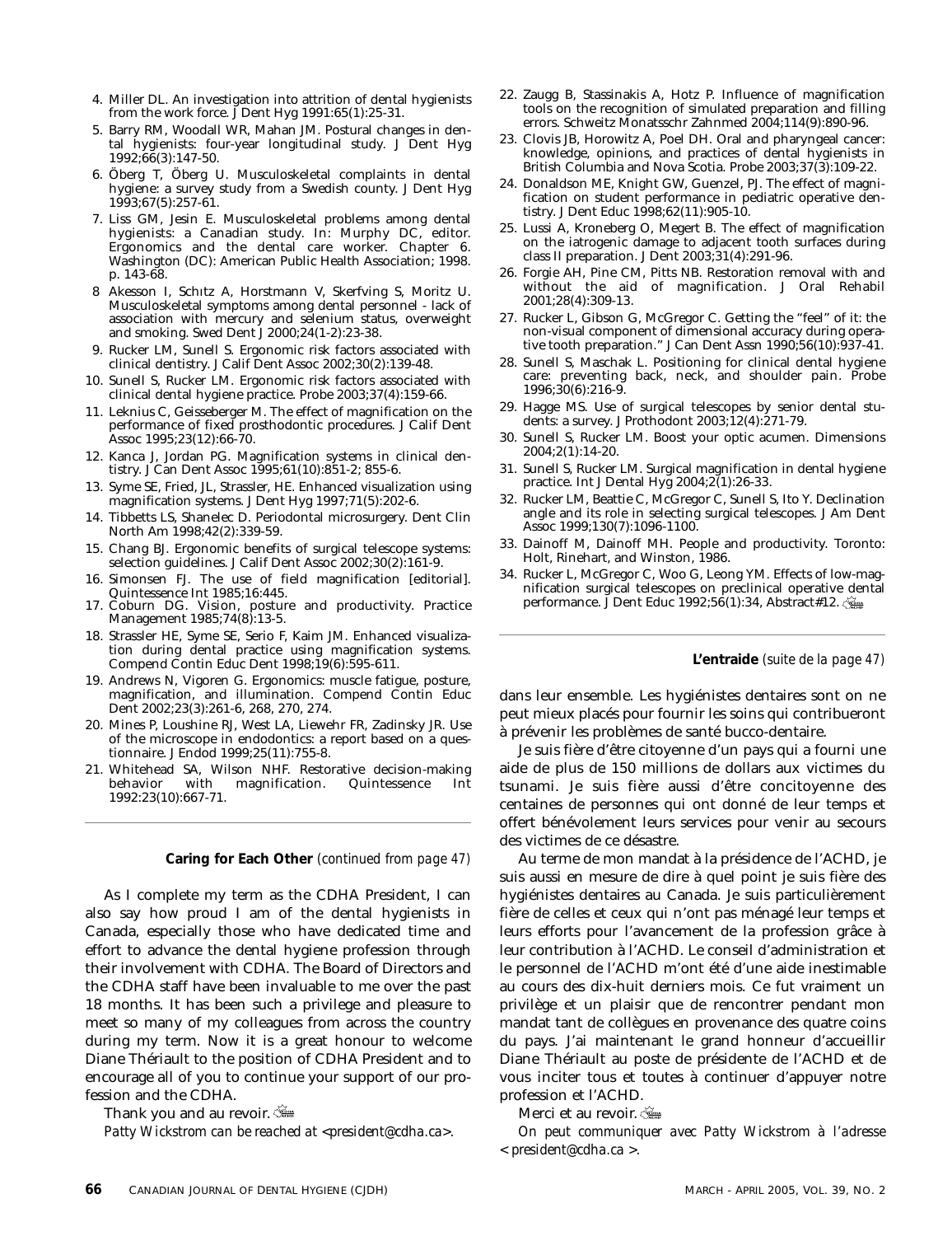4. Miller DL. An investigation into attrition of dental hygienists from the work force. J Dent Hyg 1991:65(1):25-31.
5. Barry RM, Woodall WR, Mahan JM. Postural changes in dental hygienists: four-year longitudinal study. J Dent Hyg 1992;66(3):147-50.
6. Öberg T, Öberg U. Musculoskeletal complaints in dental hygiene: a survey study from a Swedish county. J Dent Hyg 1993;67(5):257-61.
7. Liss GM, Jesin E. Musculoskeletal problems among dental hygienists: a Canadian study. In: Murphy DC, editor. Ergonomics and the dental care worker. Chapter 6. Washington (DC): American Public Health Association; 1998. p. 143-68.
8. Akesson I, Schıtz A, Horstmann V, Skerfving S, Moritz U. Musculoskeletal symptoms among dental personnel - lack of association with mercury and selenium status, overweight and smoking. Swed Dent J 2000;24(1-2):23-38.
9. Rucker LM, Sunell S. Ergonomic risk factors associated with clinical dentistry. J Calif Dent Assoc 2002;30(2):139-48.
10. Sunell S, Rucker LM. Ergonomic risk factors associated with clinical dental hygiene practice. Probe 2003;37(4):159-66.
11. Leknius C, Geisseberger M. The effect of magnification on the performance of fixed prosthodontic procedures. J Calif Dent Assoc 1995;23(12):66-70.
12. Kanca J, Jordan PG. Magnification systems in clinical dentistry. J Can Dent Assoc 1995;61(10):851-2; 855-6.
13. Syme SE, Fried, JL, Strassler, HE. Enhanced visualization using magnification systems. J Dent Hyg 1997;71(5):202-6.
14. Tibbetts LS, Shanelec D. Periodontal microsurgery. Dent Clin North Am 1998;42(2):339-59.
15. Chang BJ. Ergonomic benefits of surgical telescope systems: selection guidelines. J Calif Dent Assoc 2002;30(2):161-9.
16. Simonsen FJ. The use of field magnification [editorial]. Quintessence Int 1985;16:445.
17. Coburn DG. Vision, posture and productivity. Practice Management 1985;74(8):13-5.
18. Strassler HE, Syme SE, Serio F, Kaim JM. Enhanced visualization during dental practice using magnification systems. Compend Contin Educ Dent 1998;19(6):595-611.
19. Andrews N, Vigoren G. Ergonomics: muscle fatigue, posture, magnification, and illumination. Compend Contin Educ Dent 2002;23(3):261-6, 268, 270, 274.
20. Mines P, Loushine RJ, West LA, Liewehr FR, Zadinsky JR. Use of the microscope in endodontics: a report based on a questionnaire. J Endod 1999;25(11):755-8.
21. Whitehead SA, Wilson NHF. Restorative decision-making behavior with magnification. Quintessence Int 1992:23(10):667-71.
22. Zaugg B, Stassinakis A, Hotz P. Influence of magnification tools on the recognition of simulated preparation and filling errors. Schweitz Monatsschr Zahnmed 2004;114(9):890-96.
23. Clovis JB, Horowitz A, Poel DH. Oral and pharyngeal cancer: knowledge, opinions, and practices of dental hygienists in British Columbia and Nova Scotia. Probe 2003;37(3):109-22.
24. Donaldson ME, Knight GW, Guenzel, PJ. The effect of magnification on student performance in pediatric operative dentistry. J Dent Educ 1998;62(11):905-10.
25. Lussi A, Kroneberg O, Megert B. The effect of magnification on the iatrogenic damage to adjacent tooth surfaces during class II preparation. J Dent 2003;31(4):291-96.
26. Forgie AH, Pine CM, Pitts NB. Restoration removal with and without the aid of magnification. J Oral Rehabil 2001;28(4):309-13.
27. Rucker L, Gibson G, McGregor C. Getting the "feel" of it: the non-visual component of dimensional accuracy during operative tooth preparation." J Can Dent Assn 1990;56(10):937-41.
28. Sunell S, Maschak L. Positioning for clinical dental hygiene care: preventing back, neck, and shoulder pain. Probe 1996;30(6):216-9.
29. Hagge MS. Use of surgical telescopes by senior dental students: a survey. J Prothodont 2003;12(4):271-79.
30. Sunell S, Rucker LM. Boost your optic acumen. Dimensions 2004;2(1):14-20.
31. Sunell S, Rucker LM. Surgical magnification in dental hygiene practice. Int J Dental Hyg 2004;2(1):26-33.
32. Rucker LM, Beattie C, McGregor C, Sunell S, Ito Y. Declination angle and its role in selecting surgical telescopes. J Am Dent Assoc 1999;130(7):1096-1100.
33. Dainoff M, Dainoff MH. People and productivity. Toronto: Holt, Rinehart, and Winston, 1986.
34. Rucker LM, McGregor C, Woo G, Leong YM. Effects of low-magnification surgical telescopes on preclinical operative dental performance. J Dent Educ 1992;56(1):34, Abstract#12.

---

**Caring for Each Other** *(continued from page 47)*

As I complete my term as the CDHA President, I can also say how proud I am of the dental hygienists in Canada, especially those who have dedicated time and effort to advance the dental hygiene profession through their involvement with CDHA. The Board of Directors and the CDHA staff have been invaluable to me over the past 18 months. It has been such a privilege and pleasure to meet so many of my colleagues from across the country during my term. Now it is a great honour to welcome Diane Thériault to the position of CDHA President and to encourage all of you to continue your support of our profession and the CDHA.

Thank you and au revoir.

*Patty Wickstrom can be reached at <president@cdha.ca>.*

---

**L'entraide** *(suite de la page 47)*

dans leur ensemble. Les hygiénistes dentaires sont on ne peut mieux placés pour fournir les soins qui contribueront à prévenir les problèmes de santé bucco-dentaire.

Je suis fière d'être citoyenne d'un pays qui a fourni une aide de plus de 150 millions de dollars aux victimes du tsunami. Je suis fière aussi d'être concitoyenne des centaines de personnes qui ont donné de leur temps et offert bénévolement leurs services pour venir au secours des victimes de ce désastre.

Au terme de mon mandat à la présidence de l'ACHD, je suis aussi en mesure de dire à quel point je suis fière des hygiénistes dentaires au Canada. Je suis particulièrement fière de celles et ceux qui n'ont pas ménagé leur temps et leurs efforts pour l'avancement de la profession grâce à leur contribution à l'ACHD. Le conseil d'administration et le personnel de l'ACHD m'ont été d'une aide inestimable au cours des dix-huit derniers mois. Ce fut vraiment un privilège et un plaisir que de rencontrer pendant mon mandat tant de collègues en provenance des quatre coins du pays. J'ai maintenant le grand honneur d'accueillir Diane Thériault au poste de présidente de l'ACHD et de vous inciter tous et toutes à continuer d'appuyer notre profession et l'ACHD.

Merci et au revoir.

*On peut communiquer avec Patty Wickstrom à l'adresse < president@cdha.ca >.*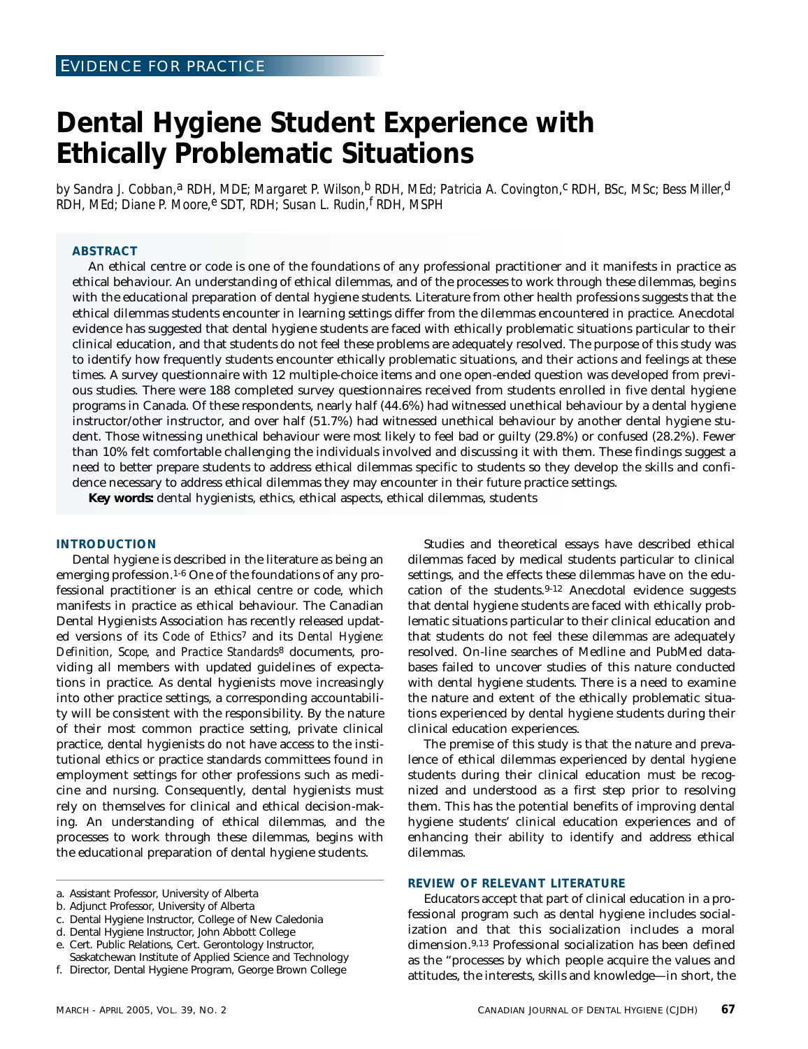EVIDENCE FOR PRACTICE

# Dental Hygiene Student Experience with Ethically Problematic Situations

*by Sandra J. Cobban,[a] RDH, MDE; Margaret P. Wilson,[b] RDH, MEd; Patricia A. Covington,[c] RDH, BSc, MSc; Bess Miller,[d] RDH, MEd; Diane P. Moore,[e] SDT, RDH; Susan L. Rudin,[f] RDH, MSPH*

## ABSTRACT

An ethical centre or code is one of the foundations of any professional practitioner and it manifests in practice as ethical behaviour. An understanding of ethical dilemmas, and of the processes to work through these dilemmas, begins with the educational preparation of dental hygiene students. Literature from other health professions suggests that the ethical dilemmas students encounter in learning settings differ from the dilemmas encountered in practice. Anecdotal evidence has suggested that dental hygiene students are faced with ethically problematic situations particular to their clinical education, and that students do not feel these problems are adequately resolved. The purpose of this study was to identify how frequently students encounter ethically problematic situations, and their actions and feelings at these times. A survey questionnaire with 12 multiple-choice items and one open-ended question was developed from previous studies. There were 188 completed survey questionnaires received from students enrolled in five dental hygiene programs in Canada. Of these respondents, nearly half (44.6%) had witnessed unethical behaviour by a dental hygiene instructor/other instructor, and over half (51.7%) had witnessed unethical behaviour by another dental hygiene student. Those witnessing unethical behaviour were most likely to feel bad or guilty (29.8%) or confused (28.2%). Fewer than 10% felt comfortable challenging the individuals involved and discussing it with them. These findings suggest a need to better prepare students to address ethical dilemmas specific to students so they develop the skills and confidence necessary to address ethical dilemmas they may encounter in their future practice settings.

**Key words:** dental hygienists, ethics, ethical aspects, ethical dilemmas, students

## INTRODUCTION

Dental hygiene is described in the literature as being an emerging profession.[1-6] One of the foundations of any professional practitioner is an ethical centre or code, which manifests in practice as ethical behaviour. The Canadian Dental Hygienists Association has recently released updated versions of its *Code of Ethics*[7] and its *Dental Hygiene: Definition, Scope, and Practice Standards*[8] documents, providing all members with updated guidelines of expectations in practice. As dental hygienists move increasingly into other practice settings, a corresponding accountability will be consistent with the responsibility. By the nature of their most common practice setting, private clinical practice, dental hygienists do not have access to the institutional ethics or practice standards committees found in employment settings for other professions such as medicine and nursing. Consequently, dental hygienists must rely on themselves for clinical and ethical decision-making. An understanding of ethical dilemmas, and the processes to work through these dilemmas, begins with the educational preparation of dental hygiene students.

Studies and theoretical essays have described ethical dilemmas faced by medical students particular to clinical settings, and the effects these dilemmas have on the education of the students.[9-12] Anecdotal evidence suggests that dental hygiene students are faced with ethically problematic situations particular to their clinical education and that students do not feel these dilemmas are adequately resolved. On-line searches of Medline and PubMed databases failed to uncover studies of this nature conducted with dental hygiene students. There is a need to examine the nature and extent of the ethically problematic situations experienced by dental hygiene students during their clinical education experiences.

The premise of this study is that the nature and prevalence of ethical dilemmas experienced by dental hygiene students during their clinical education must be recognized and understood as a first step prior to resolving them. This has the potential benefits of improving dental hygiene students' clinical education experiences and of enhancing their ability to identify and address ethical dilemmas.

## REVIEW OF RELEVANT LITERATURE

Educators accept that part of clinical education in a professional program such as dental hygiene includes socialization and that this socialization includes a moral dimension.[9,13] Professional socialization has been defined as the "processes by which people acquire the values and attitudes, the interests, skills and knowledge—in short, the

---

a. Assistant Professor, University of Alberta
b. Adjunct Professor, University of Alberta
c. Dental Hygiene Instructor, College of New Caledonia
d. Dental Hygiene Instructor, John Abbott College
e. Cert. Public Relations, Cert. Gerontology Instructor, Saskatchewan Institute of Applied Science and Technology
f. Director, Dental Hygiene Program, George Brown College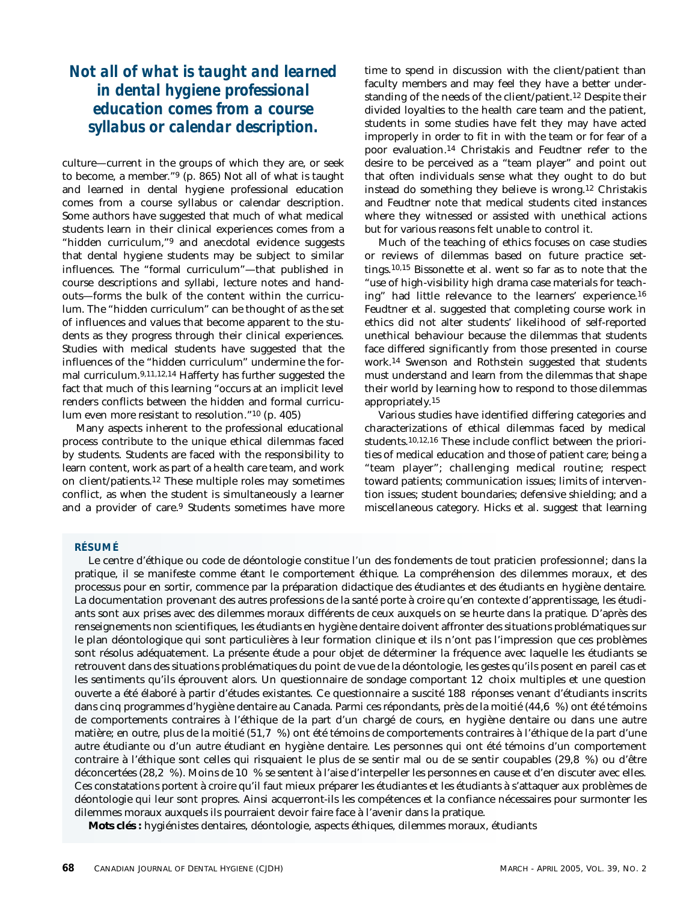***Not all of what is taught and learned in dental hygiene professional education comes from a course syllabus or calendar description.***

culture—current in the groups of which they are, or seek to become, a member."[9] (p. 865) Not all of what is taught and learned in dental hygiene professional education comes from a course syllabus or calendar description. Some authors have suggested that much of what medical students learn in their clinical experiences comes from a "hidden curriculum,"[9] and anecdotal evidence suggests that dental hygiene students may be subject to similar influences. The "formal curriculum"—that published in course descriptions and syllabi, lecture notes and handouts—forms the bulk of the content within the curriculum. The "hidden curriculum" can be thought of as the set of influences and values that become apparent to the students as they progress through their clinical experiences. Studies with medical students have suggested that the influences of the "hidden curriculum" undermine the formal curriculum.[9,11,12,14] Hafferty has further suggested the fact that much of this learning "occurs at an implicit level renders conflicts between the hidden and formal curriculum even more resistant to resolution."[10] (p. 405)

Many aspects inherent to the professional educational process contribute to the unique ethical dilemmas faced by students. Students are faced with the responsibility to learn content, work as part of a health care team, and work on client/patients.[12] These multiple roles may sometimes conflict, as when the student is simultaneously a learner and a provider of care.[9] Students sometimes have more time to spend in discussion with the client/patient than faculty members and may feel they have a better understanding of the needs of the client/patient.[12] Despite their divided loyalties to the health care team and the patient, students in some studies have felt they may have acted improperly in order to fit in with the team or for fear of a poor evaluation.[14] Christakis and Feudtner refer to the desire to be perceived as a "team player" and point out that often individuals sense what they ought to do but instead do something they believe is wrong.[12] Christakis and Feudtner note that medical students cited instances where they witnessed or assisted with unethical actions but for various reasons felt unable to control it.

Much of the teaching of ethics focuses on case studies or reviews of dilemmas based on future practice settings.[10,15] Bissonette et al. went so far as to note that the "use of high-visibility high drama case materials for teaching" had little relevance to the learners' experience.[16] Feudtner et al. suggested that completing course work in ethics did not alter students' likelihood of self-reported unethical behaviour because the dilemmas that students face differed significantly from those presented in course work.[14] Swenson and Rothstein suggested that students must understand and learn from the dilemmas that shape their world by learning how to respond to those dilemmas appropriately.[15]

Various studies have identified differing categories and characterizations of ethical dilemmas faced by medical students.[10,12,16] These include conflict between the priorities of medical education and those of patient care; being a "team player"; challenging medical routine; respect toward patients; communication issues; limits of intervention issues; student boundaries; defensive shielding; and a miscellaneous category. Hicks et al. suggest that learning

**RÉSUMÉ**

Le centre d'éthique ou code de déontologie constitue l'un des fondements de tout praticien professionnel; dans la pratique, il se manifeste comme étant le comportement éthique. La compréhension des dilemmes moraux, et des processus pour en sortir, commence par la préparation didactique des étudiantes et des étudiants en hygiène dentaire. La documentation provenant des autres professions de la santé porte à croire qu'en contexte d'apprentissage, les étudiants sont aux prises avec des dilemmes moraux différents de ceux auxquels on se heurte dans la pratique. D'après des renseignements non scientifiques, les étudiants en hygiène dentaire doivent affronter des situations problématiques sur le plan déontologique qui sont particulières à leur formation clinique et ils n'ont pas l'impression que ces problèmes sont résolus adéquatement. La présente étude a pour objet de déterminer la fréquence avec laquelle les étudiants se retrouvent dans des situations problématiques du point de vue de la déontologie, les gestes qu'ils posent en pareil cas et les sentiments qu'ils éprouvent alors. Un questionnaire de sondage comportant 12 choix multiples et une question ouverte a été élaboré à partir d'études existantes. Ce questionnaire a suscité 188 réponses venant d'étudiants inscrits dans cinq programmes d'hygiène dentaire au Canada. Parmi ces répondants, près de la moitié (44,6 %) ont été témoins de comportements contraires à l'éthique de la part d'un chargé de cours, en hygiène dentaire ou dans une autre matière; en outre, plus de la moitié (51,7 %) ont été témoins de comportements contraires à l'éthique de la part d'une autre étudiante ou d'un autre étudiant en hygiène dentaire. Les personnes qui ont été témoins d'un comportement contraire à l'éthique sont celles qui risquaient le plus de se sentir mal ou de se sentir coupables (29,8 %) ou d'être déconcertées (28,2 %). Moins de 10 % se sentent à l'aise d'interpeller les personnes en cause et d'en discuter avec elles. Ces constatations portent à croire qu'il faut mieux préparer les étudiantes et les étudiants à s'attaquer aux problèmes de déontologie qui leur sont propres. Ainsi acquerront-ils les compétences et la confiance nécessaires pour surmonter les dilemmes moraux auxquels ils pourraient devoir faire face à l'avenir dans la pratique.

**Mots clés :** hygiénistes dentaires, déontologie, aspects éthiques, dilemmes moraux, étudiants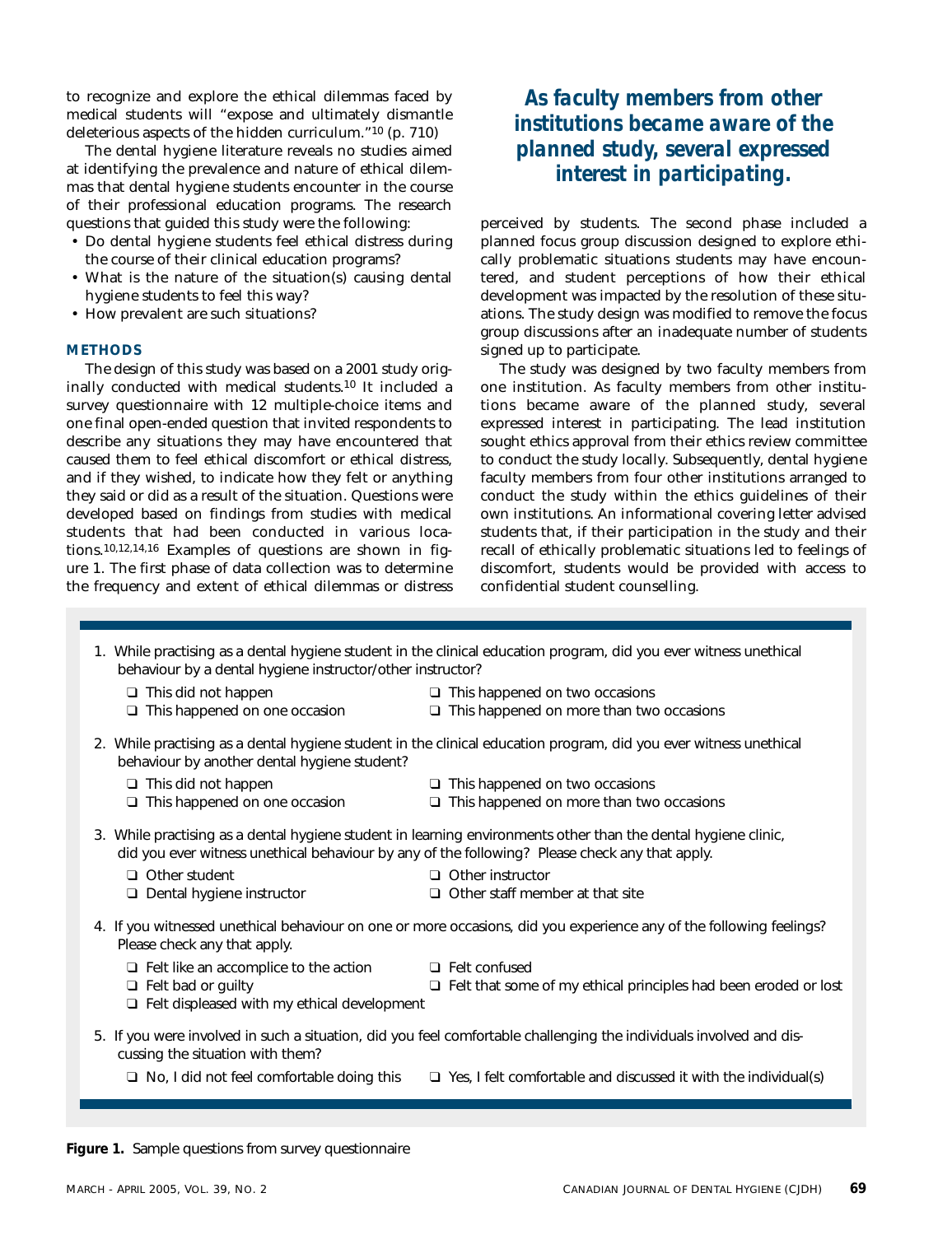to recognize and explore the ethical dilemmas faced by medical students will "expose and ultimately dismantle deleterious aspects of the hidden curriculum."[10] (p. 710)

The dental hygiene literature reveals no studies aimed at identifying the prevalence and nature of ethical dilemmas that dental hygiene students encounter in the course of their professional education programs. The research questions that guided this study were the following:

- Do dental hygiene students feel ethical distress during the course of their clinical education programs?
- What is the nature of the situation(s) causing dental hygiene students to feel this way?
- How prevalent are such situations?

## METHODS

The design of this study was based on a 2001 study originally conducted with medical students.[10] It included a survey questionnaire with 12 multiple-choice items and one final open-ended question that invited respondents to describe any situations they may have encountered that caused them to feel ethical discomfort or ethical distress, and if they wished, to indicate how they felt or anything they said or did as a result of the situation. Questions were developed based on findings from studies with medical students that had been conducted in various locations.[10,12,14,16] Examples of questions are shown in figure 1. The first phase of data collection was to determine the frequency and extent of ethical dilemmas or distress perceived by students. The second phase included a planned focus group discussion designed to explore ethically problematic situations students may have encountered, and student perceptions of how their ethical development was impacted by the resolution of these situations. The study design was modified to remove the focus group discussions after an inadequate number of students signed up to participate.

The study was designed by two faculty members from one institution. As faculty members from other institutions became aware of the planned study, several expressed interest in participating. The lead institution sought ethics approval from their ethics review committee to conduct the study locally. Subsequently, dental hygiene faculty members from four other institutions arranged to conduct the study within the ethics guidelines of their own institutions. An informational covering letter advised students that, if their participation in the study and their recall of ethically problematic situations led to feelings of discomfort, students would be provided with access to confidential student counselling.

***As faculty members from other institutions became aware of the planned study, several expressed interest in participating.***

1. While practising as a dental hygiene student in the clinical education program, did you ever witness unethical behaviour by a dental hygiene instructor/other instructor?
   - ❑ This did not happen
   - ❑ This happened on one occasion
   - ❑ This happened on two occasions
   - ❑ This happened on more than two occasions
2. While practising as a dental hygiene student in the clinical education program, did you ever witness unethical behaviour by another dental hygiene student?
   - ❑ This did not happen
   - ❑ This happened on one occasion
   - ❑ This happened on two occasions
   - ❑ This happened on more than two occasions
3. While practising as a dental hygiene student in learning environments other than the dental hygiene clinic, did you ever witness unethical behaviour by any of the following? Please check any that apply.
   - ❑ Other student
   - ❑ Dental hygiene instructor
   - ❑ Other instructor
   - ❑ Other staff member at that site
4. If you witnessed unethical behaviour on one or more occasions, did you experience any of the following feelings? Please check any that apply.
   - ❑ Felt like an accomplice to the action
   - ❑ Felt bad or guilty
   - ❑ Felt displeased with my ethical development
   - ❑ Felt confused
   - ❑ Felt that some of my ethical principles had been eroded or lost
5. If you were involved in such a situation, did you feel comfortable challenging the individuals involved and discussing the situation with them?
   - ❑ No, I did not feel comfortable doing this
   - ❑ Yes, I felt comfortable and discussed it with the individual(s)

**Figure 1.** Sample questions from survey questionnaire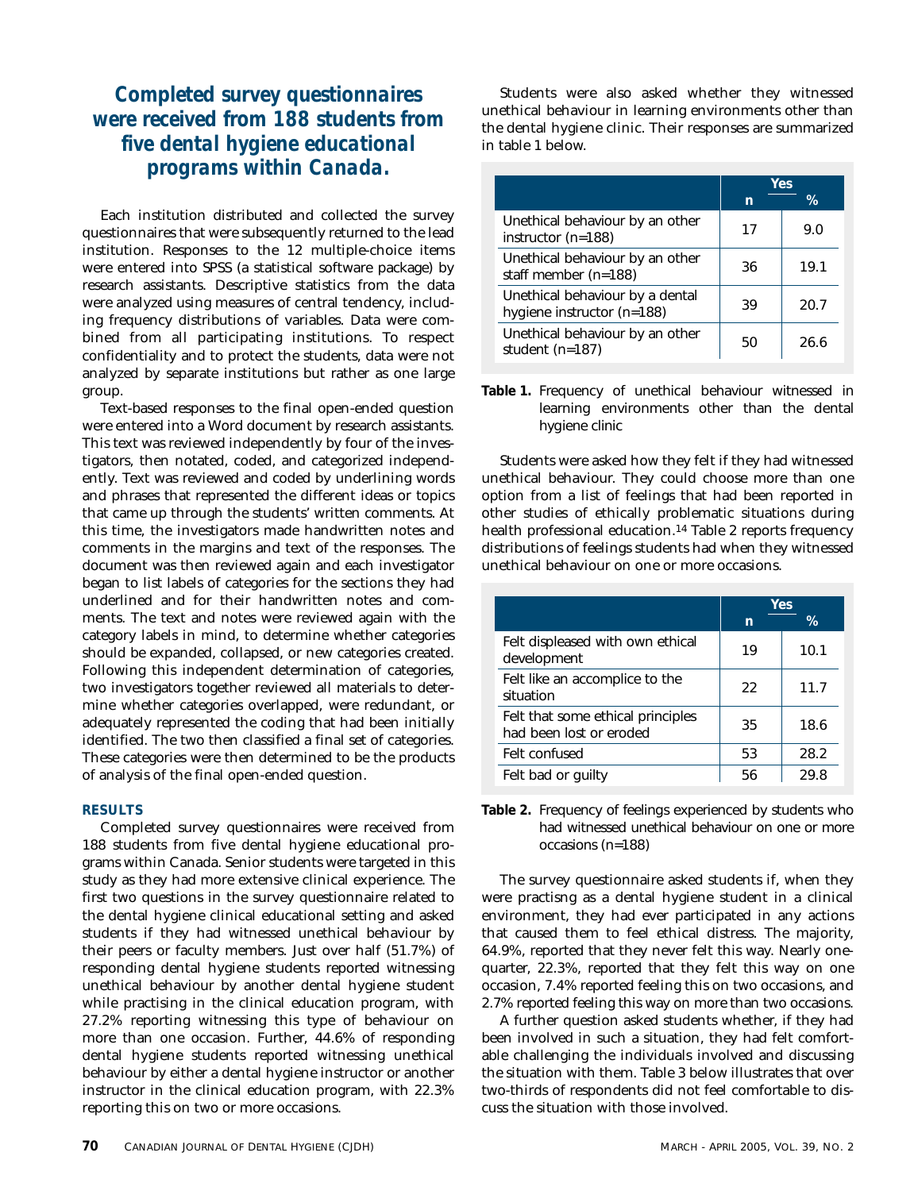**Completed survey questionnaires were received from 188 students from five dental hygiene educational programs within Canada.**

Each institution distributed and collected the survey questionnaires that were subsequently returned to the lead institution. Responses to the 12 multiple-choice items were entered into SPSS (a statistical software package) by research assistants. Descriptive statistics from the data were analyzed using measures of central tendency, including frequency distributions of variables. Data were combined from all participating institutions. To respect confidentiality and to protect the students, data were not analyzed by separate institutions but rather as one large group.

Text-based responses to the final open-ended question were entered into a Word document by research assistants. This text was reviewed independently by four of the investigators, then notated, coded, and categorized independently. Text was reviewed and coded by underlining words and phrases that represented the different ideas or topics that came up through the students' written comments. At this time, the investigators made handwritten notes and comments in the margins and text of the responses. The document was then reviewed again and each investigator began to list labels of categories for the sections they had underlined and for their handwritten notes and comments. The text and notes were reviewed again with the category labels in mind, to determine whether categories should be expanded, collapsed, or new categories created. Following this independent determination of categories, two investigators together reviewed all materials to determine whether categories overlapped, were redundant, or adequately represented the coding that had been initially identified. The two then classified a final set of categories. These categories were then determined to be the products of analysis of the final open-ended question.

### RESULTS

Completed survey questionnaires were received from 188 students from five dental hygiene educational programs within Canada. Senior students were targeted in this study as they had more extensive clinical experience. The first two questions in the survey questionnaire related to the dental hygiene clinical educational setting and asked students if they had witnessed unethical behaviour by their peers or faculty members. Just over half (51.7%) of responding dental hygiene students reported witnessing unethical behaviour by another dental hygiene student while practising in the clinical education program, with 27.2% reporting witnessing this type of behaviour on more than one occasion. Further, 44.6% of responding dental hygiene students reported witnessing unethical behaviour by either a dental hygiene instructor or another instructor in the clinical education program, with 22.3% reporting this on two or more occasions.

Students were also asked whether they witnessed unethical behaviour in learning environments other than the dental hygiene clinic. Their responses are summarized in table 1 below.

| | Yes | |
|---|---|---|
| | n | % |
| Unethical behaviour by an other instructor (n=188) | 17 | 9.0 |
| Unethical behaviour by an other staff member (n=188) | 36 | 19.1 |
| Unethical behaviour by a dental hygiene instructor (n=188) | 39 | 20.7 |
| Unethical behaviour by an other student (n=187) | 50 | 26.6 |

**Table 1.** Frequency of unethical behaviour witnessed in learning environments other than the dental hygiene clinic

Students were asked how they felt if they had witnessed unethical behaviour. They could choose more than one option from a list of feelings that had been reported in other studies of ethically problematic situations during health professional education.[14] Table 2 reports frequency distributions of feelings students had when they witnessed unethical behaviour on one or more occasions.

| | Yes | |
|---|---|---|
| | n | % |
| Felt displeased with own ethical development | 19 | 10.1 |
| Felt like an accomplice to the situation | 22 | 11.7 |
| Felt that some ethical principles had been lost or eroded | 35 | 18.6 |
| Felt confused | 53 | 28.2 |
| Felt bad or guilty | 56 | 29.8 |

**Table 2.** Frequency of feelings experienced by students who had witnessed unethical behaviour on one or more occasions (n=188)

The survey questionnaire asked students if, when they were practisng as a dental hygiene student in a clinical environment, they had ever participated in any actions that caused them to feel ethical distress. The majority, 64.9%, reported that they never felt this way. Nearly one-quarter, 22.3%, reported that they felt this way on one occasion, 7.4% reported feeling this on two occasions, and 2.7% reported feeling this way on more than two occasions.

A further question asked students whether, if they had been involved in such a situation, they had felt comfortable challenging the individuals involved and discussing the situation with them. Table 3 below illustrates that over two-thirds of respondents did not feel comfortable to discuss the situation with those involved.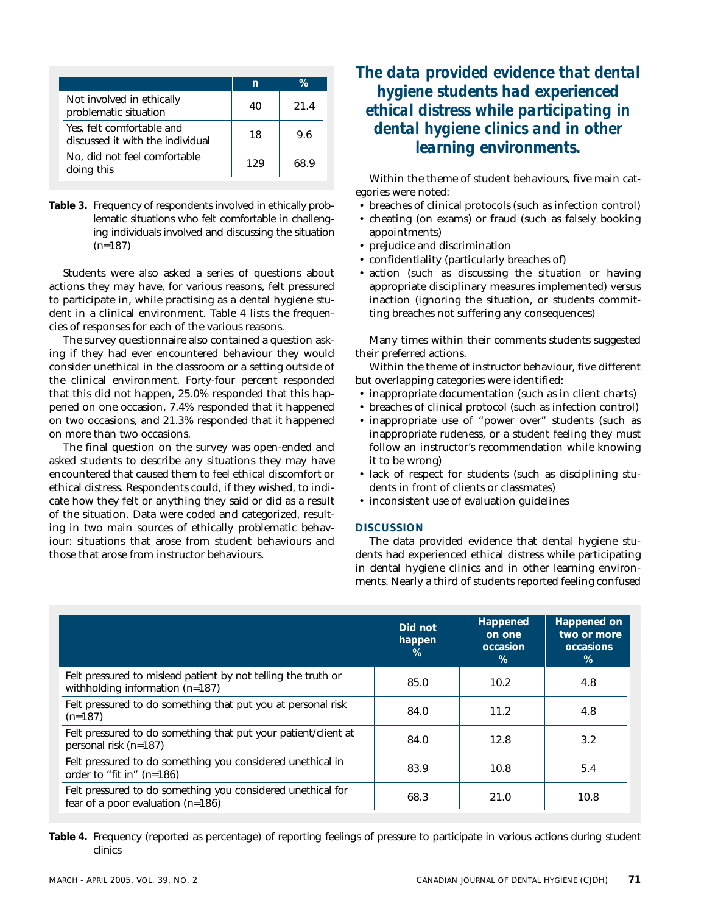| | n | % |
|---|---|---|
| Not involved in ethically problematic situation | 40 | 21.4 |
| Yes, felt comfortable and discussed it with the individual | 18 | 9.6 |
| No, did not feel comfortable doing this | 129 | 68.9 |

**Table 3.** Frequency of respondents involved in ethically problematic situations who felt comfortable in challenging individuals involved and discussing the situation (n=187)

Students were also asked a series of questions about actions they may have, for various reasons, felt pressured to participate in, while practising as a dental hygiene student in a clinical environment. Table 4 lists the frequencies of responses for each of the various reasons.

The survey questionnaire also contained a question asking if they had ever encountered behaviour they would consider unethical in the classroom or a setting outside of the clinical environment. Forty-four percent responded that this did not happen, 25.0% responded that this happened on one occasion, 7.4% responded that it happened on two occasions, and 21.3% responded that it happened on more than two occasions.

The final question on the survey was open-ended and asked students to describe any situations they may have encountered that caused them to feel ethical discomfort or ethical distress. Respondents could, if they wished, to indicate how they felt or anything they said or did as a result of the situation. Data were coded and categorized, resulting in two main sources of ethically problematic behaviour: situations that arose from student behaviours and those that arose from instructor behaviours.

***The data provided evidence that dental hygiene students had experienced ethical distress while participating in dental hygiene clinics and in other learning environments.***

Within the theme of student behaviours, five main categories were noted:

- breaches of clinical protocols (such as infection control)
- cheating (on exams) or fraud (such as falsely booking appointments)
- prejudice and discrimination
- confidentiality (particularly breaches of)
- action (such as discussing the situation or having appropriate disciplinary measures implemented) versus inaction (ignoring the situation, or students committing breaches not suffering any consequences)

Many times within their comments students suggested their preferred actions.

Within the theme of instructor behaviour, five different but overlapping categories were identified:

- inappropriate documentation (such as in client charts)
- breaches of clinical protocol (such as infection control)
- inappropriate use of "power over" students (such as inappropriate rudeness, or a student feeling they must follow an instructor's recommendation while knowing it to be wrong)
- lack of respect for students (such as disciplining students in front of clients or classmates)
- inconsistent use of evaluation guidelines

## DISCUSSION

The data provided evidence that dental hygiene students had experienced ethical distress while participating in dental hygiene clinics and in other learning environments. Nearly a third of students reported feeling confused

| | Did not happen % | Happened on one occasion % | Happened on two or more occasions % |
|---|---|---|---|
| Felt pressured to mislead patient by not telling the truth or withholding information (n=187) | 85.0 | 10.2 | 4.8 |
| Felt pressured to do something that put you at personal risk (n=187) | 84.0 | 11.2 | 4.8 |
| Felt pressured to do something that put your patient/client at personal risk (n=187) | 84.0 | 12.8 | 3.2 |
| Felt pressured to do something you considered unethical in order to "fit in" (n=186) | 83.9 | 10.8 | 5.4 |
| Felt pressured to do something you considered unethical for fear of a poor evaluation (n=186) | 68.3 | 21.0 | 10.8 |

**Table 4.** Frequency (reported as percentage) of reporting feelings of pressure to participate in various actions during student clinics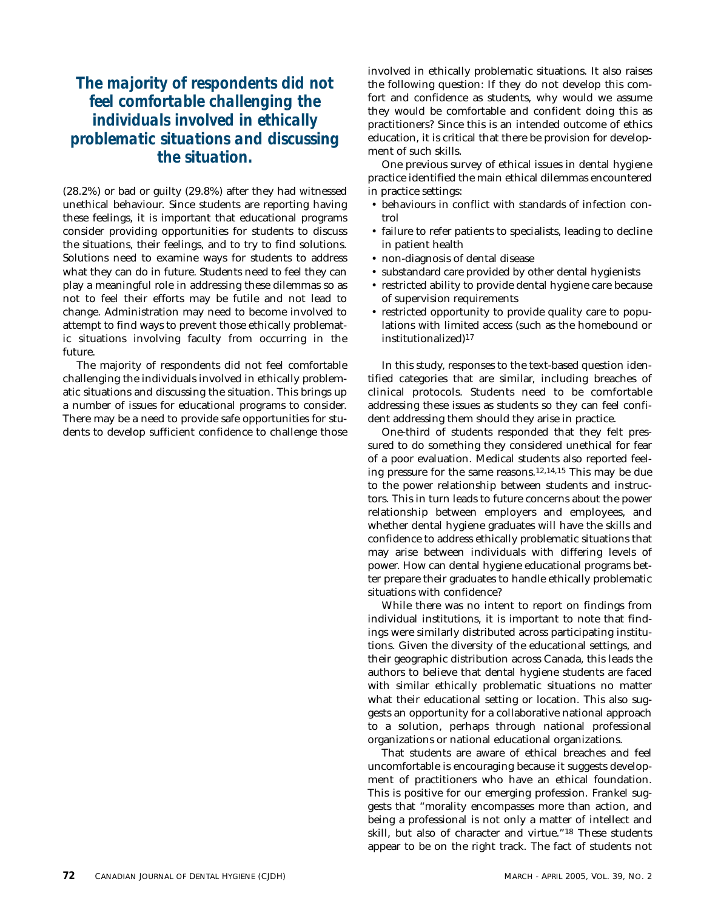**The majority of respondents did not feel comfortable challenging the individuals involved in ethically problematic situations and discussing the situation.**

(28.2%) or bad or guilty (29.8%) after they had witnessed unethical behaviour. Since students are reporting having these feelings, it is important that educational programs consider providing opportunities for students to discuss the situations, their feelings, and to try to find solutions. Solutions need to examine ways for students to address what they can do in future. Students need to feel they can play a meaningful role in addressing these dilemmas so as not to feel their efforts may be futile and not lead to change. Administration may need to become involved to attempt to find ways to prevent those ethically problematic situations involving faculty from occurring in the future.

The majority of respondents did not feel comfortable challenging the individuals involved in ethically problematic situations and discussing the situation. This brings up a number of issues for educational programs to consider. There may be a need to provide safe opportunities for students to develop sufficient confidence to challenge those involved in ethically problematic situations. It also raises the following question: If they do not develop this comfort and confidence as students, why would we assume they would be comfortable and confident doing this as practitioners? Since this is an intended outcome of ethics education, it is critical that there be provision for development of such skills.

One previous survey of ethical issues in dental hygiene practice identified the main ethical dilemmas encountered in practice settings:

- behaviours in conflict with standards of infection control
- failure to refer patients to specialists, leading to decline in patient health
- non-diagnosis of dental disease
- substandard care provided by other dental hygienists
- restricted ability to provide dental hygiene care because of supervision requirements
- restricted opportunity to provide quality care to populations with limited access (such as the homebound or institutionalized)[17]

In this study, responses to the text-based question identified categories that are similar, including breaches of clinical protocols. Students need to be comfortable addressing these issues as students so they can feel confident addressing them should they arise in practice.

One-third of students responded that they felt pressured to do something they considered unethical for fear of a poor evaluation. Medical students also reported feeling pressure for the same reasons.[12,14,15] This may be due to the power relationship between students and instructors. This in turn leads to future concerns about the power relationship between employers and employees, and whether dental hygiene graduates will have the skills and confidence to address ethically problematic situations that may arise between individuals with differing levels of power. How can dental hygiene educational programs better prepare their graduates to handle ethically problematic situations with confidence?

While there was no intent to report on findings from individual institutions, it is important to note that findings were similarly distributed across participating institutions. Given the diversity of the educational settings, and their geographic distribution across Canada, this leads the authors to believe that dental hygiene students are faced with similar ethically problematic situations no matter what their educational setting or location. This also suggests an opportunity for a collaborative national approach to a solution, perhaps through national professional organizations or national educational organizations.

That students are aware of ethical breaches and feel uncomfortable is encouraging because it suggests development of practitioners who have an ethical foundation. This is positive for our emerging profession. Frankel suggests that "morality encompasses more than action, and being a professional is not only a matter of intellect and skill, but also of character and virtue."[18] These students appear to be on the right track. The fact of students not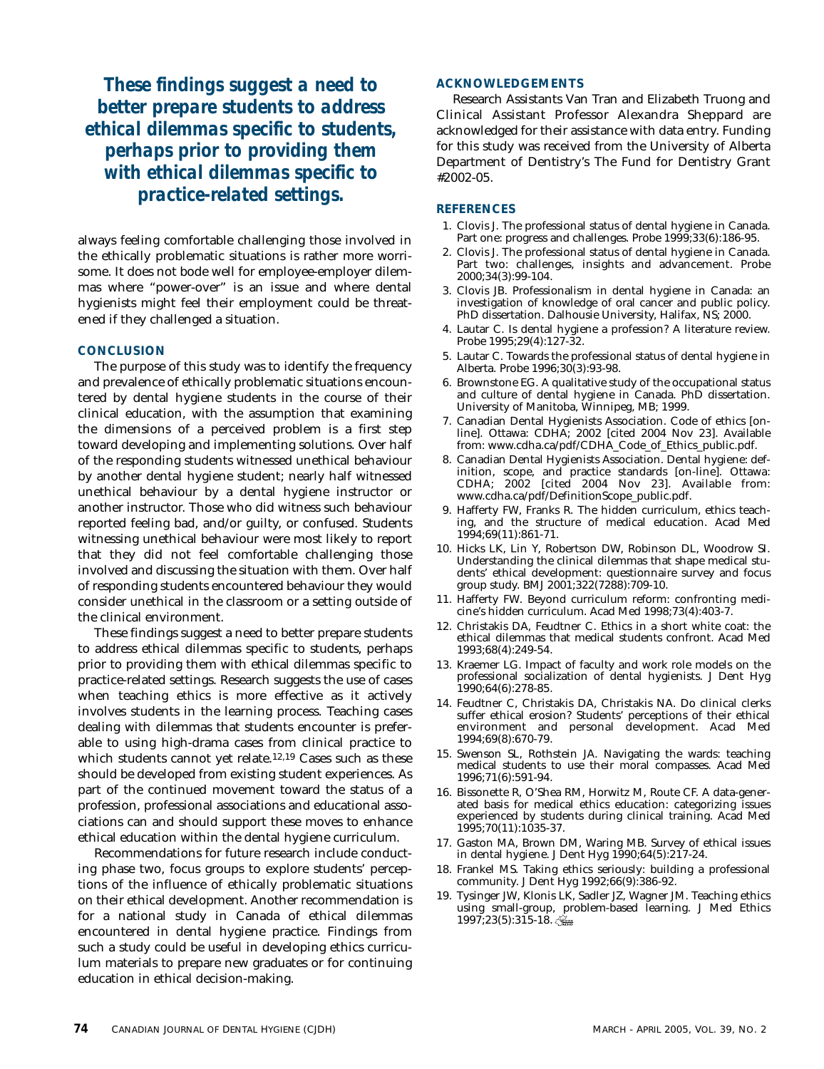**These findings suggest a need to better prepare students to address ethical dilemmas specific to students, perhaps prior to providing them with ethical dilemmas specific to practice-related settings.**

always feeling comfortable challenging those involved in the ethically problematic situations is rather more worrisome. It does not bode well for employee-employer dilemmas where "power-over" is an issue and where dental hygienists might feel their employment could be threatened if they challenged a situation.

## CONCLUSION

The purpose of this study was to identify the frequency and prevalence of ethically problematic situations encountered by dental hygiene students in the course of their clinical education, with the assumption that examining the dimensions of a perceived problem is a first step toward developing and implementing solutions. Over half of the responding students witnessed unethical behaviour by another dental hygiene student; nearly half witnessed unethical behaviour by a dental hygiene instructor or another instructor. Those who did witness such behaviour reported feeling bad, and/or guilty, or confused. Students witnessing unethical behaviour were most likely to report that they did not feel comfortable challenging those involved and discussing the situation with them. Over half of responding students encountered behaviour they would consider unethical in the classroom or a setting outside of the clinical environment.

These findings suggest a need to better prepare students to address ethical dilemmas specific to students, perhaps prior to providing them with ethical dilemmas specific to practice-related settings. Research suggests the use of cases when teaching ethics is more effective as it actively involves students in the learning process. Teaching cases dealing with dilemmas that students encounter is preferable to using high-drama cases from clinical practice to which students cannot yet relate.[12,19] Cases such as these should be developed from existing student experiences. As part of the continued movement toward the status of a profession, professional associations and educational associations can and should support these moves to enhance ethical education within the dental hygiene curriculum.

Recommendations for future research include conducting phase two, focus groups to explore students' perceptions of the influence of ethically problematic situations on their ethical development. Another recommendation is for a national study in Canada of ethical dilemmas encountered in dental hygiene practice. Findings from such a study could be useful in developing ethics curriculum materials to prepare new graduates or for continuing education in ethical decision-making.

## ACKNOWLEDGEMENTS

Research Assistants Van Tran and Elizabeth Truong and Clinical Assistant Professor Alexandra Sheppard are acknowledged for their assistance with data entry. Funding for this study was received from the University of Alberta Department of Dentistry's The Fund for Dentistry Grant #2002-05.

## REFERENCES

1. Clovis J. The professional status of dental hygiene in Canada. Part one: progress and challenges. Probe 1999;33(6):186-95.
2. Clovis J. The professional status of dental hygiene in Canada. Part two: challenges, insights and advancement. Probe 2000;34(3):99-104.
3. Clovis JB. Professionalism in dental hygiene in Canada: an investigation of knowledge of oral cancer and public policy. PhD dissertation. Dalhousie University, Halifax, NS; 2000.
4. Lautar C. Is dental hygiene a profession? A literature review. Probe 1995;29(4):127-32.
5. Lautar C. Towards the professional status of dental hygiene in Alberta. Probe 1996;30(3):93-98.
6. Brownstone EG. A qualitative study of the occupational status and culture of dental hygiene in Canada. PhD dissertation. University of Manitoba, Winnipeg, MB; 1999.
7. Canadian Dental Hygienists Association. Code of ethics [on-line]. Ottawa: CDHA; 2002 [cited 2004 Nov 23]. Available from: www.cdha.ca/pdf/CDHA_Code_of_Ethics_public.pdf.
8. Canadian Dental Hygienists Association. Dental hygiene: definition, scope, and practice standards [on-line]. Ottawa: CDHA; 2002 [cited 2004 Nov 23]. Available from: www.cdha.ca/pdf/DefinitionScope_public.pdf.
9. Hafferty FW, Franks R. The hidden curriculum, ethics teaching, and the structure of medical education. Acad Med 1994;69(11):861-71.
10. Hicks LK, Lin Y, Robertson DW, Robinson DL, Woodrow SI. Understanding the clinical dilemmas that shape medical students' ethical development: questionnaire survey and focus group study. BMJ 2001;322(7288):709-10.
11. Hafferty FW. Beyond curriculum reform: confronting medicine's hidden curriculum. Acad Med 1998;73(4):403-7.
12. Christakis DA, Feudtner C. Ethics in a short white coat: the ethical dilemmas that medical students confront. Acad Med 1993;68(4):249-54.
13. Kraemer LG. Impact of faculty and work role models on the professional socialization of dental hygienists. J Dent Hyg 1990;64(6):278-85.
14. Feudtner C, Christakis DA, Christakis NA. Do clinical clerks suffer ethical erosion? Students' perceptions of their ethical environment and personal development. Acad Med 1994;69(8):670-79.
15. Swenson SL, Rothstein JA. Navigating the wards: teaching medical students to use their moral compasses. Acad Med 1996;71(6):591-94.
16. Bissonette R, O'Shea RM, Horwitz M, Route CF. A data-generated basis for medical ethics education: categorizing issues experienced by students during clinical training. Acad Med 1995;70(11):1035-37.
17. Gaston MA, Brown DM, Waring MB. Survey of ethical issues in dental hygiene. J Dent Hyg 1990;64(5):217-24.
18. Frankel MS. Taking ethics seriously: building a professional community. J Dent Hyg 1992;66(9):386-92.
19. Tysinger JW, Klonis LK, Sadler JZ, Wagner JM. Teaching ethics using small-group, problem-based learning. J Med Ethics 1997;23(5):315-18.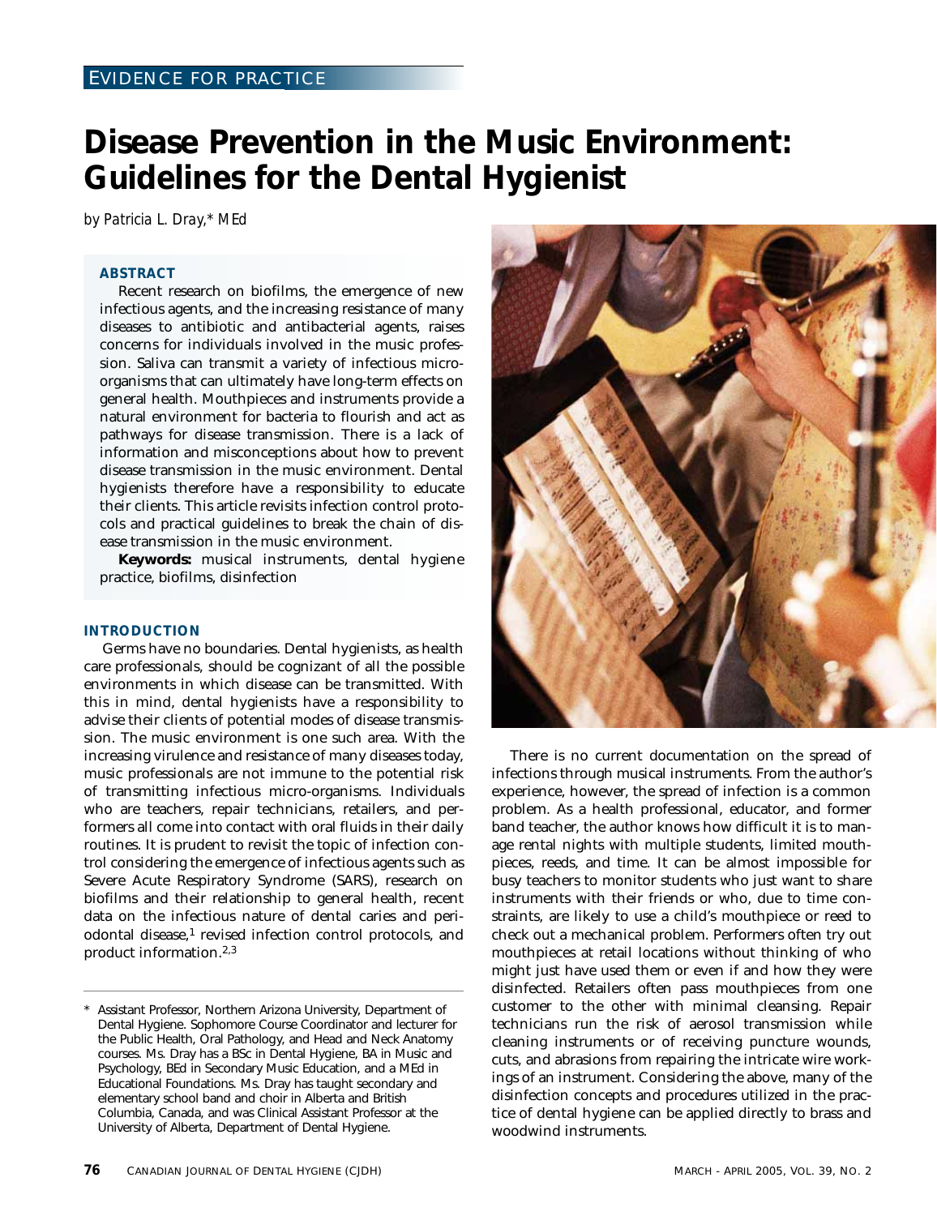EVIDENCE FOR PRACTICE

# Disease Prevention in the Music Environment: Guidelines for the Dental Hygienist

*by Patricia L. Dray,\* MEd*

## ABSTRACT

Recent research on biofilms, the emergence of new infectious agents, and the increasing resistance of many diseases to antibiotic and antibacterial agents, raises concerns for individuals involved in the music profession. Saliva can transmit a variety of infectious microorganisms that can ultimately have long-term effects on general health. Mouthpieces and instruments provide a natural environment for bacteria to flourish and act as pathways for disease transmission. There is a lack of information and misconceptions about how to prevent disease transmission in the music environment. Dental hygienists therefore have a responsibility to educate their clients. This article revisits infection control protocols and practical guidelines to break the chain of disease transmission in the music environment.

**Keywords:** musical instruments, dental hygiene practice, biofilms, disinfection

## INTRODUCTION

Germs have no boundaries. Dental hygienists, as health care professionals, should be cognizant of all the possible environments in which disease can be transmitted. With this in mind, dental hygienists have a responsibility to advise their clients of potential modes of disease transmission. The music environment is one such area. With the increasing virulence and resistance of many diseases today, music professionals are not immune to the potential risk of transmitting infectious micro-organisms. Individuals who are teachers, repair technicians, retailers, and performers all come into contact with oral fluids in their daily routines. It is prudent to revisit the topic of infection control considering the emergence of infectious agents such as Severe Acute Respiratory Syndrome (SARS), research on biofilms and their relationship to general health, recent data on the infectious nature of dental caries and periodontal disease,[1] revised infection control protocols, and product information.[2,3]

There is no current documentation on the spread of infections through musical instruments. From the author's experience, however, the spread of infection is a common problem. As a health professional, educator, and former band teacher, the author knows how difficult it is to manage rental nights with multiple students, limited mouthpieces, reeds, and time. It can be almost impossible for busy teachers to monitor students who just want to share instruments with their friends or who, due to time constraints, are likely to use a child's mouthpiece or reed to check out a mechanical problem. Performers often try out mouthpieces at retail locations without thinking of who might just have used them or even if and how they were disinfected. Retailers often pass mouthpieces from one customer to the other with minimal cleansing. Repair technicians run the risk of aerosol transmission while cleaning instruments or of receiving puncture wounds, cuts, and abrasions from repairing the intricate wire workings of an instrument. Considering the above, many of the disinfection concepts and procedures utilized in the practice of dental hygiene can be applied directly to brass and woodwind instruments.

\* Assistant Professor, Northern Arizona University, Department of Dental Hygiene. Sophomore Course Coordinator and lecturer for the Public Health, Oral Pathology, and Head and Neck Anatomy courses. Ms. Dray has a BSc in Dental Hygiene, BA in Music and Psychology, BEd in Secondary Music Education, and a MEd in Educational Foundations. Ms. Dray has taught secondary and elementary school band and choir in Alberta and British Columbia, Canada, and was Clinical Assistant Professor at the University of Alberta, Department of Dental Hygiene.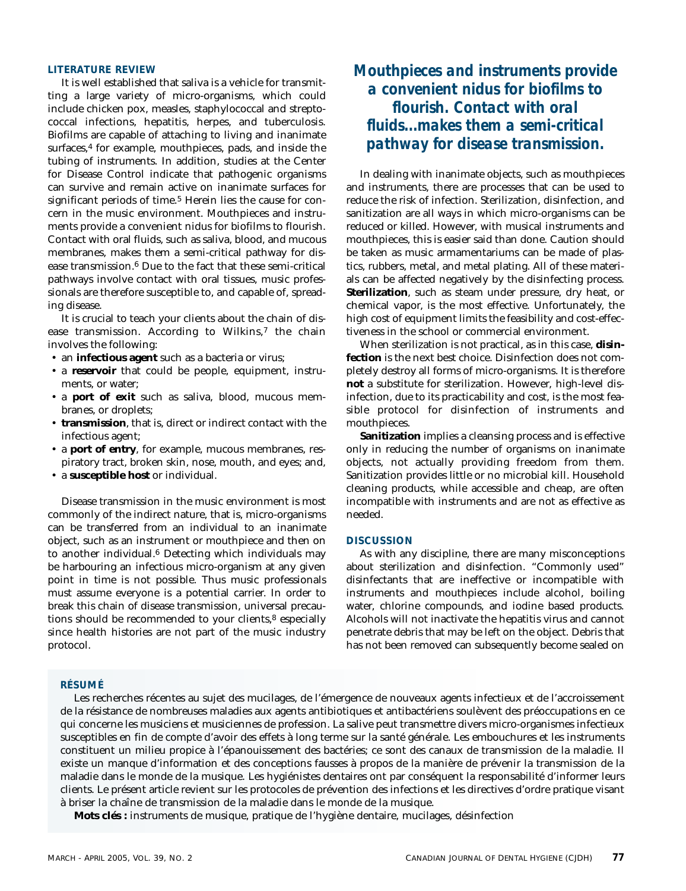## LITERATURE REVIEW

It is well established that saliva is a vehicle for transmitting a large variety of micro-organisms, which could include chicken pox, measles, staphylococcal and streptococcal infections, hepatitis, herpes, and tuberculosis. Biofilms are capable of attaching to living and inanimate surfaces,[4] for example, mouthpieces, pads, and inside the tubing of instruments. In addition, studies at the Center for Disease Control indicate that pathogenic organisms can survive and remain active on inanimate surfaces for significant periods of time.[5] Herein lies the cause for concern in the music environment. Mouthpieces and instruments provide a convenient nidus for biofilms to flourish. Contact with oral fluids, such as saliva, blood, and mucous membranes, makes them a semi-critical pathway for disease transmission.[6] Due to the fact that these semi-critical pathways involve contact with oral tissues, music professionals are therefore susceptible to, and capable of, spreading disease.

It is crucial to teach your clients about the chain of disease transmission. According to Wilkins,[7] the chain involves the following:

- an **infectious agent** such as a bacteria or virus;
- a **reservoir** that could be people, equipment, instruments, or water;
- a **port of exit** such as saliva, blood, mucous membranes, or droplets;
- **transmission**, that is, direct or indirect contact with the infectious agent;
- a **port of entry**, for example, mucous membranes, respiratory tract, broken skin, nose, mouth, and eyes; and,
- a **susceptible host** or individual.

Disease transmission in the music environment is most commonly of the indirect nature, that is, micro-organisms can be transferred from an individual to an inanimate object, such as an instrument or mouthpiece and then on to another individual.[6] Detecting which individuals may be harbouring an infectious micro-organism at any given point in time is not possible. Thus music professionals must assume everyone is a potential carrier. In order to break this chain of disease transmission, universal precautions should be recommended to your clients,[8] especially since health histories are not part of the music industry protocol.

***Mouthpieces and instruments provide a convenient nidus for biofilms to flourish. Contact with oral fluids...makes them a semi-critical pathway for disease transmission.***

In dealing with inanimate objects, such as mouthpieces and instruments, there are processes that can be used to reduce the risk of infection. Sterilization, disinfection, and sanitization are all ways in which micro-organisms can be reduced or killed. However, with musical instruments and mouthpieces, this is easier said than done. Caution should be taken as music armamentariums can be made of plastics, rubbers, metal, and metal plating. All of these materials can be affected negatively by the disinfecting process. **Sterilization**, such as steam under pressure, dry heat, or chemical vapor, is the most effective. Unfortunately, the high cost of equipment limits the feasibility and cost-effectiveness in the school or commercial environment.

When sterilization is not practical, as in this case, **disinfection** is the next best choice. Disinfection does not completely destroy all forms of micro-organisms. It is therefore **not** a substitute for sterilization. However, high-level disinfection, due to its practicability and cost, is the most feasible protocol for disinfection of instruments and mouthpieces.

**Sanitization** implies a cleansing process and is effective only in reducing the number of organisms on inanimate objects, not actually providing freedom from them. Sanitization provides little or no microbial kill. Household cleaning products, while accessible and cheap, are often incompatible with instruments and are not as effective as needed.

## DISCUSSION

As with any discipline, there are many misconceptions about sterilization and disinfection. "Commonly used" disinfectants that are ineffective or incompatible with instruments and mouthpieces include alcohol, boiling water, chlorine compounds, and iodine based products. Alcohols will not inactivate the hepatitis virus and cannot penetrate debris that may be left on the object. Debris that has not been removed can subsequently become sealed on

## RÉSUMÉ

Les recherches récentes au sujet des mucilages, de l'émergence de nouveaux agents infectieux et de l'accroissement de la résistance de nombreuses maladies aux agents antibiotiques et antibactériens soulèvent des préoccupations en ce qui concerne les musiciens et musiciennes de profession. La salive peut transmettre divers micro-organismes infectieux susceptibles en fin de compte d'avoir des effets à long terme sur la santé générale. Les embouchures et les instruments constituent un milieu propice à l'épanouissement des bactéries; ce sont des canaux de transmission de la maladie. Il existe un manque d'information et des conceptions fausses à propos de la manière de prévenir la transmission de la maladie dans le monde de la musique. Les hygiénistes dentaires ont par conséquent la responsabilité d'informer leurs clients. Le présent article revient sur les protocoles de prévention des infections et les directives d'ordre pratique visant à briser la chaîne de transmission de la maladie dans le monde de la musique.

**Mots clés :** instruments de musique, pratique de l'hygiène dentaire, mucilages, désinfection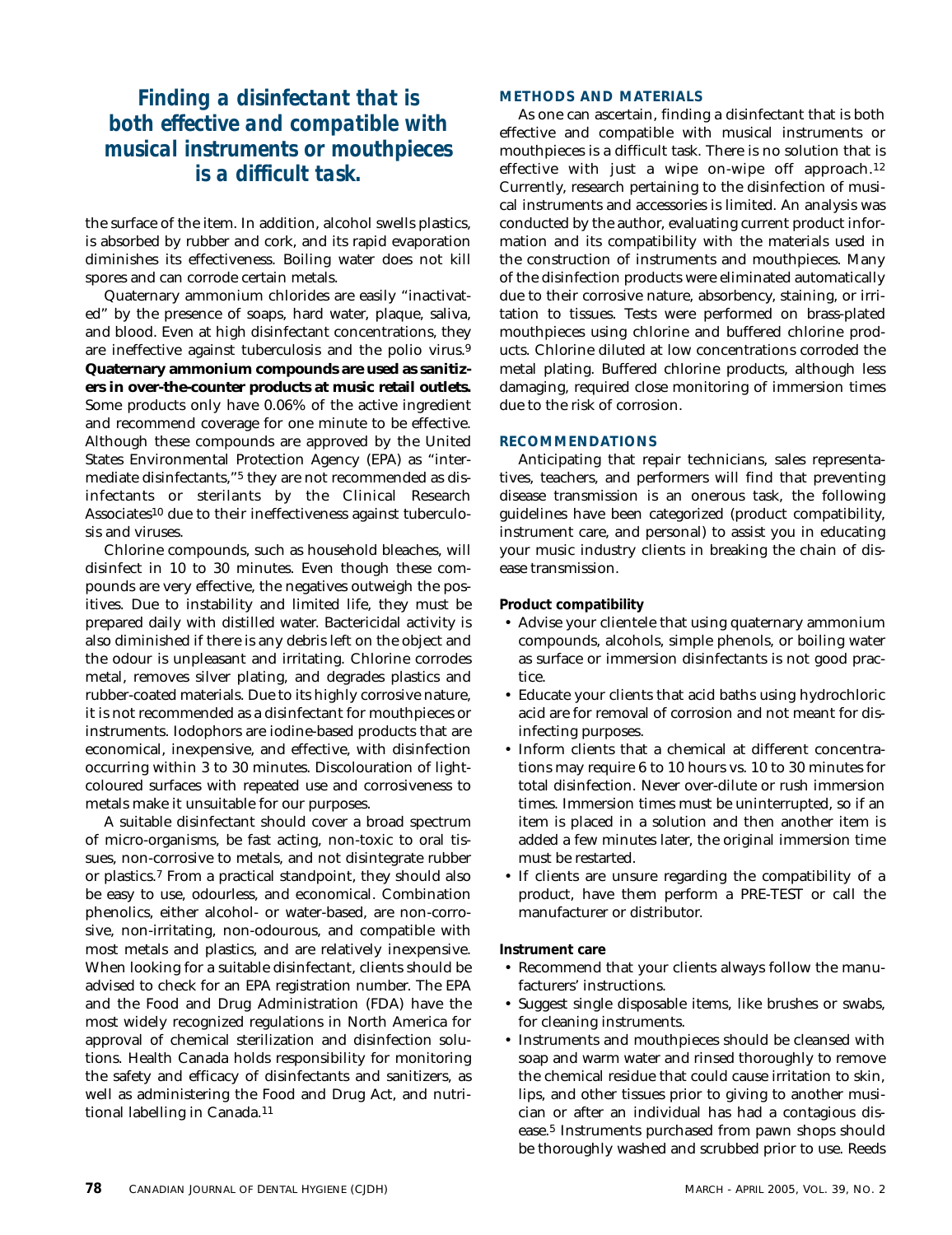**Finding a disinfectant that is both effective and compatible with musical instruments or mouthpieces is a difficult task.**

the surface of the item. In addition, alcohol swells plastics, is absorbed by rubber and cork, and its rapid evaporation diminishes its effectiveness. Boiling water does not kill spores and can corrode certain metals.

Quaternary ammonium chlorides are easily "inactivated" by the presence of soaps, hard water, plaque, saliva, and blood. Even at high disinfectant concentrations, they are ineffective against tuberculosis and the polio virus.[9] **Quaternary ammonium compounds are used as sanitizers in over-the-counter products at music retail outlets.** Some products only have 0.06% of the active ingredient and recommend coverage for one minute to be effective. Although these compounds are approved by the United States Environmental Protection Agency (EPA) as "intermediate disinfectants,"[5] they are not recommended as disinfectants or sterilants by the Clinical Research Associates[10] due to their ineffectiveness against tuberculosis and viruses.

Chlorine compounds, such as household bleaches, will disinfect in 10 to 30 minutes. Even though these compounds are very effective, the negatives outweigh the positives. Due to instability and limited life, they must be prepared daily with distilled water. Bactericidal activity is also diminished if there is any debris left on the object and the odour is unpleasant and irritating. Chlorine corrodes metal, removes silver plating, and degrades plastics and rubber-coated materials. Due to its highly corrosive nature, it is not recommended as a disinfectant for mouthpieces or instruments. Iodophors are iodine-based products that are economical, inexpensive, and effective, with disinfection occurring within 3 to 30 minutes. Discolouration of light-coloured surfaces with repeated use and corrosiveness to metals make it unsuitable for our purposes.

A suitable disinfectant should cover a broad spectrum of micro-organisms, be fast acting, non-toxic to oral tissues, non-corrosive to metals, and not disintegrate rubber or plastics.[7] From a practical standpoint, they should also be easy to use, odourless, and economical. Combination phenolics, either alcohol- or water-based, are non-corrosive, non-irritating, non-odourous, and compatible with most metals and plastics, and are relatively inexpensive. When looking for a suitable disinfectant, clients should be advised to check for an EPA registration number. The EPA and the Food and Drug Administration (FDA) have the most widely recognized regulations in North America for approval of chemical sterilization and disinfection solutions. Health Canada holds responsibility for monitoring the safety and efficacy of disinfectants and sanitizers, as well as administering the Food and Drug Act, and nutritional labelling in Canada.[11]

## METHODS AND MATERIALS

As one can ascertain, finding a disinfectant that is both effective and compatible with musical instruments or mouthpieces is a difficult task. There is no solution that is effective with just a wipe on-wipe off approach.[12] Currently, research pertaining to the disinfection of musical instruments and accessories is limited. An analysis was conducted by the author, evaluating current product information and its compatibility with the materials used in the construction of instruments and mouthpieces. Many of the disinfection products were eliminated automatically due to their corrosive nature, absorbency, staining, or irritation to tissues. Tests were performed on brass-plated mouthpieces using chlorine and buffered chlorine products. Chlorine diluted at low concentrations corroded the metal plating. Buffered chlorine products, although less damaging, required close monitoring of immersion times due to the risk of corrosion.

## RECOMMENDATIONS

Anticipating that repair technicians, sales representatives, teachers, and performers will find that preventing disease transmission is an onerous task, the following guidelines have been categorized (product compatibility, instrument care, and personal) to assist you in educating your music industry clients in breaking the chain of disease transmission.

### Product compatibility

- Advise your clientele that using quaternary ammonium compounds, alcohols, simple phenols, or boiling water as surface or immersion disinfectants is not good practice.
- Educate your clients that acid baths using hydrochloric acid are for removal of corrosion and not meant for disinfecting purposes.
- Inform clients that a chemical at different concentrations may require 6 to 10 hours vs. 10 to 30 minutes for total disinfection. Never over-dilute or rush immersion times. Immersion times must be uninterrupted, so if an item is placed in a solution and then another item is added a few minutes later, the original immersion time must be restarted.
- If clients are unsure regarding the compatibility of a product, have them perform a PRE-TEST or call the manufacturer or distributor.

### Instrument care

- Recommend that your clients always follow the manufacturers' instructions.
- Suggest single disposable items, like brushes or swabs, for cleaning instruments.
- Instruments and mouthpieces should be cleansed with soap and warm water and rinsed thoroughly to remove the chemical residue that could cause irritation to skin, lips, and other tissues prior to giving to another musician or after an individual has had a contagious disease.[5] Instruments purchased from pawn shops should be thoroughly washed and scrubbed prior to use. Reeds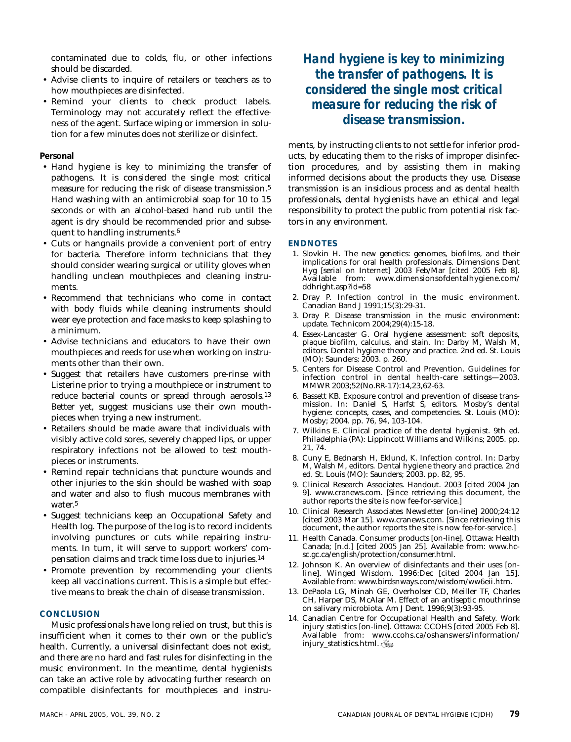contaminated due to colds, flu, or other infections should be discarded.

- Advise clients to inquire of retailers or teachers as to how mouthpieces are disinfected.
- Remind your clients to check product labels. Terminology may not accurately reflect the effectiveness of the agent. Surface wiping or immersion in solution for a few minutes does not sterilize or disinfect.

**Personal**

- Hand hygiene is key to minimizing the transfer of pathogens. It is considered the single most critical measure for reducing the risk of disease transmission.[5] Hand washing with an antimicrobial soap for 10 to 15 seconds or with an alcohol-based hand rub until the agent is dry should be recommended prior and subsequent to handling instruments.[6]
- Cuts or hangnails provide a convenient port of entry for bacteria. Therefore inform technicians that they should consider wearing surgical or utility gloves when handling unclean mouthpieces and cleaning instruments.
- Recommend that technicians who come in contact with body fluids while cleaning instruments should wear eye protection and face masks to keep splashing to a minimum.
- Advise technicians and educators to have their own mouthpieces and reeds for use when working on instruments other than their own.
- Suggest that retailers have customers pre-rinse with Listerine prior to trying a mouthpiece or instrument to reduce bacterial counts or spread through aerosols.[13] Better yet, suggest musicians use their own mouthpieces when trying a new instrument.
- Retailers should be made aware that individuals with visibly active cold sores, severely chapped lips, or upper respiratory infections not be allowed to test mouthpieces or instruments.
- Remind repair technicians that puncture wounds and other injuries to the skin should be washed with soap and water and also to flush mucous membranes with water.[5]
- Suggest technicians keep an Occupational Safety and Health log. The purpose of the log is to record incidents involving punctures or cuts while repairing instruments. In turn, it will serve to support workers' compensation claims and track time loss due to injuries.[14]
- Promote prevention by recommending your clients keep all vaccinations current. This is a simple but effective means to break the chain of disease transmission.

## CONCLUSION

Music professionals have long relied on trust, but this is insufficient when it comes to their own or the public's health. Currently, a universal disinfectant does not exist, and there are no hard and fast rules for disinfecting in the music environment. In the meantime, dental hygienists can take an active role by advocating further research on compatible disinfectants for mouthpieces and instruments, by instructing clients to not settle for inferior products, by educating them to the risks of improper disinfection procedures, and by assisting them in making informed decisions about the products they use. Disease transmission is an insidious process and as dental health professionals, dental hygienists have an ethical and legal responsibility to protect the public from potential risk factors in any environment.

***Hand hygiene is key to minimizing the transfer of pathogens. It is considered the single most critical measure for reducing the risk of disease transmission.***

## ENDNOTES

1. Slovkin H. The new genetics: genomes, biofilms, and their implications for oral health professionals. Dimensions Dent Hyg [serial on Internet] 2003 Feb/Mar [cited 2005 Feb 8]. Available from: www.dimensionsofdentalhygiene.com/ddhright.asp?id=58
2. Dray P. Infection control in the music environment. Canadian Band J 1991;15(3):29-31.
3. Dray P. Disease transmission in the music environment: update. Technicom 2004;29(4):15-18.
4. Essex-Lancaster G. Oral hygiene assessment: soft deposits, plaque biofilm, calculus, and stain. In: Darby M, Walsh M, editors. Dental hygiene theory and practice. 2nd ed. St. Louis (MO): Saunders; 2003. p. 260.
5. Centers for Disease Control and Prevention. Guidelines for infection control in dental health-care settings—2003. MMWR 2003;52(No.RR-17):14,23,62-63.
6. Bassett KB. Exposure control and prevention of disease transmission. In: Daniel S, Harfst S, editors. Mosby's dental hygiene: concepts, cases, and competencies. St. Louis (MO): Mosby; 2004. pp. 76, 94, 103-104.
7. Wilkins E. Clinical practice of the dental hygienist. 9th ed. Philadelphia (PA): Lippincott Williams and Wilkins; 2005. pp. 21, 74.
8. Cuny E, Bednarsh H, Eklund, K. Infection control. In: Darby M, Walsh M, editors. Dental hygiene theory and practice. 2nd ed. St. Louis (MO): Saunders; 2003. pp. 82, 95.
9. Clinical Research Associates. Handout. 2003 [cited 2004 Jan 9]. www.cranews.com. [Since retrieving this document, the author reports the site is now fee-for-service.]
10. Clinical Research Associates Newsletter [on-line] 2000;24:12 [cited 2003 Mar 15]. www.cranews.com. [Since retrieving this document, the author reports the site is now fee-for-service.]
11. Health Canada. Consumer products [on-line]. Ottawa: Health Canada; [n.d.] [cited 2005 Jan 25]. Available from: www.hc-sc.gc.ca/english/protection/consumer.html.
12. Johnson K. An overview of disinfectants and their uses [on-line]. Winged Wisdom. 1996:Dec [cited 2004 Jan 15]. Available from: www.birdsnways.com/wisdom/ww6eii.htm.
13. DePaola LG, Minah GE, Overholser CD, Meiller TF, Charles CH, Harper DS, McAlar M. Effect of an antiseptic mouthrinse on salivary microbiota. Am J Dent. 1996;9(3):93-95.
14. Canadian Centre for Occupational Health and Safety. Work injury statistics [on-line]. Ottawa: CCOHS [cited 2005 Feb 8]. Available from: www.ccohs.ca/oshanswers/information/injury_statistics.html.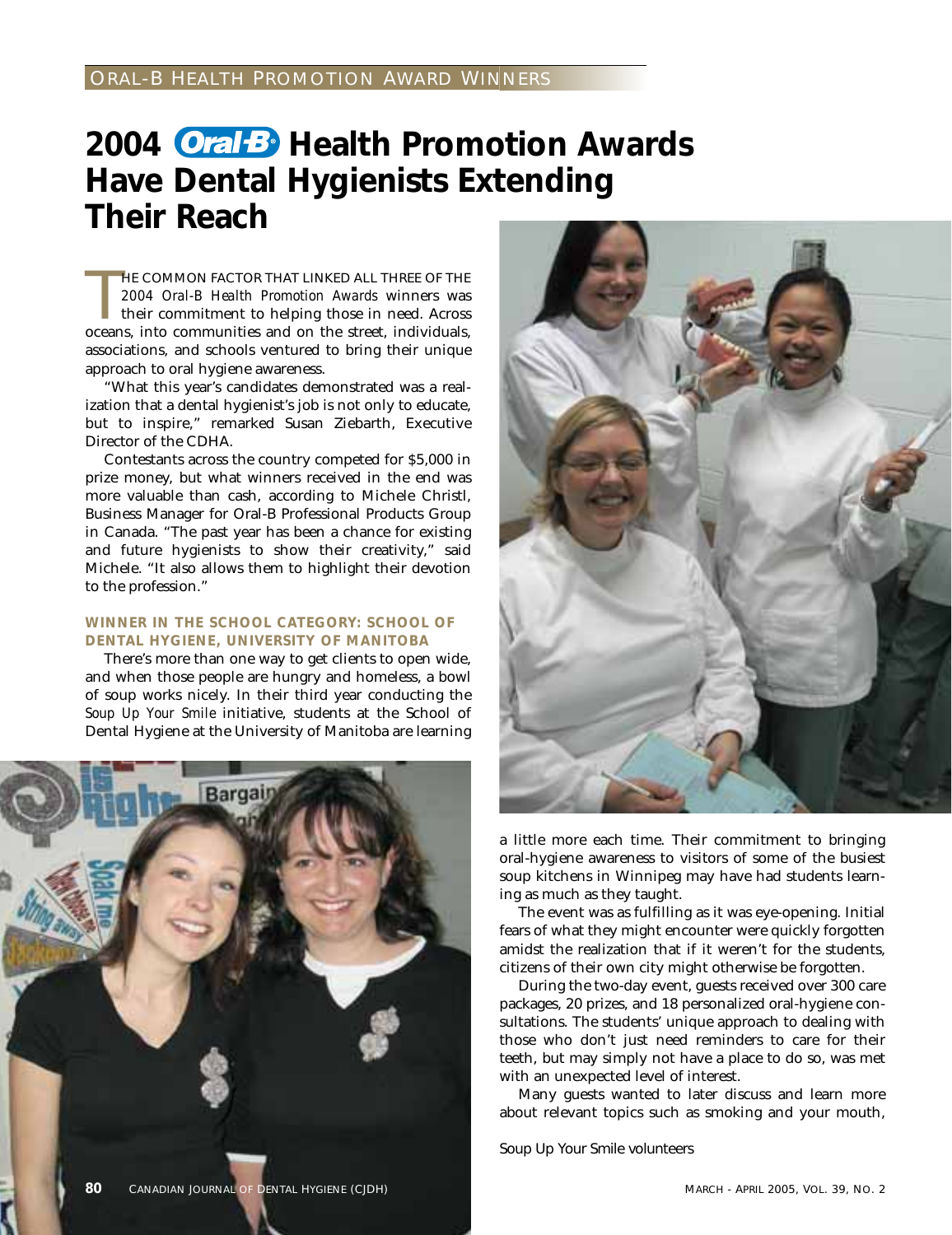# 2004 Oral-B Health Promotion Awards Have Dental Hygienists Extending Their Reach

THE COMMON FACTOR THAT LINKED ALL THREE OF THE *2004 Oral-B Health Promotion Awards* winners was their commitment to helping those in need. Across oceans, into communities and on the street, individuals, associations, and schools ventured to bring their unique approach to oral hygiene awareness.

"What this year's candidates demonstrated was a realization that a dental hygienist's job is not only to educate, but to inspire," remarked Susan Ziebarth, Executive Director of the CDHA.

Contestants across the country competed for $5,000 in prize money, but what winners received in the end was more valuable than cash, according to Michele Christl, Business Manager for Oral-B Professional Products Group in Canada. "The past year has been a chance for existing and future hygienists to show their creativity," said Michele. "It also allows them to highlight their devotion to the profession."

### WINNER IN THE SCHOOL CATEGORY: SCHOOL OF DENTAL HYGIENE, UNIVERSITY OF MANITOBA

There's more than one way to get clients to open wide, and when those people are hungry and homeless, a bowl of soup works nicely. In their third year conducting the *Soup Up Your Smile* initiative, students at the School of Dental Hygiene at the University of Manitoba are learning a little more each time. Their commitment to bringing oral-hygiene awareness to visitors of some of the busiest soup kitchens in Winnipeg may have had students learning as much as they taught.

The event was as fulfilling as it was eye-opening. Initial fears of what they might encounter were quickly forgotten amidst the realization that if it weren't for the students, citizens of their own city might otherwise be forgotten.

During the two-day event, guests received over 300 care packages, 20 prizes, and 18 personalized oral-hygiene consultations. The students' unique approach to dealing with those who don't just need reminders to care for their teeth, but may simply not have a place to do so, was met with an unexpected level of interest.

Many guests wanted to later discuss and learn more about relevant topics such as smoking and your mouth,

Soup Up Your Smile volunteers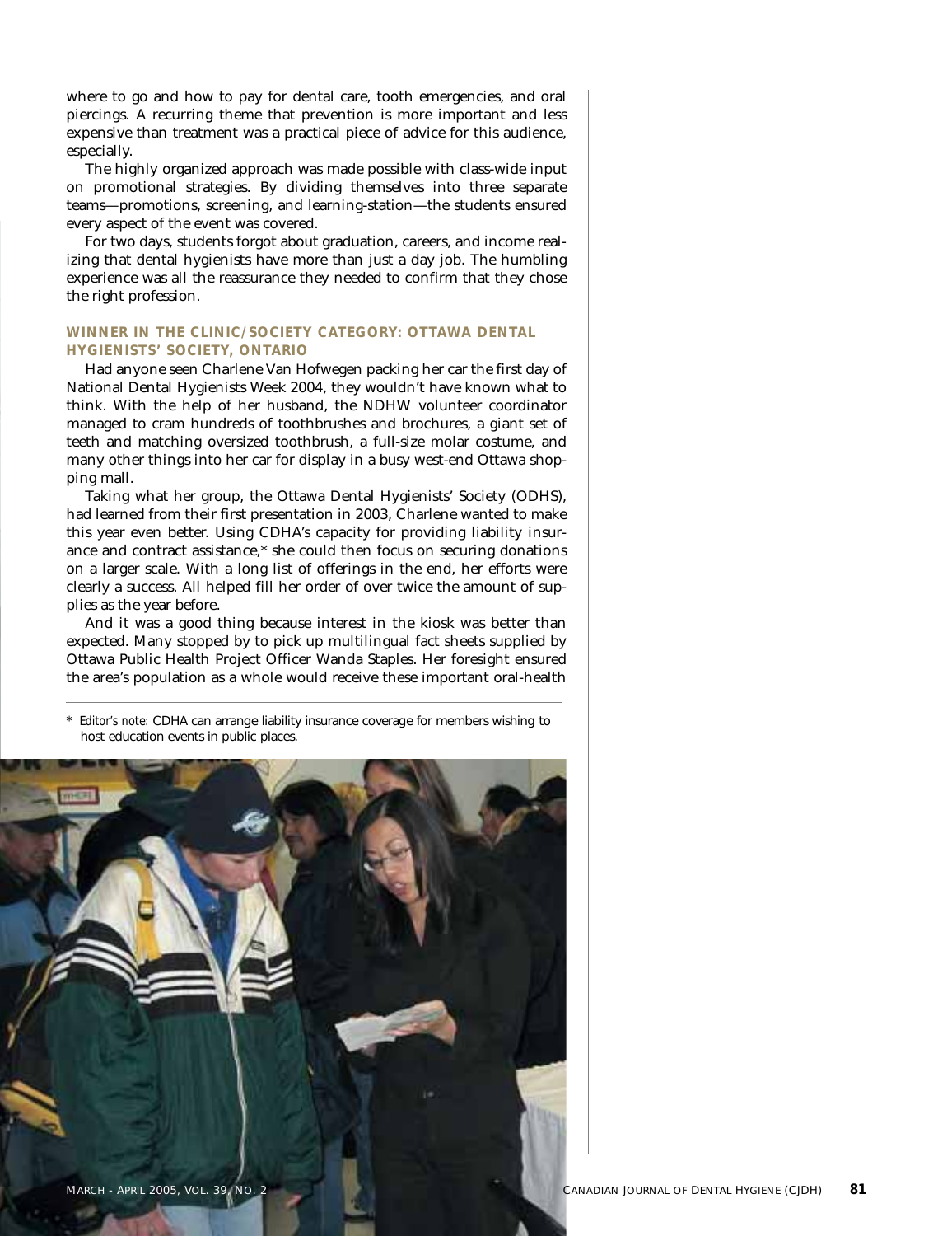where to go and how to pay for dental care, tooth emergencies, and oral piercings. A recurring theme that prevention is more important and less expensive than treatment was a practical piece of advice for this audience, especially.

The highly organized approach was made possible with class-wide input on promotional strategies. By dividing themselves into three separate teams—promotions, screening, and learning-station—the students ensured every aspect of the event was covered.

For two days, students forgot about graduation, careers, and income realizing that dental hygienists have more than just a day job. The humbling experience was all the reassurance they needed to confirm that they chose the right profession.

### WINNER IN THE CLINIC/SOCIETY CATEGORY: OTTAWA DENTAL HYGIENISTS' SOCIETY, ONTARIO

Had anyone seen Charlene Van Hofwegen packing her car the first day of National Dental Hygienists Week 2004, they wouldn't have known what to think. With the help of her husband, the NDHW volunteer coordinator managed to cram hundreds of toothbrushes and brochures, a giant set of teeth and matching oversized toothbrush, a full-size molar costume, and many other things into her car for display in a busy west-end Ottawa shopping mall.

Taking what her group, the Ottawa Dental Hygienists' Society (ODHS), had learned from their first presentation in 2003, Charlene wanted to make this year even better. Using CDHA's capacity for providing liability insurance and contract assistance,* she could then focus on securing donations on a larger scale. With a long list of offerings in the end, her efforts were clearly a success. All helped fill her order of over twice the amount of supplies as the year before.

And it was a good thing because interest in the kiosk was better than expected. Many stopped by to pick up multilingual fact sheets supplied by Ottawa Public Health Project Officer Wanda Staples. Her foresight ensured the area's population as a whole would receive these important oral-health

---

\* *Editor's note:* CDHA can arrange liability insurance coverage for members wishing to host education events in public places.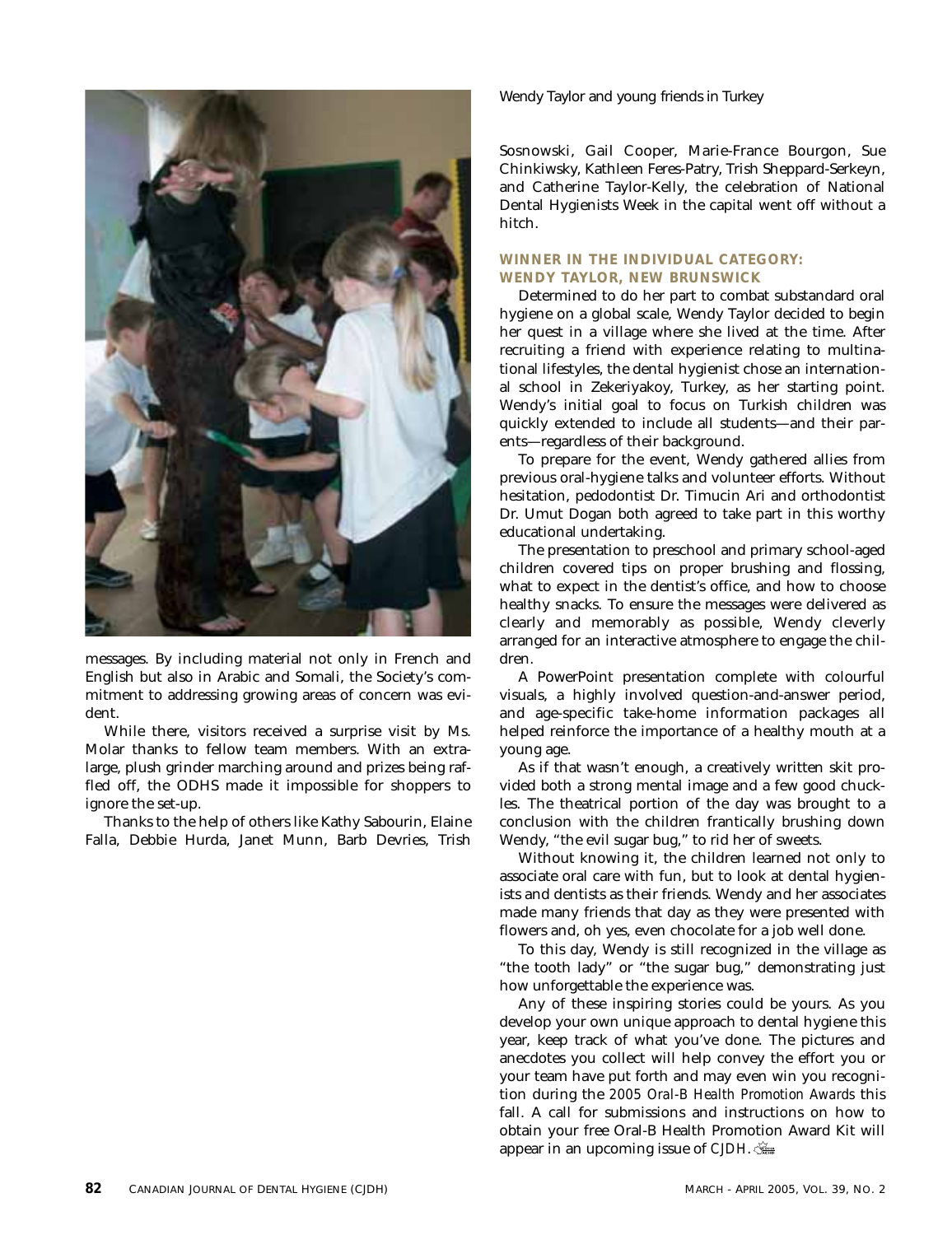Wendy Taylor and young friends in Turkey

messages. By including material not only in French and English but also in Arabic and Somali, the Society's commitment to addressing growing areas of concern was evident.

While there, visitors received a surprise visit by Ms. Molar thanks to fellow team members. With an extra-large, plush grinder marching around and prizes being raffled off, the ODHS made it impossible for shoppers to ignore the set-up.

Thanks to the help of others like Kathy Sabourin, Elaine Falla, Debbie Hurda, Janet Munn, Barb Devries, Trish Sosnowski, Gail Cooper, Marie-France Bourgon, Sue Chinkiwsky, Kathleen Feres-Patry, Trish Sheppard-Serkeyn, and Catherine Taylor-Kelly, the celebration of National Dental Hygienists Week in the capital went off without a hitch.

### WINNER IN THE INDIVIDUAL CATEGORY: WENDY TAYLOR, NEW BRUNSWICK

Determined to do her part to combat substandard oral hygiene on a global scale, Wendy Taylor decided to begin her quest in a village where she lived at the time. After recruiting a friend with experience relating to multinational lifestyles, the dental hygienist chose an international school in Zekeriyakoy, Turkey, as her starting point. Wendy's initial goal to focus on Turkish children was quickly extended to include all students—and their parents—regardless of their background.

To prepare for the event, Wendy gathered allies from previous oral-hygiene talks and volunteer efforts. Without hesitation, pedodontist Dr. Timucin Ari and orthodontist Dr. Umut Dogan both agreed to take part in this worthy educational undertaking.

The presentation to preschool and primary school-aged children covered tips on proper brushing and flossing, what to expect in the dentist's office, and how to choose healthy snacks. To ensure the messages were delivered as clearly and memorably as possible, Wendy cleverly arranged for an interactive atmosphere to engage the children.

A PowerPoint presentation complete with colourful visuals, a highly involved question-and-answer period, and age-specific take-home information packages all helped reinforce the importance of a healthy mouth at a young age.

As if that wasn't enough, a creatively written skit provided both a strong mental image and a few good chuckles. The theatrical portion of the day was brought to a conclusion with the children frantically brushing down Wendy, "the evil sugar bug," to rid her of sweets.

Without knowing it, the children learned not only to associate oral care with fun, but to look at dental hygienists and dentists as their friends. Wendy and her associates made many friends that day as they were presented with flowers and, oh yes, even chocolate for a job well done.

To this day, Wendy is still recognized in the village as "the tooth lady" or "the sugar bug," demonstrating just how unforgettable the experience was.

Any of these inspiring stories could be yours. As you develop your own unique approach to dental hygiene this year, keep track of what you've done. The pictures and anecdotes you collect will help convey the effort you or your team have put forth and may even win you recognition during the *2005 Oral-B Health Promotion Awards* this fall. A call for submissions and instructions on how to obtain your free Oral-B Health Promotion Award Kit will appear in an upcoming issue of *CJDH*.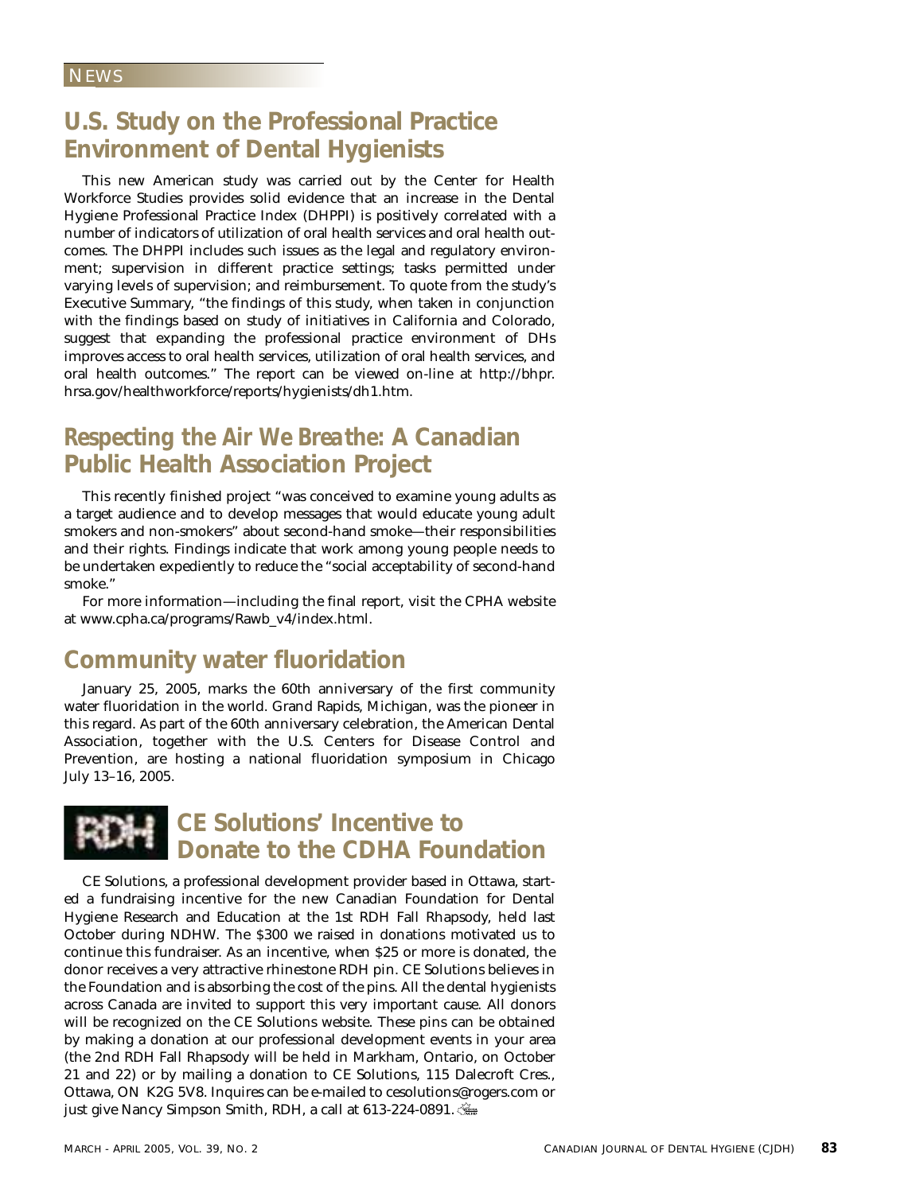# News

## U.S. Study on the Professional Practice Environment of Dental Hygienists

This new American study was carried out by the Center for Health Workforce Studies provides solid evidence that an increase in the Dental Hygiene Professional Practice Index (DHPPI) is positively correlated with a number of indicators of utilization of oral health services and oral health outcomes. The DHPPI includes such issues as the legal and regulatory environment; supervision in different practice settings; tasks permitted under varying levels of supervision; and reimbursement. To quote from the study's Executive Summary, "the findings of this study, when taken in conjunction with the findings based on study of initiatives in California and Colorado, suggest that expanding the professional practice environment of DHs improves access to oral health services, utilization of oral health services, and oral health outcomes." The report can be viewed on-line at http://bhpr.hrsa.gov/healthworkforce/reports/hygienists/dh1.htm.

## *Respecting the Air We Breathe*: A Canadian Public Health Association Project

This recently finished project "was conceived to examine young adults as a target audience and to develop messages that would educate young adult smokers and non-smokers" about second-hand smoke—their responsibilities and their rights. Findings indicate that work among young people needs to be undertaken expediently to reduce the "social acceptability of second-hand smoke."

For more information—including the final report, visit the CPHA website at www.cpha.ca/programs/Rawb_v4/index.html.

## Community water fluoridation

January 25, 2005, marks the 60th anniversary of the first community water fluoridation in the world. Grand Rapids, Michigan, was the pioneer in this regard. As part of the 60th anniversary celebration, the American Dental Association, together with the U.S. Centers for Disease Control and Prevention, are hosting a national fluoridation symposium in Chicago July 13–16, 2005.

## CE Solutions' Incentive to Donate to the CDHA Foundation

CE Solutions, a professional development provider based in Ottawa, started a fundraising incentive for the new Canadian Foundation for Dental Hygiene Research and Education at the 1st RDH Fall Rhapsody, held last October during NDHW. The $300 we raised in donations motivated us to continue this fundraiser. As an incentive, when $25 or more is donated, the donor receives a very attractive rhinestone RDH pin. CE Solutions believes in the Foundation and is absorbing the cost of the pins. All the dental hygienists across Canada are invited to support this very important cause. All donors will be recognized on the CE Solutions website. These pins can be obtained by making a donation at our professional development events in your area (the 2nd RDH Fall Rhapsody will be held in Markham, Ontario, on October 21 and 22) or by mailing a donation to CE Solutions, 115 Dalecroft Cres., Ottawa, ON K2G 5V8. Inquires can be e-mailed to cesolutions@rogers.com or just give Nancy Simpson Smith, RDH, a call at 613-224-0891.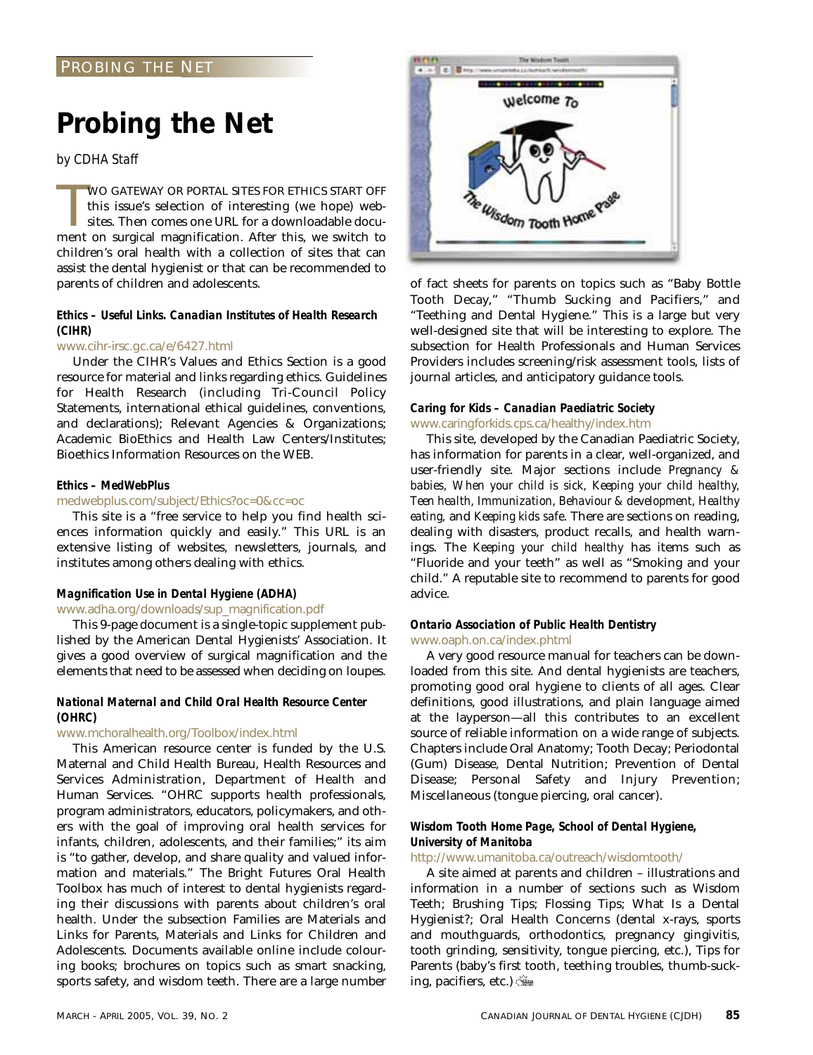PROBING THE NET

# Probing the Net

*by CDHA Staff*

TWO GATEWAY OR PORTAL SITES FOR ETHICS START OFF this issue's selection of interesting (we hope) websites. Then comes one URL for a downloadable document on surgical magnification. After this, we switch to children's oral health with a collection of sites that can assist the dental hygienist or that can be recommended to parents of children and adolescents.

#### *Ethics – Useful Links. Canadian Institutes of Health Research (CIHR)*

www.cihr-irsc.gc.ca/e/6427.html

Under the CIHR's Values and Ethics Section is a good resource for material and links regarding ethics. Guidelines for Health Research (including Tri-Council Policy Statements, international ethical guidelines, conventions, and declarations); Relevant Agencies & Organizations; Academic BioEthics and Health Law Centers/Institutes; Bioethics Information Resources on the WEB.

#### *Ethics – MedWebPlus*

medwebplus.com/subject/Ethics?oc=0&cc=oc

This site is a "free service to help you find health sciences information quickly and easily." This URL is an extensive listing of websites, newsletters, journals, and institutes among others dealing with ethics.

#### *Magnification Use in Dental Hygiene (ADHA)*

www.adha.org/downloads/sup_magnification.pdf

This 9-page document is a single-topic supplement published by the American Dental Hygienists' Association. It gives a good overview of surgical magnification and the elements that need to be assessed when deciding on loupes.

#### *National Maternal and Child Oral Health Resource Center (OHRC)*

www.mchoralhealth.org/Toolbox/index.html

This American resource center is funded by the U.S. Maternal and Child Health Bureau, Health Resources and Services Administration, Department of Health and Human Services. "OHRC supports health professionals, program administrators, educators, policymakers, and others with the goal of improving oral health services for infants, children, adolescents, and their families;" its aim is "to gather, develop, and share quality and valued information and materials." The Bright Futures Oral Health Toolbox has much of interest to dental hygienists regarding their discussions with parents about children's oral health. Under the subsection Families are Materials and Links for Parents, Materials and Links for Children and Adolescents. Documents available online include colouring books; brochures on topics such as smart snacking, sports safety, and wisdom teeth. There are a large number of fact sheets for parents on topics such as "Baby Bottle Tooth Decay," "Thumb Sucking and Pacifiers," and "Teething and Dental Hygiene." This is a large but very well-designed site that will be interesting to explore. The subsection for Health Professionals and Human Services Providers includes screening/risk assessment tools, lists of journal articles, and anticipatory guidance tools.

#### *Caring for Kids – Canadian Paediatric Society*

www.caringforkids.cps.ca/healthy/index.htm

This site, developed by the Canadian Paediatric Society, has information for parents in a clear, well-organized, and user-friendly site. Major sections include *Pregnancy & babies*, *When your child is sick*, *Keeping your child healthy*, *Teen health*, *Immunization*, *Behaviour & development*, *Healthy eating*, and *Keeping kids safe*. There are sections on reading, dealing with disasters, product recalls, and health warnings. The *Keeping your child healthy* has items such as "Fluoride and your teeth" as well as "Smoking and your child." A reputable site to recommend to parents for good advice.

#### *Ontario Association of Public Health Dentistry*

www.oaph.on.ca/index.phtml

A very good resource manual for teachers can be downloaded from this site. And dental hygienists are teachers, promoting good oral hygiene to clients of all ages. Clear definitions, good illustrations, and plain language aimed at the layperson—all this contributes to an excellent source of reliable information on a wide range of subjects. Chapters include Oral Anatomy; Tooth Decay; Periodontal (Gum) Disease, Dental Nutrition; Prevention of Dental Disease; Personal Safety and Injury Prevention; Miscellaneous (tongue piercing, oral cancer).

#### *Wisdom Tooth Home Page, School of Dental Hygiene, University of Manitoba*

http://www.umanitoba.ca/outreach/wisdomtooth/

A site aimed at parents and children – illustrations and information in a number of sections such as Wisdom Teeth; Brushing Tips; Flossing Tips; What Is a Dental Hygienist?; Oral Health Concerns (dental x-rays, sports and mouthguards, orthodontics, pregnancy gingivitis, tooth grinding, sensitivity, tongue piercing, etc.), Tips for Parents (baby's first tooth, teething troubles, thumb-sucking, pacifiers, etc.)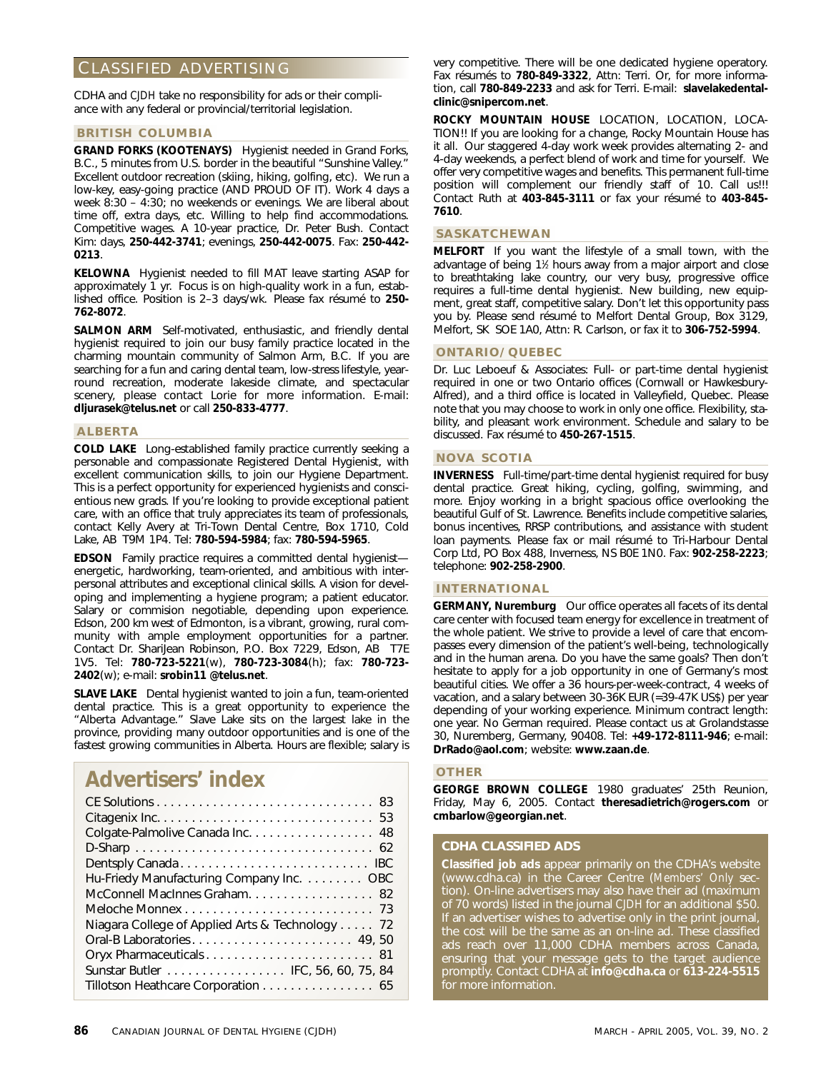# CLASSIFIED ADVERTISING

CDHA and *CJDH* take no responsibility for ads or their compliance with any federal or provincial/territorial legislation.

## BRITISH COLUMBIA

**GRAND FORKS (KOOTENAYS)** Hygienist needed in Grand Forks, B.C., 5 minutes from U.S. border in the beautiful "Sunshine Valley." Excellent outdoor recreation (skiing, hiking, golfing, etc). We run a low-key, easy-going practice (AND PROUD OF IT). Work 4 days a week 8:30 – 4:30; no weekends or evenings. We are liberal about time off, extra days, etc. Willing to help find accommodations. Competitive wages. A 10-year practice, Dr. Peter Bush. Contact Kim: days, **250-442-3741**; evenings, **250-442-0075**. Fax: **250-442-0213**.

**KELOWNA** Hygienist needed to fill MAT leave starting ASAP for approximately 1 yr. Focus is on high-quality work in a fun, established office. Position is 2–3 days/wk. Please fax résumé to **250-762-8072**.

**SALMON ARM** Self-motivated, enthusiastic, and friendly dental hygienist required to join our busy family practice located in the charming mountain community of Salmon Arm, B.C. If you are searching for a fun and caring dental team, low-stress lifestyle, year-round recreation, moderate lakeside climate, and spectacular scenery, please contact Lorie for more information. E-mail: **dljurasek@telus.net** or call **250-833-4777**.

## ALBERTA

**COLD LAKE** Long-established family practice currently seeking a personable and compassionate Registered Dental Hygienist, with excellent communication skills, to join our Hygiene Department. This is a perfect opportunity for experienced hygienists and conscientious new grads. If you're looking to provide exceptional patient care, with an office that truly appreciates its team of professionals, contact Kelly Avery at Tri-Town Dental Centre, Box 1710, Cold Lake, AB T9M 1P4. Tel: **780-594-5984**; fax: **780-594-5965**.

**EDSON** Family practice requires a committed dental hygienist—energetic, hardworking, team-oriented, and ambitious with interpersonal attributes and exceptional clinical skills. A vision for developing and implementing a hygiene program; a patient educator. Salary or commision negotiable, depending upon experience. Edson, 200 km west of Edmonton, is a vibrant, growing, rural community with ample employment opportunities for a partner. Contact Dr. ShariJean Robinson, P.O. Box 7229, Edson, AB T7E 1V5. Tel: **780-723-5221**(w), **780-723-3084**(h); fax: **780-723-2402**(w); e-mail: **srobin11 @telus.net**.

**SLAVE LAKE** Dental hygienist wanted to join a fun, team-oriented dental practice. This is a great opportunity to experience the "Alberta Advantage." Slave Lake sits on the largest lake in the province, providing many outdoor opportunities and is one of the fastest growing communities in Alberta. Hours are flexible; salary is very competitive. There will be one dedicated hygiene operatory. Fax résumés to **780-849-3322**, Attn: Terri. Or, for more information, call **780-849-2233** and ask for Terri. E-mail: **slavelakedentalclinic@snipercom.net**.

**ROCKY MOUNTAIN HOUSE** LOCATION, LOCATION, LOCATION!! If you are looking for a change, Rocky Mountain House has it all. Our staggered 4-day work week provides alternating 2- and 4-day weekends, a perfect blend of work and time for yourself. We offer very competitive wages and benefits. This permanent full-time position will complement our friendly staff of 10. Call us!!! Contact Ruth at **403-845-3111** or fax your résumé to **403-845-7610**.

## SASKATCHEWAN

**MELFORT** If you want the lifestyle of a small town, with the advantage of being 1½ hours away from a major airport and close to breathtaking lake country, our very busy, progressive office requires a full-time dental hygienist. New building, new equipment, great staff, competitive salary. Don't let this opportunity pass you by. Please send résumé to Melfort Dental Group, Box 3129, Melfort, SK S0E 1A0, Attn: R. Carlson, or fax it to **306-752-5994**.

## ONTARIO/QUEBEC

Dr. Luc Leboeuf & Associates: Full- or part-time dental hygienist required in one or two Ontario offices (Cornwall or Hawkesbury-Alfred), and a third office is located in Valleyfield, Quebec. Please note that you may choose to work in only one office. Flexibility, stability, and pleasant work environment. Schedule and salary to be discussed. Fax résumé to **450-267-1515**.

## NOVA SCOTIA

**INVERNESS** Full-time/part-time dental hygienist required for busy dental practice. Great hiking, cycling, golfing, swimming, and more. Enjoy working in a bright spacious office overlooking the beautiful Gulf of St. Lawrence. Benefits include competitive salaries, bonus incentives, RRSP contributions, and assistance with student loan payments. Please fax or mail résumé to Tri-Harbour Dental Corp Ltd, PO Box 488, Inverness, NS B0E 1N0. Fax: **902-258-2223**; telephone: **902-258-2900**.

## INTERNATIONAL

**GERMANY, Nuremburg** Our office operates all facets of its dental care center with focused team energy for excellence in treatment of the whole patient. We strive to provide a level of care that encompasses every dimension of the patient's well-being, technologically and in the human arena. Do you have the same goals? Then don't hesitate to apply for a job opportunity in one of Germany's most beautiful cities. We offer a 36 hours-per-week-contract, 4 weeks of vacation, and a salary between 30-36K EUR (=39-47K US$) per year depending of your working experience. Minimum contract length: one year. No German required. Please contact us at Grolandstasse 30, Nuremberg, Germany, 90408. Tel: **+49-172-8111-946**; e-mail: **DrRado@aol.com**; website: **www.zaan.de**.

## OTHER

**GEORGE BROWN COLLEGE** 1980 graduates' 25th Reunion, Friday, May 6, 2005. Contact **theresadietrich@rogers.com** or **cmbarlow@georgian.net**.

### CDHA CLASSIFIED ADS

**Classified job ads** appear primarily on the CDHA's website (www.cdha.ca) in the Career Centre (*Members' Only* section). On-line advertisers may also have their ad (maximum of 70 words) listed in the journal *CJDH* for an additional $50. If an advertiser wishes to advertise only in the print journal, the cost will be the same as an on-line ad. These classified ads reach over 11,000 CDHA members across Canada, ensuring that your message gets to the target audience promptly. Contact CDHA at **info@cdha.ca** or **613-224-5515** for more information.

## Advertisers' index

| Advertiser | Page |
|---|---|
| CE Solutions | 83 |
| Citagenix Inc. | 53 |
| Colgate-Palmolive Canada Inc. | 48 |
| D-Sharp | 62 |
| Dentsply Canada | IBC |
| Hu-Friedy Manufacturing Company Inc. | OBC |
| McConnell MacInnes Graham | 82 |
| Meloche Monnex | 73 |
| Niagara College of Applied Arts & Technology | 72 |
| Oral-B Laboratories | 49, 50 |
| Oryx Pharmaceuticals | 81 |
| Sunstar Butler | IFC, 56, 60, 75, 84 |
| Tillotson Heathcare Corporation | 65 |